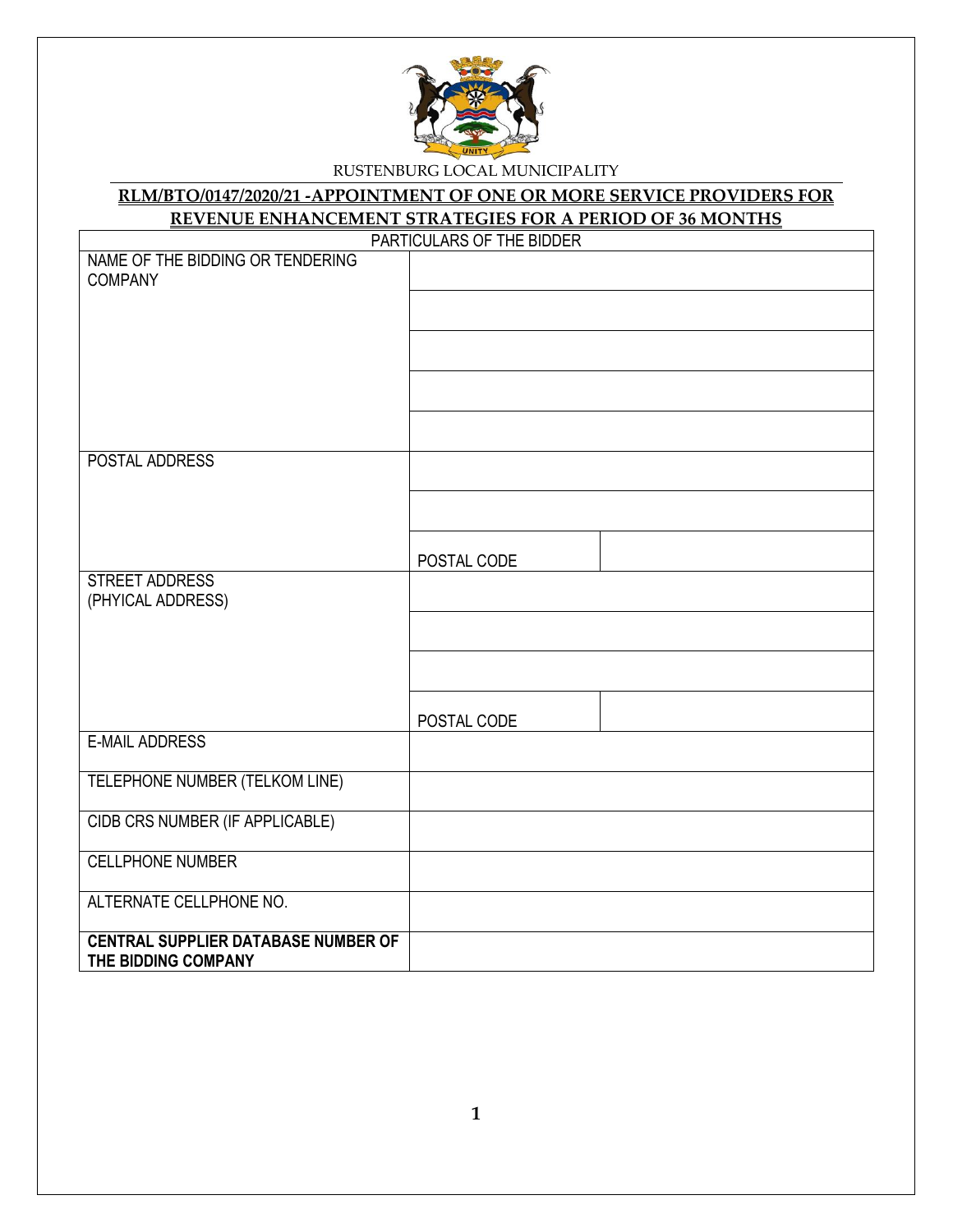RUSTENBURG LOCAL MUNICIPALITY

## RLM/BTO/0147/2020/21 -APPOINTMENT OF ONE OR MORE SERVICE PROVIDERS FOR REVENUE ENHANCEMENT STRATEGIES FOR A PERIOD OF 36 MONTHS

| PARTICULARS OF THE BIDDER | | |
|---|---|---|
| NAME OF THE BIDDING OR TENDERING COMPANY | | |
| | | |
| | | |
| | | |
| | | |
| POSTAL ADDRESS | | |
| | | |
| | POSTAL CODE | |
| STREET ADDRESS (PHYICAL ADDRESS) | | |
| | | |
| | | |
| | POSTAL CODE | |
| E-MAIL ADDRESS | | |
| TELEPHONE NUMBER (TELKOM LINE) | | |
| CIDB CRS NUMBER (IF APPLICABLE) | | |
| CELLPHONE NUMBER | | |
| ALTERNATE CELLPHONE NO. | | |
| **CENTRAL SUPPLIER DATABASE NUMBER OF THE BIDDING COMPANY** | | |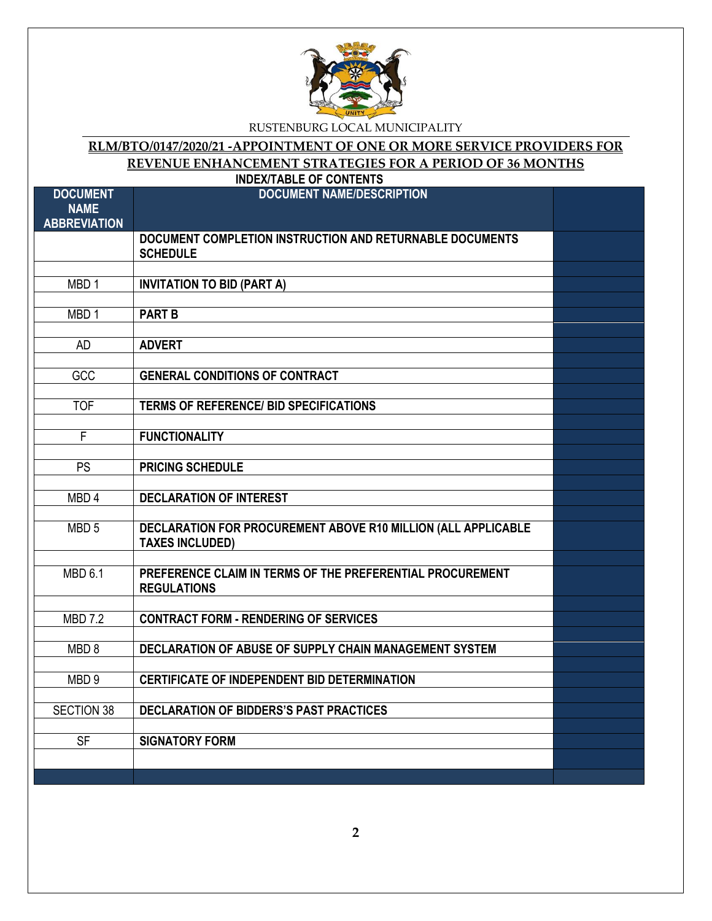RUSTENBURG LOCAL MUNICIPALITY

## RLM/BTO/0147/2020/21 -APPOINTMENT OF ONE OR MORE SERVICE PROVIDERS FOR REVENUE ENHANCEMENT STRATEGIES FOR A PERIOD OF 36 MONTHS

### INDEX/TABLE OF CONTENTS

| DOCUMENT NAME ABBREVIATION | DOCUMENT NAME/DESCRIPTION | |
|---|---|---|
| | DOCUMENT COMPLETION INSTRUCTION AND RETURNABLE DOCUMENTS SCHEDULE | |
| | | |
| MBD 1 | INVITATION TO BID (PART A) | |
| | | |
| MBD 1 | PART B | |
| | | |
| AD | ADVERT | |
| | | |
| GCC | GENERAL CONDITIONS OF CONTRACT | |
| | | |
| TOF | TERMS OF REFERENCE/ BID SPECIFICATIONS | |
| | | |
| F | FUNCTIONALITY | |
| | | |
| PS | PRICING SCHEDULE | |
| | | |
| MBD 4 | DECLARATION OF INTEREST | |
| | | |
| MBD 5 | DECLARATION FOR PROCUREMENT ABOVE R10 MILLION (ALL APPLICABLE TAXES INCLUDED) | |
| | | |
| MBD 6.1 | PREFERENCE CLAIM IN TERMS OF THE PREFERENTIAL PROCUREMENT REGULATIONS | |
| | | |
| MBD 7.2 | CONTRACT FORM - RENDERING OF SERVICES | |
| | | |
| MBD 8 | DECLARATION OF ABUSE OF SUPPLY CHAIN MANAGEMENT SYSTEM | |
| | | |
| MBD 9 | CERTIFICATE OF INDEPENDENT BID DETERMINATION | |
| | | |
| SECTION 38 | DECLARATION OF BIDDERS'S PAST PRACTICES | |
| | | |
| SF | SIGNATORY FORM | |
| | | |
| | | |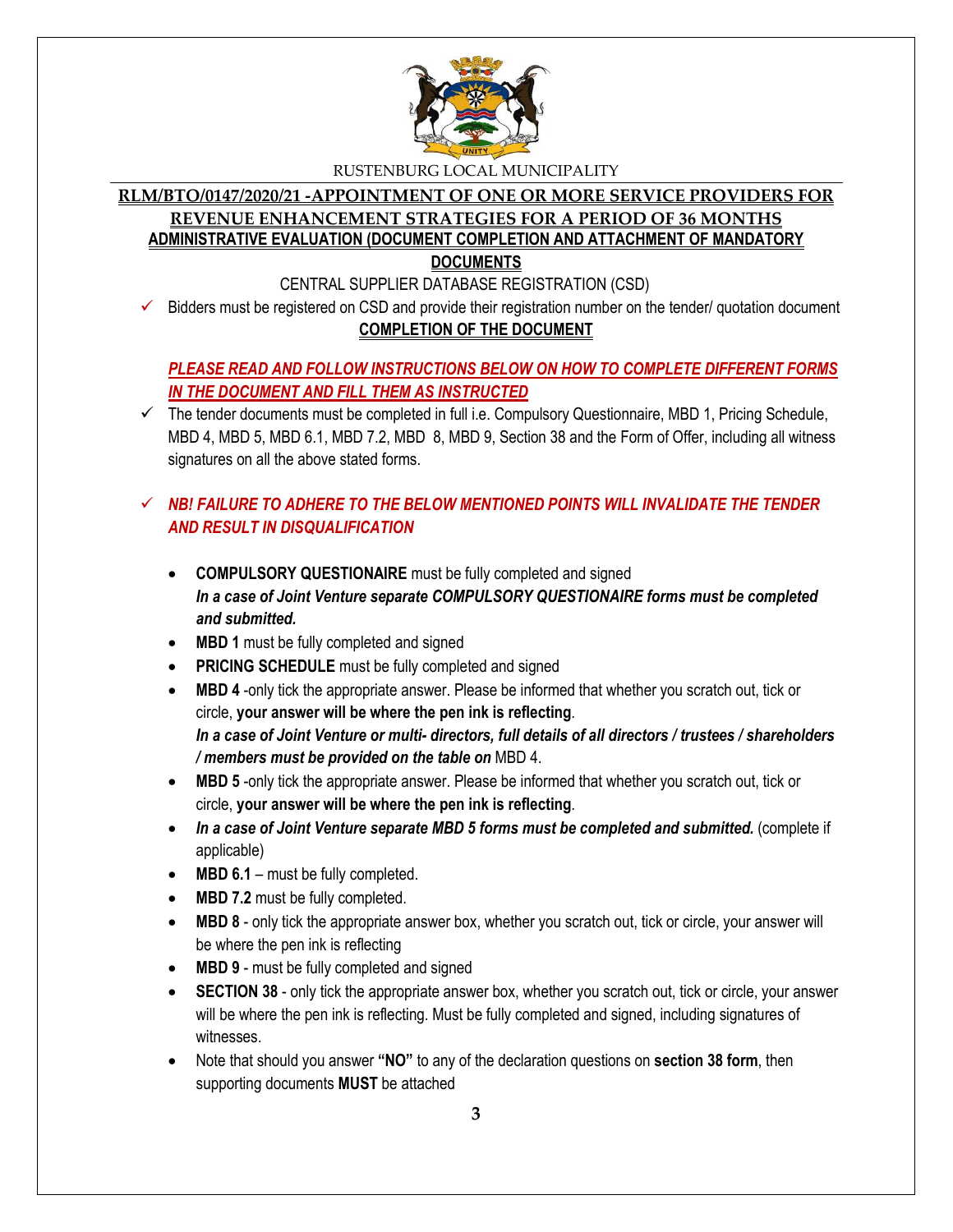RUSTENBURG LOCAL MUNICIPALITY

## RLM/BTO/0147/2020/21 -APPOINTMENT OF ONE OR MORE SERVICE PROVIDERS FOR REVENUE ENHANCEMENT STRATEGIES FOR A PERIOD OF 36 MONTHS

### ADMINISTRATIVE EVALUATION (DOCUMENT COMPLETION AND ATTACHMENT OF MANDATORY DOCUMENTS

CENTRAL SUPPLIER DATABASE REGISTRATION (CSD)

- ✓ Bidders must be registered on CSD and provide their registration number on the tender/ quotation document

### COMPLETION OF THE DOCUMENT

***PLEASE READ AND FOLLOW INSTRUCTIONS BELOW ON HOW TO COMPLETE DIFFERENT FORMS IN THE DOCUMENT AND FILL THEM AS INSTRUCTED***

- ✓ The tender documents must be completed in full i.e. Compulsory Questionnaire, MBD 1, Pricing Schedule, MBD 4, MBD 5, MBD 6.1, MBD 7.2, MBD 8, MBD 9, Section 38 and the Form of Offer, including all witness signatures on all the above stated forms.

- ✓ ***NB! FAILURE TO ADHERE TO THE BELOW MENTIONED POINTS WILL INVALIDATE THE TENDER AND RESULT IN DISQUALIFICATION***

  - **COMPULSORY QUESTIONAIRE** must be fully completed and signed
    ***In a case of Joint Venture separate COMPULSORY QUESTIONAIRE forms must be completed and submitted.***
  - **MBD 1** must be fully completed and signed
  - **PRICING SCHEDULE** must be fully completed and signed
  - **MBD 4** -only tick the appropriate answer. Please be informed that whether you scratch out, tick or circle, **your answer will be where the pen ink is reflecting**.
    ***In a case of Joint Venture or multi- directors, full details of all directors / trustees / shareholders / members must be provided on the table on*** MBD 4.
  - **MBD 5** -only tick the appropriate answer. Please be informed that whether you scratch out, tick or circle, **your answer will be where the pen ink is reflecting**.
  - ***In a case of Joint Venture separate MBD 5 forms must be completed and submitted.*** (complete if applicable)
  - **MBD 6.1** – must be fully completed.
  - **MBD 7.2** must be fully completed.
  - **MBD 8** - only tick the appropriate answer box, whether you scratch out, tick or circle, your answer will be where the pen ink is reflecting
  - **MBD 9** - must be fully completed and signed
  - **SECTION 38** - only tick the appropriate answer box, whether you scratch out, tick or circle, your answer will be where the pen ink is reflecting. Must be fully completed and signed, including signatures of witnesses.
  - Note that should you answer **"NO"** to any of the declaration questions on **section 38 form**, then supporting documents **MUST** be attached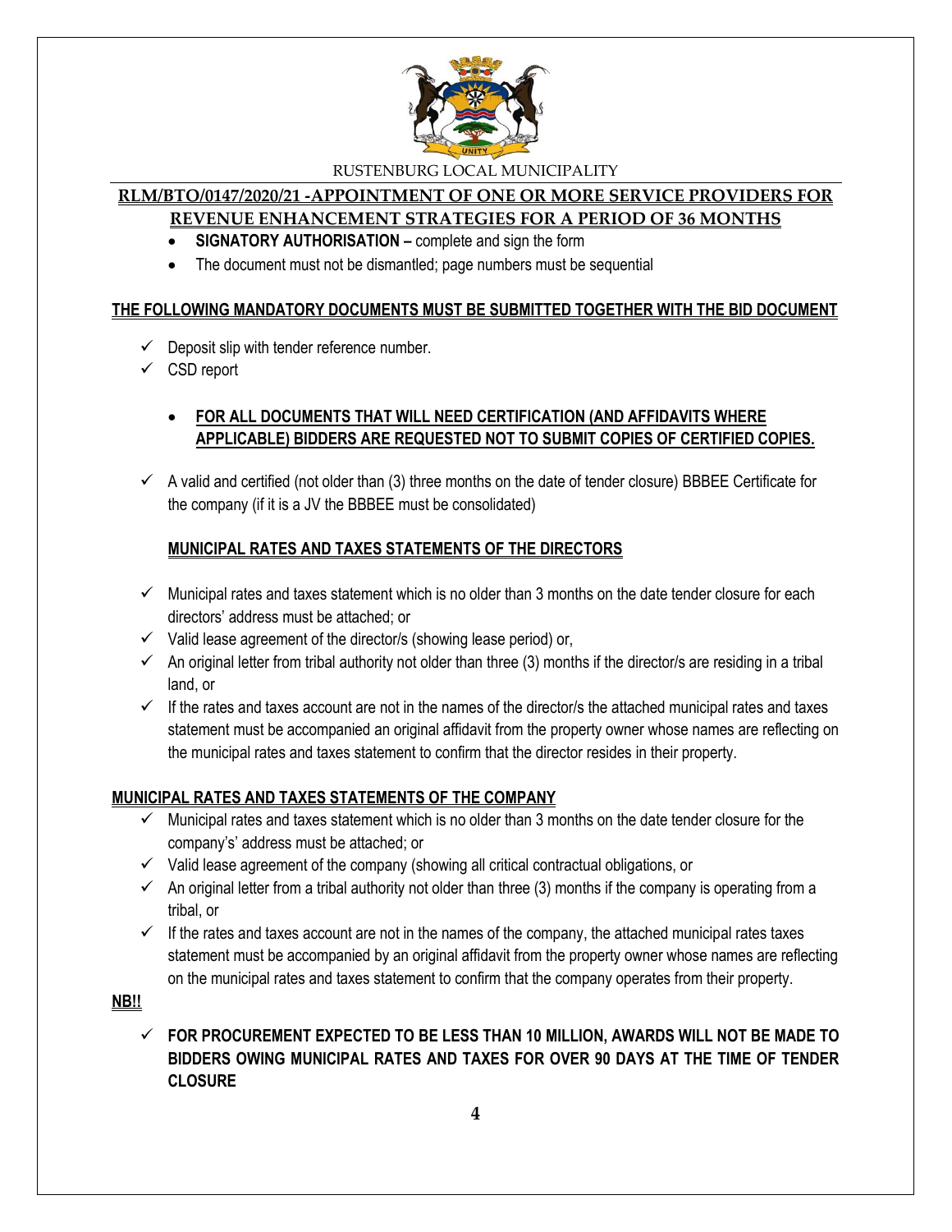RUSTENBURG LOCAL MUNICIPALITY

**RLM/BTO/0147/2020/21 -APPOINTMENT OF ONE OR MORE SERVICE PROVIDERS FOR REVENUE ENHANCEMENT STRATEGIES FOR A PERIOD OF 36 MONTHS**

- **SIGNATORY AUTHORISATION –** complete and sign the form
- The document must not be dismantled; page numbers must be sequential

**THE FOLLOWING MANDATORY DOCUMENTS MUST BE SUBMITTED TOGETHER WITH THE BID DOCUMENT**

- ✓ Deposit slip with tender reference number.
- ✓ CSD report

- **FOR ALL DOCUMENTS THAT WILL NEED CERTIFICATION (AND AFFIDAVITS WHERE APPLICABLE) BIDDERS ARE REQUESTED NOT TO SUBMIT COPIES OF CERTIFIED COPIES.**

- ✓ A valid and certified (not older than (3) three months on the date of tender closure) BBBEE Certificate for the company (if it is a JV the BBBEE must be consolidated)

**MUNICIPAL RATES AND TAXES STATEMENTS OF THE DIRECTORS**

- ✓ Municipal rates and taxes statement which is no older than 3 months on the date tender closure for each directors' address must be attached; or
- ✓ Valid lease agreement of the director/s (showing lease period) or,
- ✓ An original letter from tribal authority not older than three (3) months if the director/s are residing in a tribal land, or
- ✓ If the rates and taxes account are not in the names of the director/s the attached municipal rates and taxes statement must be accompanied an original affidavit from the property owner whose names are reflecting on the municipal rates and taxes statement to confirm that the director resides in their property.

**MUNICIPAL RATES AND TAXES STATEMENTS OF THE COMPANY**

- ✓ Municipal rates and taxes statement which is no older than 3 months on the date tender closure for the company's' address must be attached; or
- ✓ Valid lease agreement of the company (showing all critical contractual obligations, or
- ✓ An original letter from a tribal authority not older than three (3) months if the company is operating from a tribal, or
- ✓ If the rates and taxes account are not in the names of the company, the attached municipal rates taxes statement must be accompanied by an original affidavit from the property owner whose names are reflecting on the municipal rates and taxes statement to confirm that the company operates from their property.

**NB!!**

- ✓ **FOR PROCUREMENT EXPECTED TO BE LESS THAN 10 MILLION, AWARDS WILL NOT BE MADE TO BIDDERS OWING MUNICIPAL RATES AND TAXES FOR OVER 90 DAYS AT THE TIME OF TENDER CLOSURE**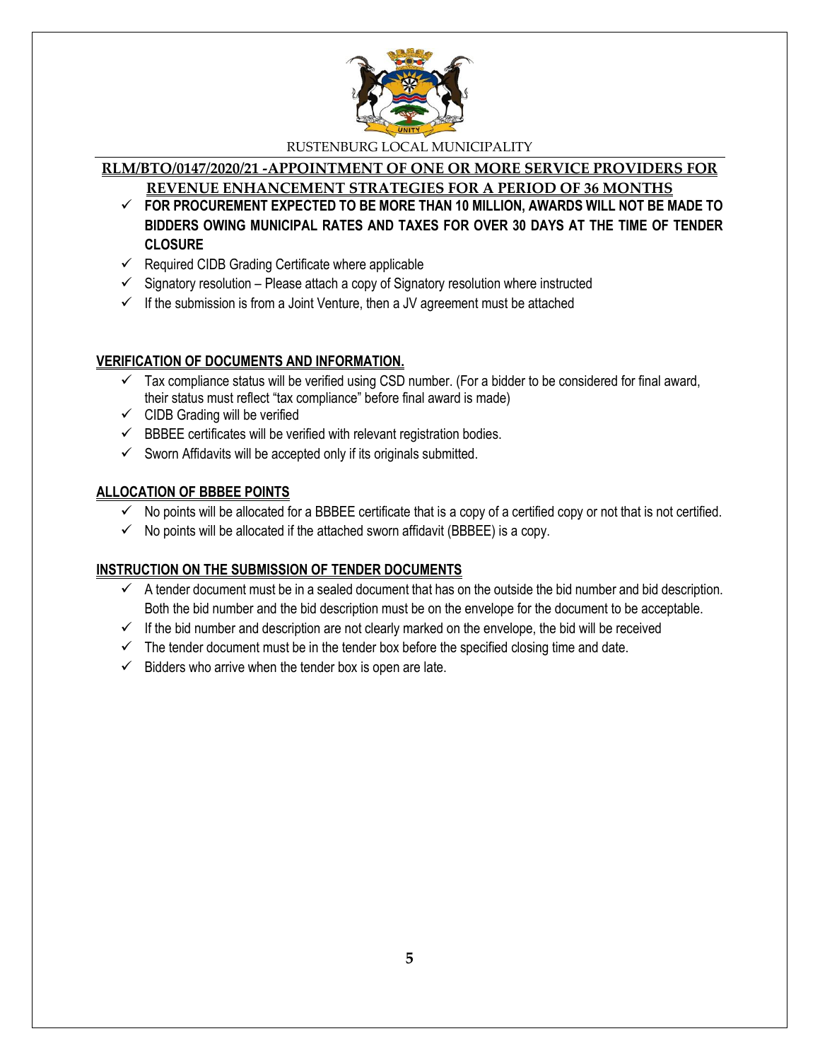- **FOR PROCUREMENT EXPECTED TO BE MORE THAN 10 MILLION, AWARDS WILL NOT BE MADE TO BIDDERS OWING MUNICIPAL RATES AND TAXES FOR OVER 30 DAYS AT THE TIME OF TENDER CLOSURE**
- Required CIDB Grading Certificate where applicable
- Signatory resolution – Please attach a copy of Signatory resolution where instructed
- If the submission is from a Joint Venture, then a JV agreement must be attached

## VERIFICATION OF DOCUMENTS AND INFORMATION.

- Tax compliance status will be verified using CSD number. (For a bidder to be considered for final award, their status must reflect "tax compliance" before final award is made)
- CIDB Grading will be verified
- BBBEE certificates will be verified with relevant registration bodies.
- Sworn Affidavits will be accepted only if its originals submitted.

## ALLOCATION OF BBBEE POINTS

- No points will be allocated for a BBBEE certificate that is a copy of a certified copy or not that is not certified.
- No points will be allocated if the attached sworn affidavit (BBBEE) is a copy.

## INSTRUCTION ON THE SUBMISSION OF TENDER DOCUMENTS

- A tender document must be in a sealed document that has on the outside the bid number and bid description. Both the bid number and the bid description must be on the envelope for the document to be acceptable.
- If the bid number and description are not clearly marked on the envelope, the bid will be received
- The tender document must be in the tender box before the specified closing time and date.
- Bidders who arrive when the tender box is open are late.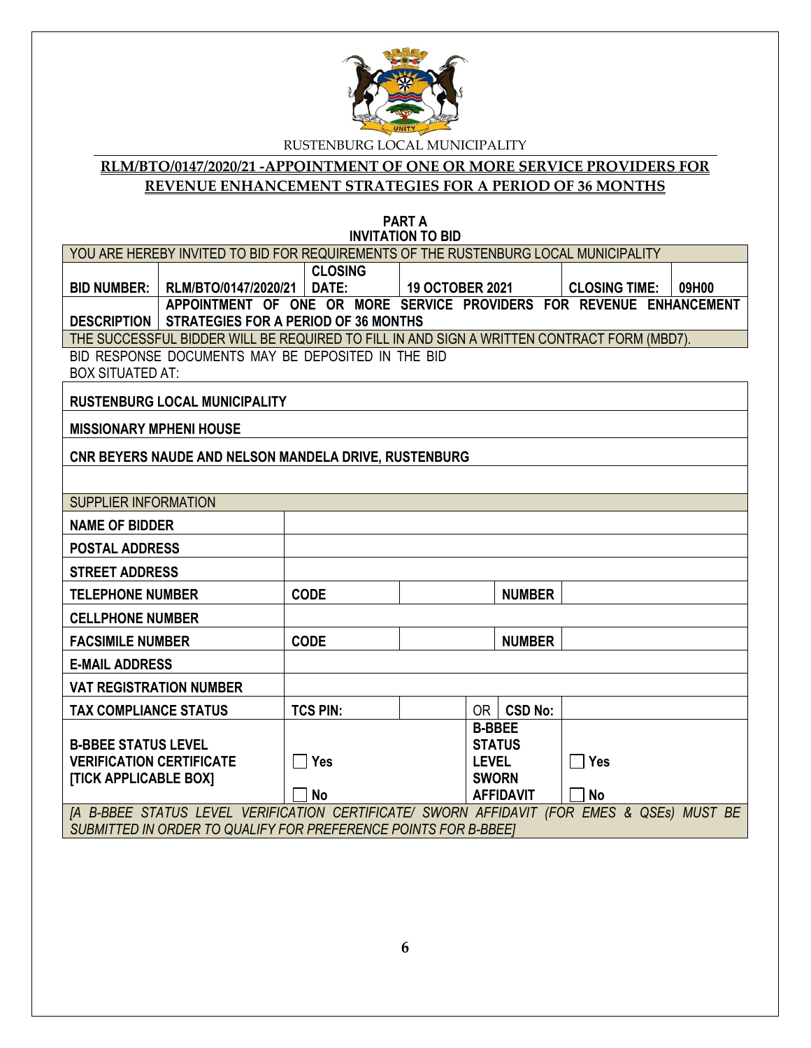RUSTENBURG LOCAL MUNICIPALITY

**RLM/BTO/0147/2020/21 -APPOINTMENT OF ONE OR MORE SERVICE PROVIDERS FOR REVENUE ENHANCEMENT STRATEGIES FOR A PERIOD OF 36 MONTHS**

**PART A**
**INVITATION TO BID**

| YOU ARE HEREBY INVITED TO BID FOR REQUIREMENTS OF THE RUSTENBURG LOCAL MUNICIPALITY | | | | | |
|---|---|---|---|---|---|
| **BID NUMBER:** | **RLM/BTO/0147/2020/21** | **CLOSING DATE:** | **19 OCTOBER 2021** | **CLOSING TIME:** | **09H00** |
| **DESCRIPTION** | **APPOINTMENT OF ONE OR MORE SERVICE PROVIDERS FOR REVENUE ENHANCEMENT STRATEGIES FOR A PERIOD OF 36 MONTHS** | | | | |
| THE SUCCESSFUL BIDDER WILL BE REQUIRED TO FILL IN AND SIGN A WRITTEN CONTRACT FORM (MBD7). | | | | | |

BID RESPONSE DOCUMENTS MAY BE DEPOSITED IN THE BID BOX SITUATED AT:

| |
|---|
| **RUSTENBURG LOCAL MUNICIPALITY** |
| **MISSIONARY MPHENI HOUSE** |
| **CNR BEYERS NAUDE AND NELSON MANDELA DRIVE, RUSTENBURG** |
| |

| SUPPLIER INFORMATION | | | | | |
|---|---|---|---|---|---|
| **NAME OF BIDDER** | | | | | |
| **POSTAL ADDRESS** | | | | | |
| **STREET ADDRESS** | | | | | |
| **TELEPHONE NUMBER** | **CODE** | | | **NUMBER** | |
| **CELLPHONE NUMBER** | | | | | |
| **FACSIMILE NUMBER** | **CODE** | | | **NUMBER** | |
| **E-MAIL ADDRESS** | | | | | |
| **VAT REGISTRATION NUMBER** | | | | | |
| **TAX COMPLIANCE STATUS** | **TCS PIN:** | | OR | **CSD No:** | |
| **B-BBEE STATUS LEVEL VERIFICATION CERTIFICATE [TICK APPLICABLE BOX]** | ☐ **Yes** ☐ **No** | | **B-BBEE STATUS LEVEL SWORN AFFIDAVIT** | | ☐ **Yes** ☐ **No** |
| *[A B-BBEE STATUS LEVEL VERIFICATION CERTIFICATE/ SWORN AFFIDAVIT (FOR EMES & QSEs) MUST BE SUBMITTED IN ORDER TO QUALIFY FOR PREFERENCE POINTS FOR B-BBEE]* | | | | | |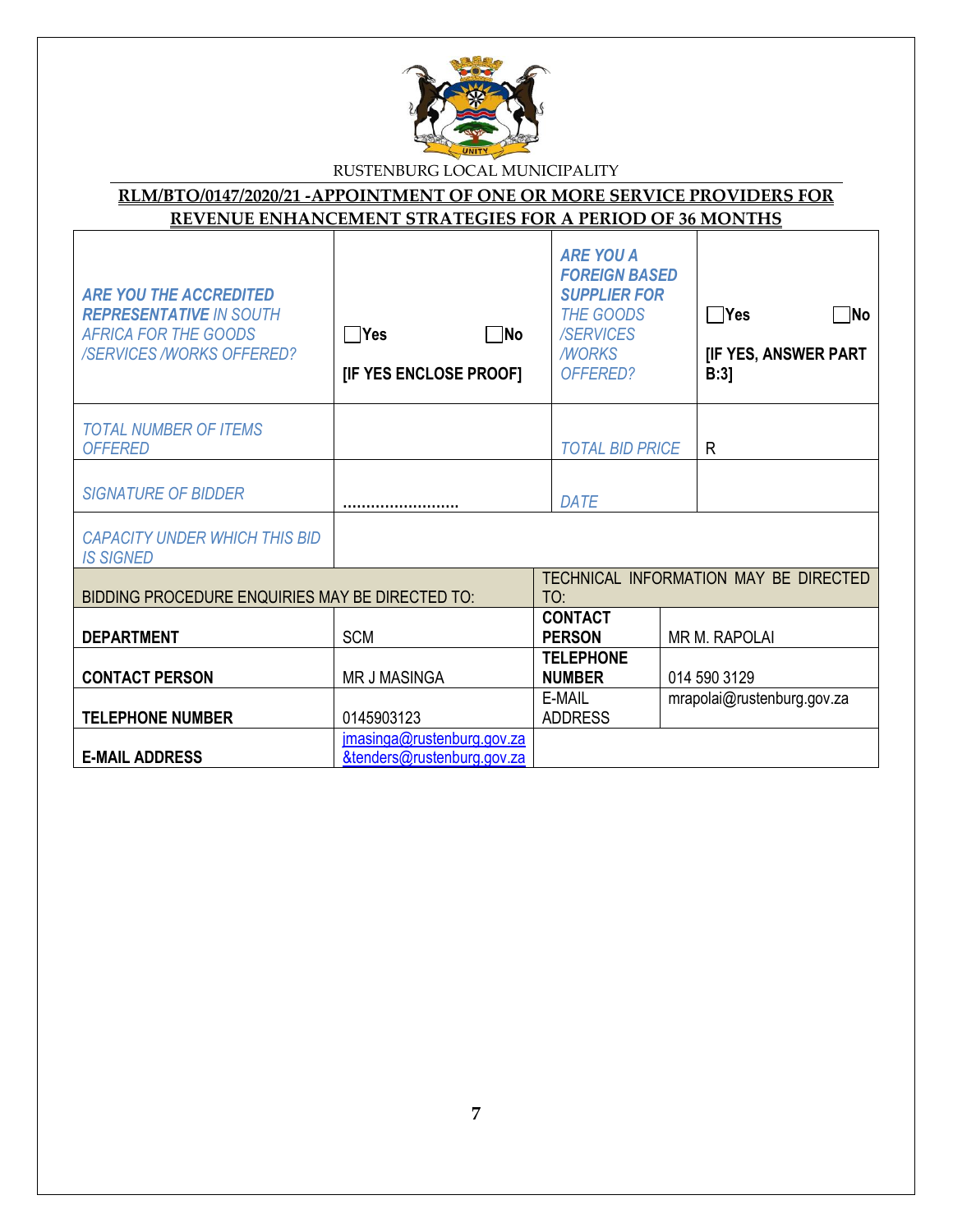RUSTENBURG LOCAL MUNICIPALITY

**RLM/BTO/0147/2020/21 -APPOINTMENT OF ONE OR MORE SERVICE PROVIDERS FOR REVENUE ENHANCEMENT STRATEGIES FOR A PERIOD OF 36 MONTHS**

| | | | |
|---|---|---|---|
| ***ARE YOU THE ACCREDITED REPRESENTATIVE*** *IN SOUTH AFRICA FOR THE GOODS /SERVICES /WORKS OFFERED?* | ☐**Yes** ☐**No** **[IF YES ENCLOSE PROOF]** | ***ARE YOU A FOREIGN BASED SUPPLIER FOR*** *THE GOODS /SERVICES /WORKS OFFERED?* | ☐**Yes** ☐**No** **[IF YES, ANSWER PART B:3]** |
| *TOTAL NUMBER OF ITEMS OFFERED* | | *TOTAL BID PRICE* | R |
| *SIGNATURE OF BIDDER* | ……………………… | *DATE* | |
| *CAPACITY UNDER WHICH THIS BID IS SIGNED* | | | |

| BIDDING PROCEDURE ENQUIRIES MAY BE DIRECTED TO: | | TECHNICAL INFORMATION MAY BE DIRECTED TO: | |
|---|---|---|---|
| **DEPARTMENT** | SCM | **CONTACT PERSON** | MR M. RAPOLAI |
| **CONTACT PERSON** | MR J MASINGA | **TELEPHONE NUMBER** | 014 590 3129 |
| **TELEPHONE NUMBER** | 0145903123 | E-MAIL ADDRESS | mrapolai@rustenburg.gov.za |
| **E-MAIL ADDRESS** | jmasinga@rustenburg.gov.za &tenders@rustenburg.gov.za | | |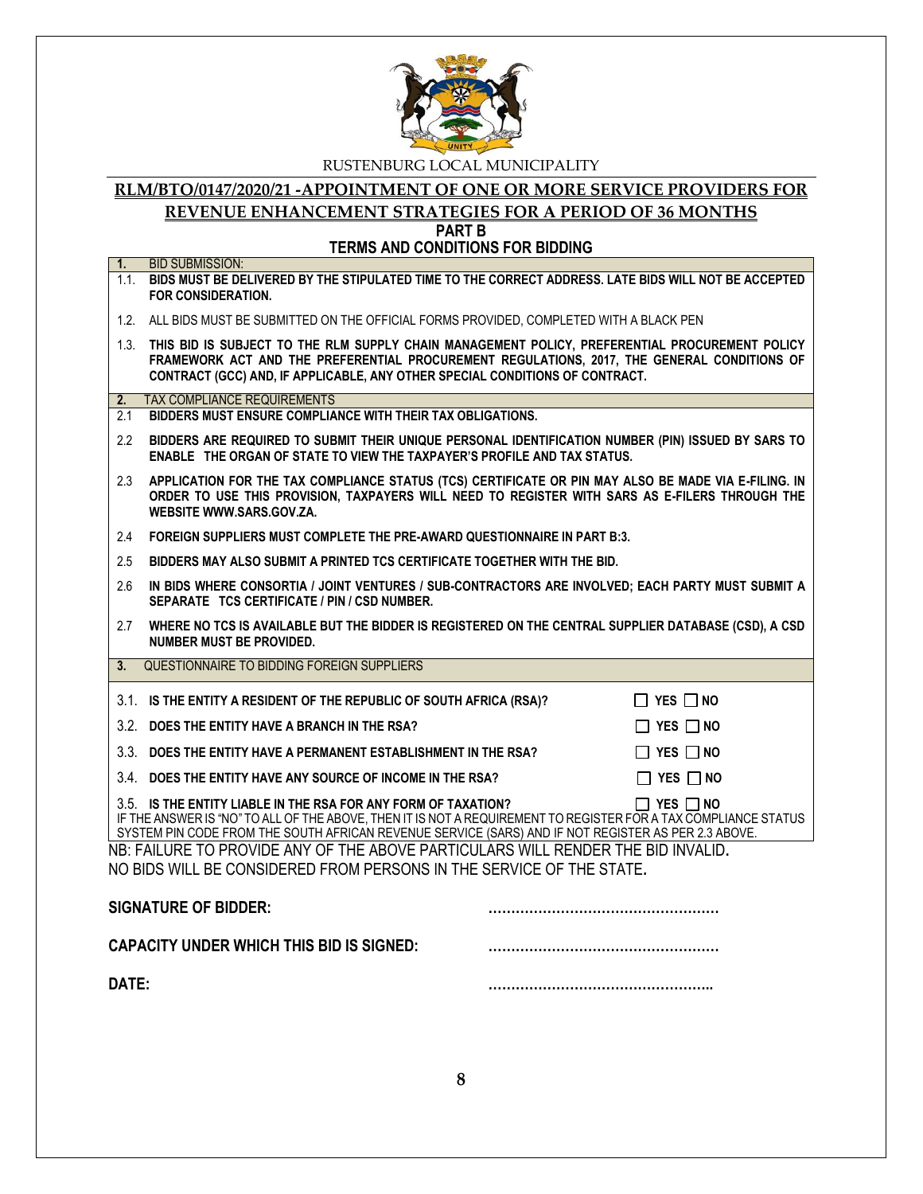RUSTENBURG LOCAL MUNICIPALITY

## RLM/BTO/0147/2020/21 -APPOINTMENT OF ONE OR MORE SERVICE PROVIDERS FOR REVENUE ENHANCEMENT STRATEGIES FOR A PERIOD OF 36 MONTHS

### PART B
### TERMS AND CONDITIONS FOR BIDDING

**1. BID SUBMISSION:**

1.1. **BIDS MUST BE DELIVERED BY THE STIPULATED TIME TO THE CORRECT ADDRESS. LATE BIDS WILL NOT BE ACCEPTED FOR CONSIDERATION.**

1.2. ALL BIDS MUST BE SUBMITTED ON THE OFFICIAL FORMS PROVIDED, COMPLETED WITH A BLACK PEN

1.3. **THIS BID IS SUBJECT TO THE RLM SUPPLY CHAIN MANAGEMENT POLICY, PREFERENTIAL PROCUREMENT POLICY FRAMEWORK ACT AND THE PREFERENTIAL PROCUREMENT REGULATIONS, 2017, THE GENERAL CONDITIONS OF CONTRACT (GCC) AND, IF APPLICABLE, ANY OTHER SPECIAL CONDITIONS OF CONTRACT.**

**2. TAX COMPLIANCE REQUIREMENTS**

2.1 **BIDDERS MUST ENSURE COMPLIANCE WITH THEIR TAX OBLIGATIONS.**

2.2 **BIDDERS ARE REQUIRED TO SUBMIT THEIR UNIQUE PERSONAL IDENTIFICATION NUMBER (PIN) ISSUED BY SARS TO ENABLE THE ORGAN OF STATE TO VIEW THE TAXPAYER'S PROFILE AND TAX STATUS.**

2.3 **APPLICATION FOR THE TAX COMPLIANCE STATUS (TCS) CERTIFICATE OR PIN MAY ALSO BE MADE VIA E-FILING. IN ORDER TO USE THIS PROVISION, TAXPAYERS WILL NEED TO REGISTER WITH SARS AS E-FILERS THROUGH THE WEBSITE WWW.SARS.GOV.ZA.**

2.4 **FOREIGN SUPPLIERS MUST COMPLETE THE PRE-AWARD QUESTIONNAIRE IN PART B:3.**

2.5 **BIDDERS MAY ALSO SUBMIT A PRINTED TCS CERTIFICATE TOGETHER WITH THE BID.**

2.6 **IN BIDS WHERE CONSORTIA / JOINT VENTURES / SUB-CONTRACTORS ARE INVOLVED; EACH PARTY MUST SUBMIT A SEPARATE TCS CERTIFICATE / PIN / CSD NUMBER.**

2.7 **WHERE NO TCS IS AVAILABLE BUT THE BIDDER IS REGISTERED ON THE CENTRAL SUPPLIER DATABASE (CSD), A CSD NUMBER MUST BE PROVIDED.**

**3. QUESTIONNAIRE TO BIDDING FOREIGN SUPPLIERS**

3.1. **IS THE ENTITY A RESIDENT OF THE REPUBLIC OF SOUTH AFRICA (RSA)?** ☐ YES ☐ NO

3.2. **DOES THE ENTITY HAVE A BRANCH IN THE RSA?** ☐ YES ☐ NO

3.3. **DOES THE ENTITY HAVE A PERMANENT ESTABLISHMENT IN THE RSA?** ☐ YES ☐ NO

3.4. **DOES THE ENTITY HAVE ANY SOURCE OF INCOME IN THE RSA?** ☐ YES ☐ NO

3.5. **IS THE ENTITY LIABLE IN THE RSA FOR ANY FORM OF TAXATION?** ☐ YES ☐ NO

IF THE ANSWER IS "NO" TO ALL OF THE ABOVE, THEN IT IS NOT A REQUIREMENT TO REGISTER FOR A TAX COMPLIANCE STATUS SYSTEM PIN CODE FROM THE SOUTH AFRICAN REVENUE SERVICE (SARS) AND IF NOT REGISTER AS PER 2.3 ABOVE.

NB: FAILURE TO PROVIDE ANY OF THE ABOVE PARTICULARS WILL RENDER THE BID INVALID.
NO BIDS WILL BE CONSIDERED FROM PERSONS IN THE SERVICE OF THE STATE.

**SIGNATURE OF BIDDER:** ……………………………………………

**CAPACITY UNDER WHICH THIS BID IS SIGNED:** ……………………………………………

**DATE:** …………………………………………..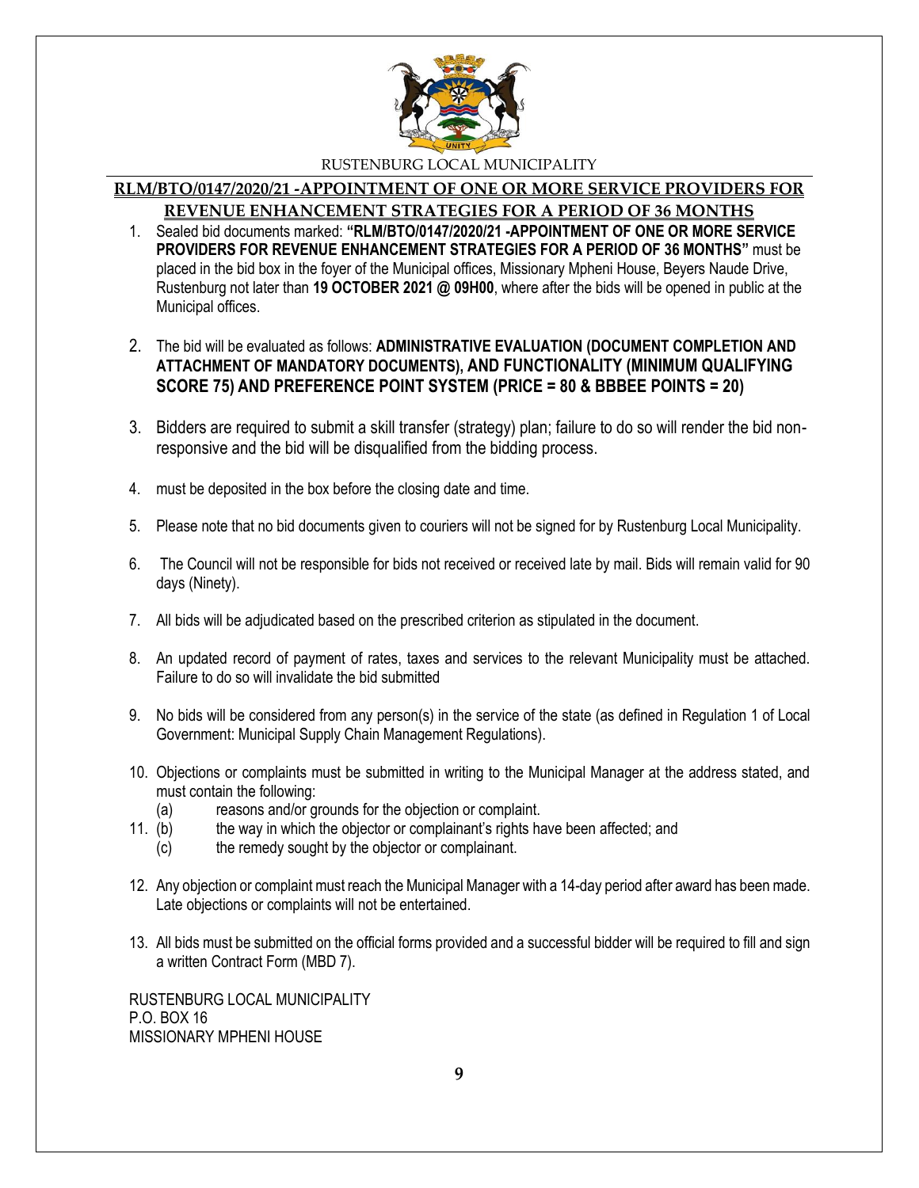RUSTENBURG LOCAL MUNICIPALITY

## RLM/BTO/0147/2020/21 -APPOINTMENT OF ONE OR MORE SERVICE PROVIDERS FOR REVENUE ENHANCEMENT STRATEGIES FOR A PERIOD OF 36 MONTHS

1. Sealed bid documents marked: **"RLM/BTO/0147/2020/21 -APPOINTMENT OF ONE OR MORE SERVICE PROVIDERS FOR REVENUE ENHANCEMENT STRATEGIES FOR A PERIOD OF 36 MONTHS"** must be placed in the bid box in the foyer of the Municipal offices, Missionary Mpheni House, Beyers Naude Drive, Rustenburg not later than **19 OCTOBER 2021 @ 09H00**, where after the bids will be opened in public at the Municipal offices.

2. The bid will be evaluated as follows: **ADMINISTRATIVE EVALUATION (DOCUMENT COMPLETION AND ATTACHMENT OF MANDATORY DOCUMENTS), AND FUNCTIONALITY (MINIMUM QUALIFYING SCORE 75) AND PREFERENCE POINT SYSTEM (PRICE = 80 & BBBEE POINTS = 20)**

3. Bidders are required to submit a skill transfer (strategy) plan; failure to do so will render the bid non-responsive and the bid will be disqualified from the bidding process.

4. must be deposited in the box before the closing date and time.

5. Please note that no bid documents given to couriers will not be signed for by Rustenburg Local Municipality.

6. The Council will not be responsible for bids not received or received late by mail. Bids will remain valid for 90 days (Ninety).

7. All bids will be adjudicated based on the prescribed criterion as stipulated in the document.

8. An updated record of payment of rates, taxes and services to the relevant Municipality must be attached. Failure to do so will invalidate the bid submitted

9. No bids will be considered from any person(s) in the service of the state (as defined in Regulation 1 of Local Government: Municipal Supply Chain Management Regulations).

10. Objections or complaints must be submitted in writing to the Municipal Manager at the address stated, and must contain the following:
    (a) reasons and/or grounds for the objection or complaint.

11. (b) the way in which the objector or complainant's rights have been affected; and
    (c) the remedy sought by the objector or complainant.

12. Any objection or complaint must reach the Municipal Manager with a 14-day period after award has been made. Late objections or complaints will not be entertained.

13. All bids must be submitted on the official forms provided and a successful bidder will be required to fill and sign a written Contract Form (MBD 7).

RUSTENBURG LOCAL MUNICIPALITY
P.O. BOX 16
MISSIONARY MPHENI HOUSE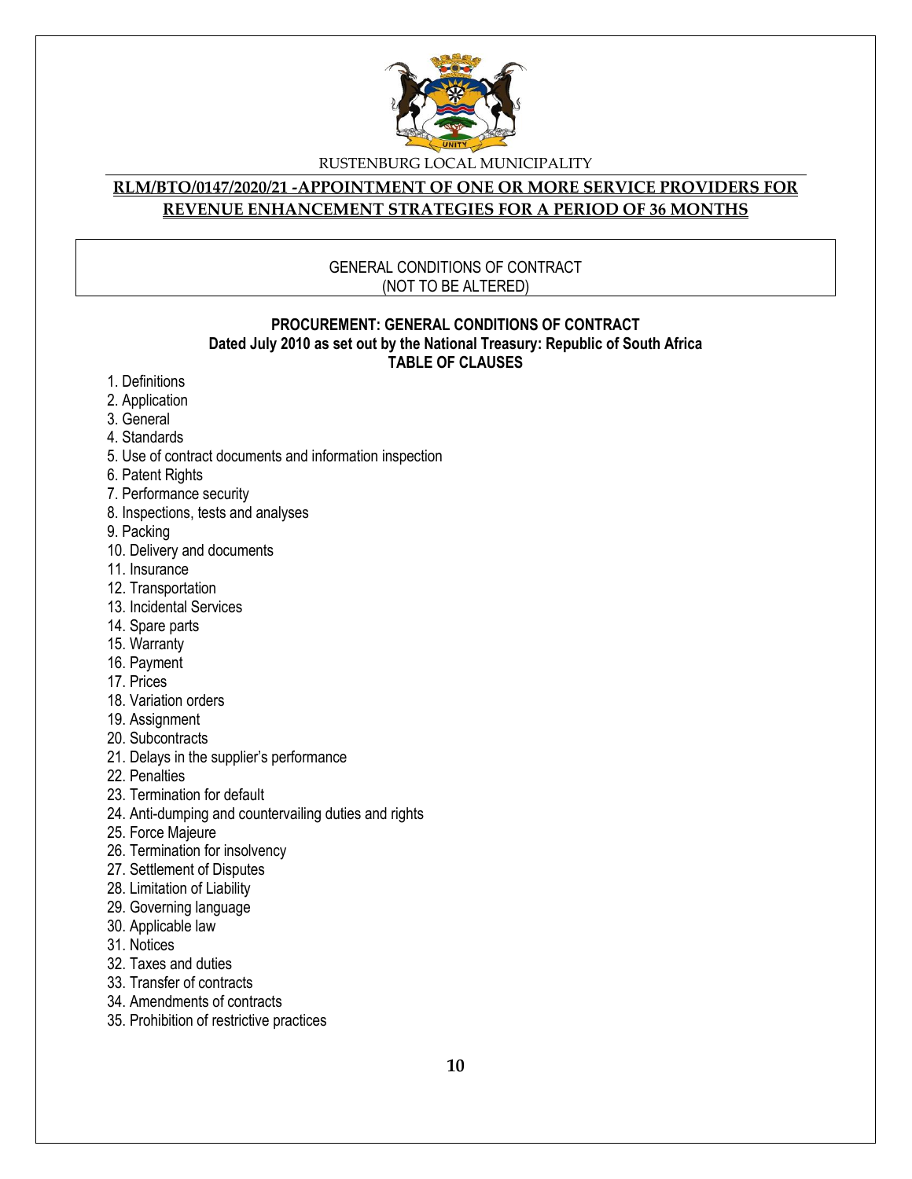RUSTENBURG LOCAL MUNICIPALITY

**RLM/BTO/0147/2020/21 -APPOINTMENT OF ONE OR MORE SERVICE PROVIDERS FOR REVENUE ENHANCEMENT STRATEGIES FOR A PERIOD OF 36 MONTHS**

GENERAL CONDITIONS OF CONTRACT
(NOT TO BE ALTERED)

**PROCUREMENT: GENERAL CONDITIONS OF CONTRACT**
**Dated July 2010 as set out by the National Treasury: Republic of South Africa**
**TABLE OF CLAUSES**

1. Definitions
2. Application
3. General
4. Standards
5. Use of contract documents and information inspection
6. Patent Rights
7. Performance security
8. Inspections, tests and analyses
9. Packing
10. Delivery and documents
11. Insurance
12. Transportation
13. Incidental Services
14. Spare parts
15. Warranty
16. Payment
17. Prices
18. Variation orders
19. Assignment
20. Subcontracts
21. Delays in the supplier's performance
22. Penalties
23. Termination for default
24. Anti-dumping and countervailing duties and rights
25. Force Majeure
26. Termination for insolvency
27. Settlement of Disputes
28. Limitation of Liability
29. Governing language
30. Applicable law
31. Notices
32. Taxes and duties
33. Transfer of contracts
34. Amendments of contracts
35. Prohibition of restrictive practices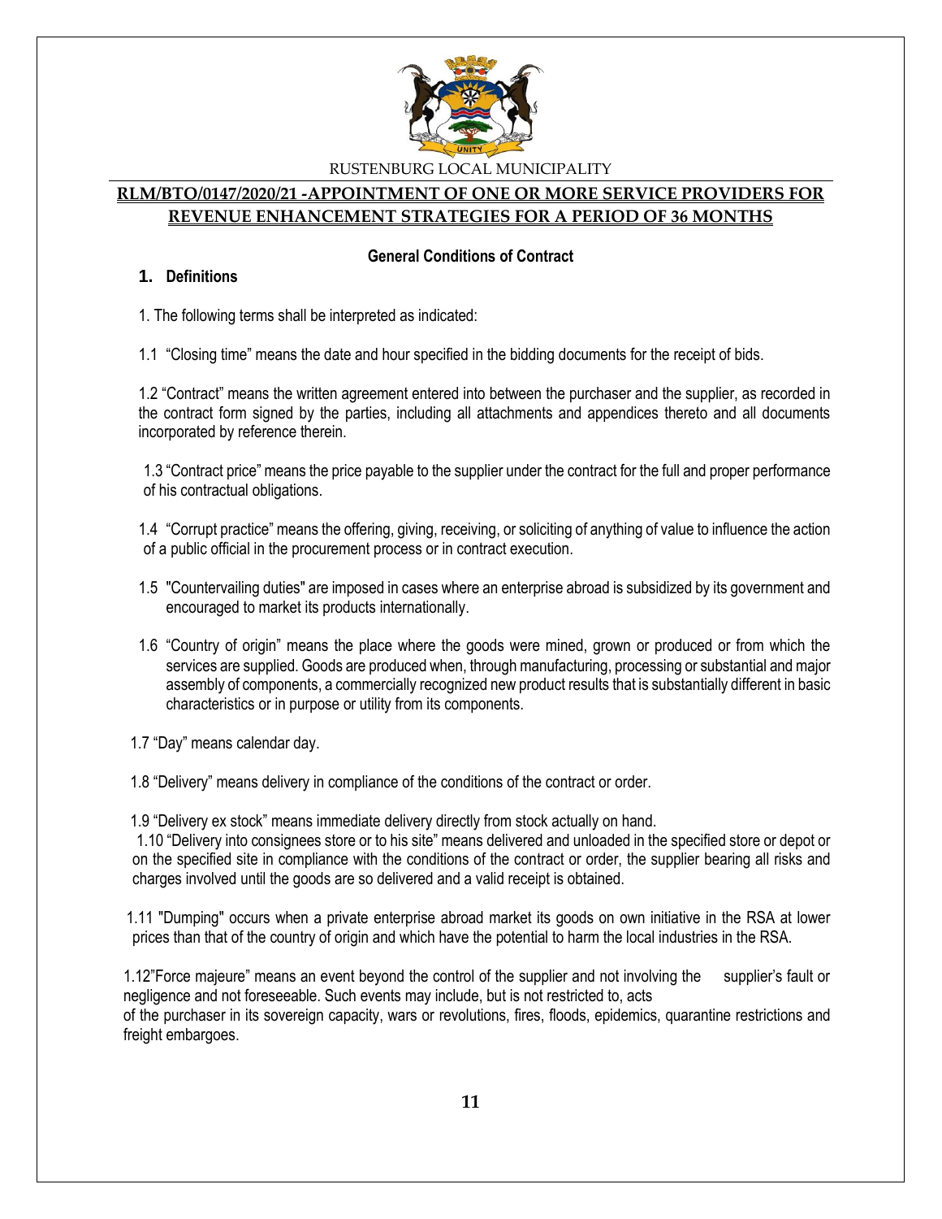RUSTENBURG LOCAL MUNICIPALITY

**RLM/BTO/0147/2020/21 -APPOINTMENT OF ONE OR MORE SERVICE PROVIDERS FOR REVENUE ENHANCEMENT STRATEGIES FOR A PERIOD OF 36 MONTHS**

## General Conditions of Contract

### 1. Definitions

1. The following terms shall be interpreted as indicated:

1.1 “Closing time” means the date and hour specified in the bidding documents for the receipt of bids.

1.2 “Contract” means the written agreement entered into between the purchaser and the supplier, as recorded in the contract form signed by the parties, including all attachments and appendices thereto and all documents incorporated by reference therein.

1.3 “Contract price” means the price payable to the supplier under the contract for the full and proper performance of his contractual obligations.

1.4 “Corrupt practice” means the offering, giving, receiving, or soliciting of anything of value to influence the action of a public official in the procurement process or in contract execution.

1.5 "Countervailing duties" are imposed in cases where an enterprise abroad is subsidized by its government and encouraged to market its products internationally.

1.6 “Country of origin” means the place where the goods were mined, grown or produced or from which the services are supplied. Goods are produced when, through manufacturing, processing or substantial and major assembly of components, a commercially recognized new product results that is substantially different in basic characteristics or in purpose or utility from its components.

1.7 “Day” means calendar day.

1.8 “Delivery” means delivery in compliance of the conditions of the contract or order.

1.9 “Delivery ex stock” means immediate delivery directly from stock actually on hand.

1.10 “Delivery into consignees store or to his site” means delivered and unloaded in the specified store or depot or on the specified site in compliance with the conditions of the contract or order, the supplier bearing all risks and charges involved until the goods are so delivered and a valid receipt is obtained.

1.11 "Dumping" occurs when a private enterprise abroad market its goods on own initiative in the RSA at lower prices than that of the country of origin and which have the potential to harm the local industries in the RSA.

1.12”Force majeure” means an event beyond the control of the supplier and not involving the supplier’s fault or negligence and not foreseeable. Such events may include, but is not restricted to, acts of the purchaser in its sovereign capacity, wars or revolutions, fires, floods, epidemics, quarantine restrictions and freight embargoes.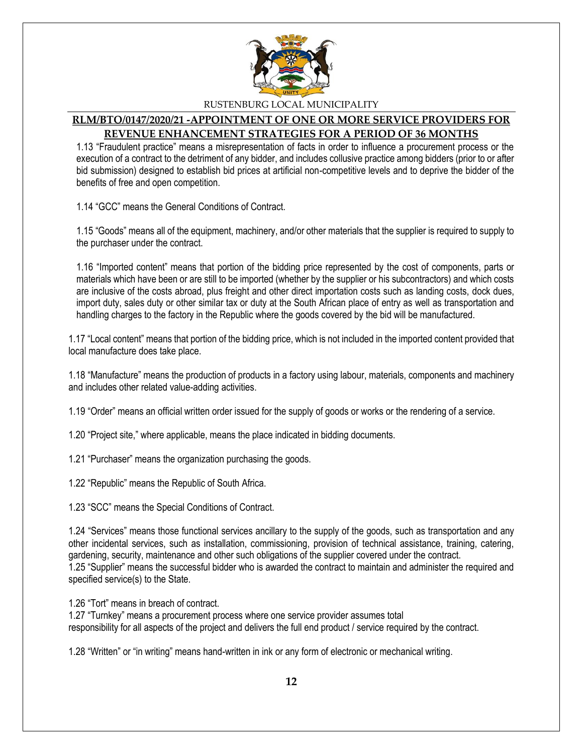1.13 “Fraudulent practice” means a misrepresentation of facts in order to influence a procurement process or the execution of a contract to the detriment of any bidder, and includes collusive practice among bidders (prior to or after bid submission) designed to establish bid prices at artificial non-competitive levels and to deprive the bidder of the benefits of free and open competition.

1.14 “GCC” means the General Conditions of Contract.

1.15 “Goods” means all of the equipment, machinery, and/or other materials that the supplier is required to supply to the purchaser under the contract.

1.16 “Imported content” means that portion of the bidding price represented by the cost of components, parts or materials which have been or are still to be imported (whether by the supplier or his subcontractors) and which costs are inclusive of the costs abroad, plus freight and other direct importation costs such as landing costs, dock dues, import duty, sales duty or other similar tax or duty at the South African place of entry as well as transportation and handling charges to the factory in the Republic where the goods covered by the bid will be manufactured.

1.17 “Local content” means that portion of the bidding price, which is not included in the imported content provided that local manufacture does take place.

1.18 “Manufacture” means the production of products in a factory using labour, materials, components and machinery and includes other related value-adding activities.

1.19 “Order” means an official written order issued for the supply of goods or works or the rendering of a service.

1.20 “Project site,” where applicable, means the place indicated in bidding documents.

1.21 “Purchaser” means the organization purchasing the goods.

1.22 “Republic” means the Republic of South Africa.

1.23 “SCC” means the Special Conditions of Contract.

1.24 “Services” means those functional services ancillary to the supply of the goods, such as transportation and any other incidental services, such as installation, commissioning, provision of technical assistance, training, catering, gardening, security, maintenance and other such obligations of the supplier covered under the contract.

1.25 “Supplier” means the successful bidder who is awarded the contract to maintain and administer the required and specified service(s) to the State.

1.26 “Tort” means in breach of contract.

1.27 “Turnkey” means a procurement process where one service provider assumes total responsibility for all aspects of the project and delivers the full end product / service required by the contract.

1.28 “Written” or “in writing” means hand-written in ink or any form of electronic or mechanical writing.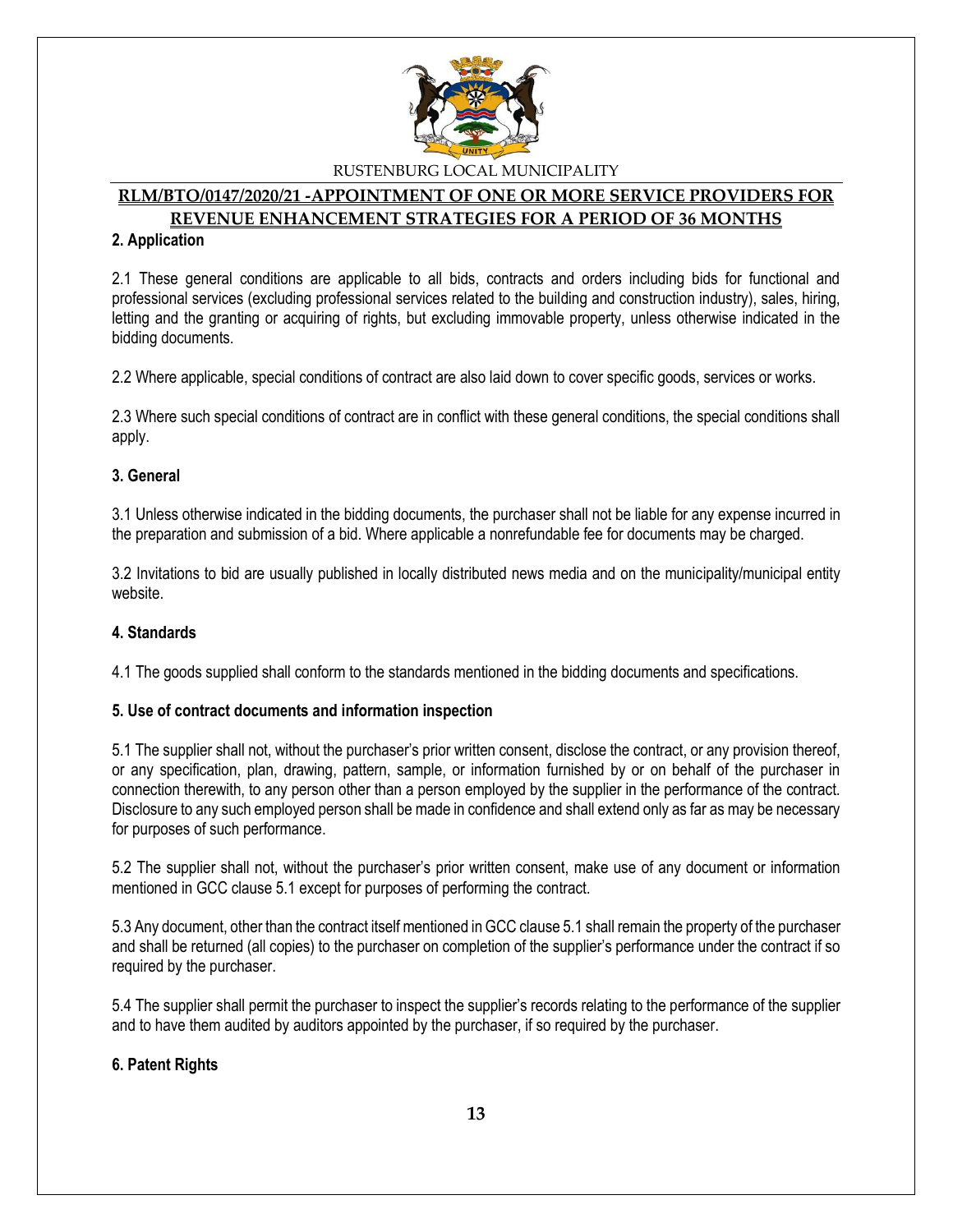## 2. Application

2.1 These general conditions are applicable to all bids, contracts and orders including bids for functional and professional services (excluding professional services related to the building and construction industry), sales, hiring, letting and the granting or acquiring of rights, but excluding immovable property, unless otherwise indicated in the bidding documents.

2.2 Where applicable, special conditions of contract are also laid down to cover specific goods, services or works.

2.3 Where such special conditions of contract are in conflict with these general conditions, the special conditions shall apply.

## 3. General

3.1 Unless otherwise indicated in the bidding documents, the purchaser shall not be liable for any expense incurred in the preparation and submission of a bid. Where applicable a nonrefundable fee for documents may be charged.

3.2 Invitations to bid are usually published in locally distributed news media and on the municipality/municipal entity website.

## 4. Standards

4.1 The goods supplied shall conform to the standards mentioned in the bidding documents and specifications.

## 5. Use of contract documents and information inspection

5.1 The supplier shall not, without the purchaser's prior written consent, disclose the contract, or any provision thereof, or any specification, plan, drawing, pattern, sample, or information furnished by or on behalf of the purchaser in connection therewith, to any person other than a person employed by the supplier in the performance of the contract. Disclosure to any such employed person shall be made in confidence and shall extend only as far as may be necessary for purposes of such performance.

5.2 The supplier shall not, without the purchaser's prior written consent, make use of any document or information mentioned in GCC clause 5.1 except for purposes of performing the contract.

5.3 Any document, other than the contract itself mentioned in GCC clause 5.1 shall remain the property of the purchaser and shall be returned (all copies) to the purchaser on completion of the supplier's performance under the contract if so required by the purchaser.

5.4 The supplier shall permit the purchaser to inspect the supplier's records relating to the performance of the supplier and to have them audited by auditors appointed by the purchaser, if so required by the purchaser.

## 6. Patent Rights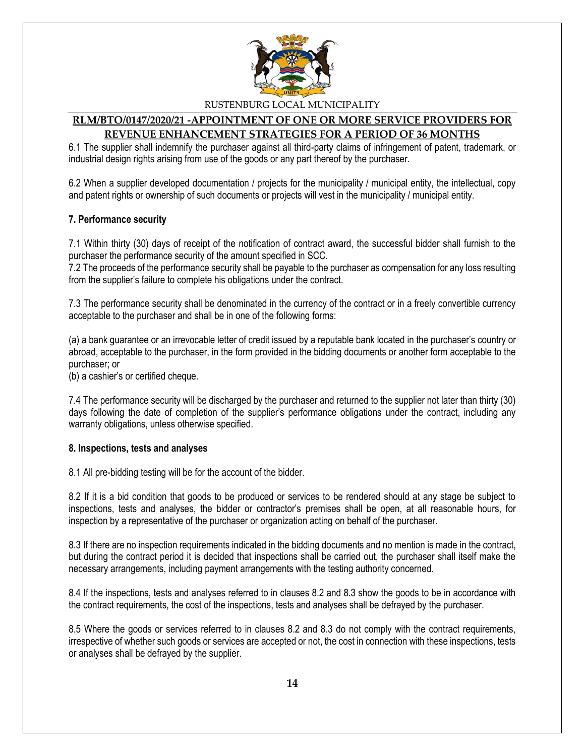6.1 The supplier shall indemnify the purchaser against all third-party claims of infringement of patent, trademark, or industrial design rights arising from use of the goods or any part thereof by the purchaser.

6.2 When a supplier developed documentation / projects for the municipality / municipal entity, the intellectual, copy and patent rights or ownership of such documents or projects will vest in the municipality / municipal entity.

**7. Performance security**

7.1 Within thirty (30) days of receipt of the notification of contract award, the successful bidder shall furnish to the purchaser the performance security of the amount specified in SCC.

7.2 The proceeds of the performance security shall be payable to the purchaser as compensation for any loss resulting from the supplier's failure to complete his obligations under the contract.

7.3 The performance security shall be denominated in the currency of the contract or in a freely convertible currency acceptable to the purchaser and shall be in one of the following forms:

(a) a bank guarantee or an irrevocable letter of credit issued by a reputable bank located in the purchaser's country or abroad, acceptable to the purchaser, in the form provided in the bidding documents or another form acceptable to the purchaser; or

(b) a cashier's or certified cheque.

7.4 The performance security will be discharged by the purchaser and returned to the supplier not later than thirty (30) days following the date of completion of the supplier's performance obligations under the contract, including any warranty obligations, unless otherwise specified.

**8. Inspections, tests and analyses**

8.1 All pre-bidding testing will be for the account of the bidder.

8.2 If it is a bid condition that goods to be produced or services to be rendered should at any stage be subject to inspections, tests and analyses, the bidder or contractor's premises shall be open, at all reasonable hours, for inspection by a representative of the purchaser or organization acting on behalf of the purchaser.

8.3 If there are no inspection requirements indicated in the bidding documents and no mention is made in the contract, but during the contract period it is decided that inspections shall be carried out, the purchaser shall itself make the necessary arrangements, including payment arrangements with the testing authority concerned.

8.4 If the inspections, tests and analyses referred to in clauses 8.2 and 8.3 show the goods to be in accordance with the contract requirements, the cost of the inspections, tests and analyses shall be defrayed by the purchaser.

8.5 Where the goods or services referred to in clauses 8.2 and 8.3 do not comply with the contract requirements, irrespective of whether such goods or services are accepted or not, the cost in connection with these inspections, tests or analyses shall be defrayed by the supplier.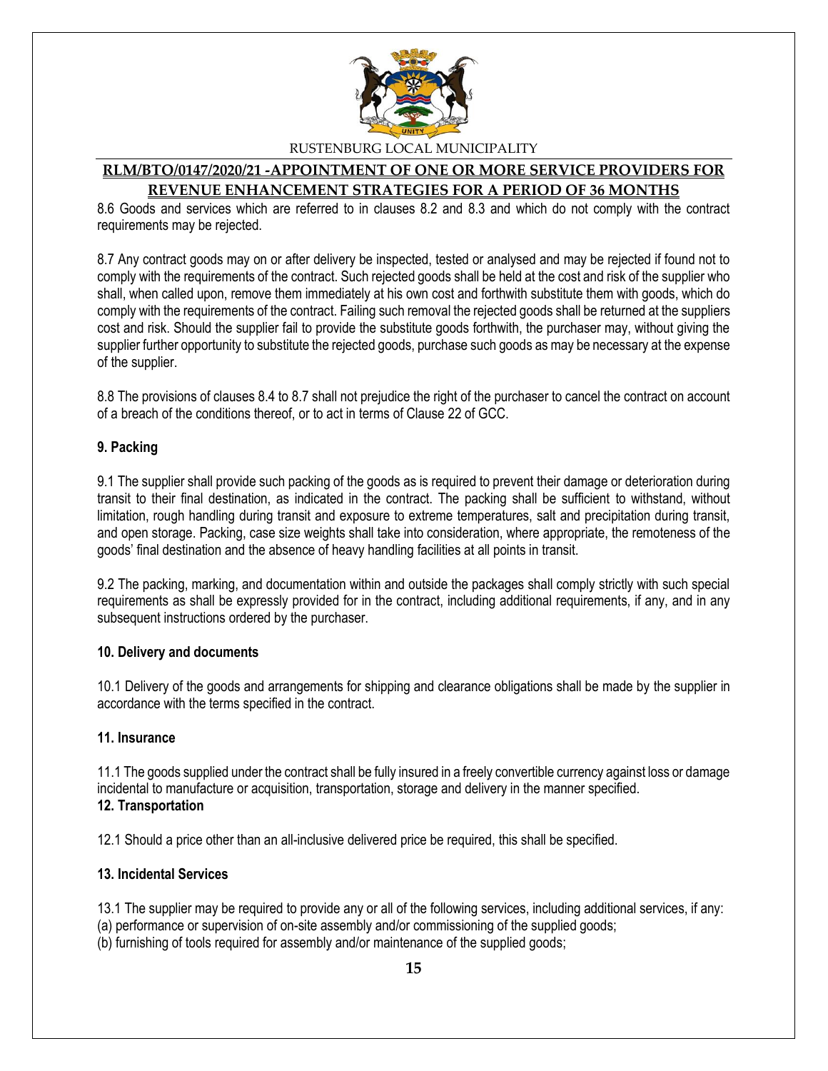8.6 Goods and services which are referred to in clauses 8.2 and 8.3 and which do not comply with the contract requirements may be rejected.

8.7 Any contract goods may on or after delivery be inspected, tested or analysed and may be rejected if found not to comply with the requirements of the contract. Such rejected goods shall be held at the cost and risk of the supplier who shall, when called upon, remove them immediately at his own cost and forthwith substitute them with goods, which do comply with the requirements of the contract. Failing such removal the rejected goods shall be returned at the suppliers cost and risk. Should the supplier fail to provide the substitute goods forthwith, the purchaser may, without giving the supplier further opportunity to substitute the rejected goods, purchase such goods as may be necessary at the expense of the supplier.

8.8 The provisions of clauses 8.4 to 8.7 shall not prejudice the right of the purchaser to cancel the contract on account of a breach of the conditions thereof, or to act in terms of Clause 22 of GCC.

**9. Packing**

9.1 The supplier shall provide such packing of the goods as is required to prevent their damage or deterioration during transit to their final destination, as indicated in the contract. The packing shall be sufficient to withstand, without limitation, rough handling during transit and exposure to extreme temperatures, salt and precipitation during transit, and open storage. Packing, case size weights shall take into consideration, where appropriate, the remoteness of the goods' final destination and the absence of heavy handling facilities at all points in transit.

9.2 The packing, marking, and documentation within and outside the packages shall comply strictly with such special requirements as shall be expressly provided for in the contract, including additional requirements, if any, and in any subsequent instructions ordered by the purchaser.

**10. Delivery and documents**

10.1 Delivery of the goods and arrangements for shipping and clearance obligations shall be made by the supplier in accordance with the terms specified in the contract.

**11. Insurance**

11.1 The goods supplied under the contract shall be fully insured in a freely convertible currency against loss or damage incidental to manufacture or acquisition, transportation, storage and delivery in the manner specified.

**12. Transportation**

12.1 Should a price other than an all-inclusive delivered price be required, this shall be specified.

**13. Incidental Services**

13.1 The supplier may be required to provide any or all of the following services, including additional services, if any:
(a) performance or supervision of on-site assembly and/or commissioning of the supplied goods;
(b) furnishing of tools required for assembly and/or maintenance of the supplied goods;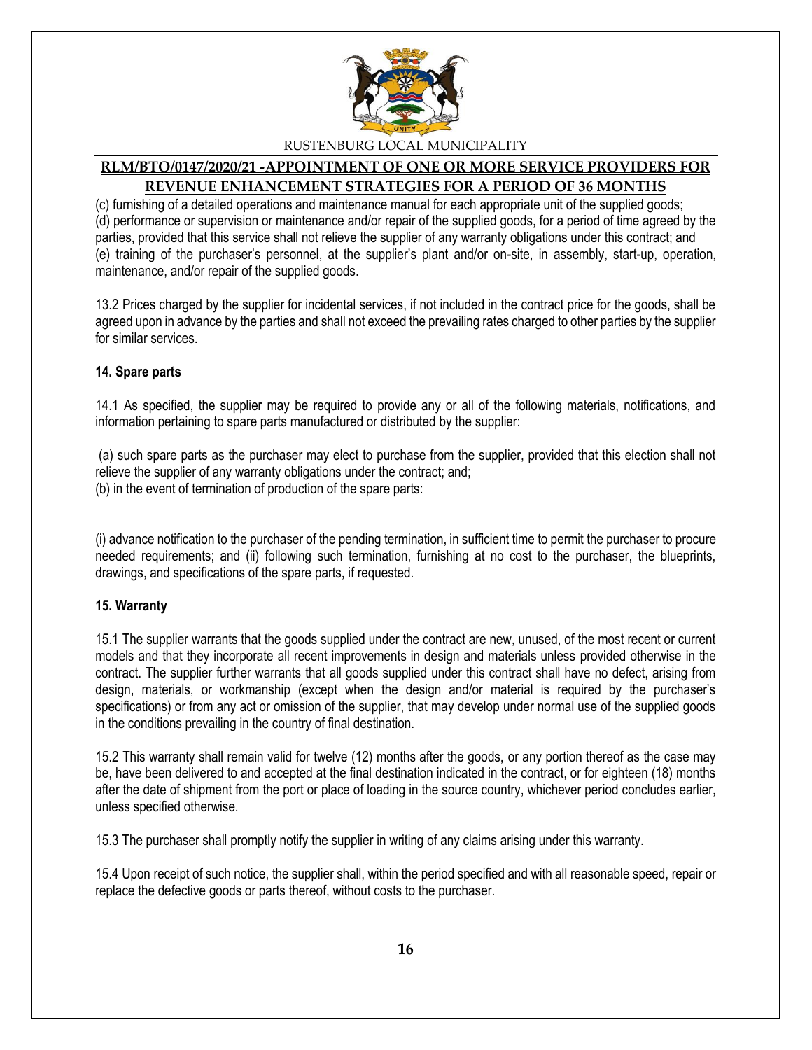(c) furnishing of a detailed operations and maintenance manual for each appropriate unit of the supplied goods;
(d) performance or supervision or maintenance and/or repair of the supplied goods, for a period of time agreed by the parties, provided that this service shall not relieve the supplier of any warranty obligations under this contract; and
(e) training of the purchaser's personnel, at the supplier's plant and/or on-site, in assembly, start-up, operation, maintenance, and/or repair of the supplied goods.

13.2 Prices charged by the supplier for incidental services, if not included in the contract price for the goods, shall be agreed upon in advance by the parties and shall not exceed the prevailing rates charged to other parties by the supplier for similar services.

**14. Spare parts**

14.1 As specified, the supplier may be required to provide any or all of the following materials, notifications, and information pertaining to spare parts manufactured or distributed by the supplier:

(a) such spare parts as the purchaser may elect to purchase from the supplier, provided that this election shall not relieve the supplier of any warranty obligations under the contract; and;
(b) in the event of termination of production of the spare parts:

(i) advance notification to the purchaser of the pending termination, in sufficient time to permit the purchaser to procure needed requirements; and (ii) following such termination, furnishing at no cost to the purchaser, the blueprints, drawings, and specifications of the spare parts, if requested.

**15. Warranty**

15.1 The supplier warrants that the goods supplied under the contract are new, unused, of the most recent or current models and that they incorporate all recent improvements in design and materials unless provided otherwise in the contract. The supplier further warrants that all goods supplied under this contract shall have no defect, arising from design, materials, or workmanship (except when the design and/or material is required by the purchaser's specifications) or from any act or omission of the supplier, that may develop under normal use of the supplied goods in the conditions prevailing in the country of final destination.

15.2 This warranty shall remain valid for twelve (12) months after the goods, or any portion thereof as the case may be, have been delivered to and accepted at the final destination indicated in the contract, or for eighteen (18) months after the date of shipment from the port or place of loading in the source country, whichever period concludes earlier, unless specified otherwise.

15.3 The purchaser shall promptly notify the supplier in writing of any claims arising under this warranty.

15.4 Upon receipt of such notice, the supplier shall, within the period specified and with all reasonable speed, repair or replace the defective goods or parts thereof, without costs to the purchaser.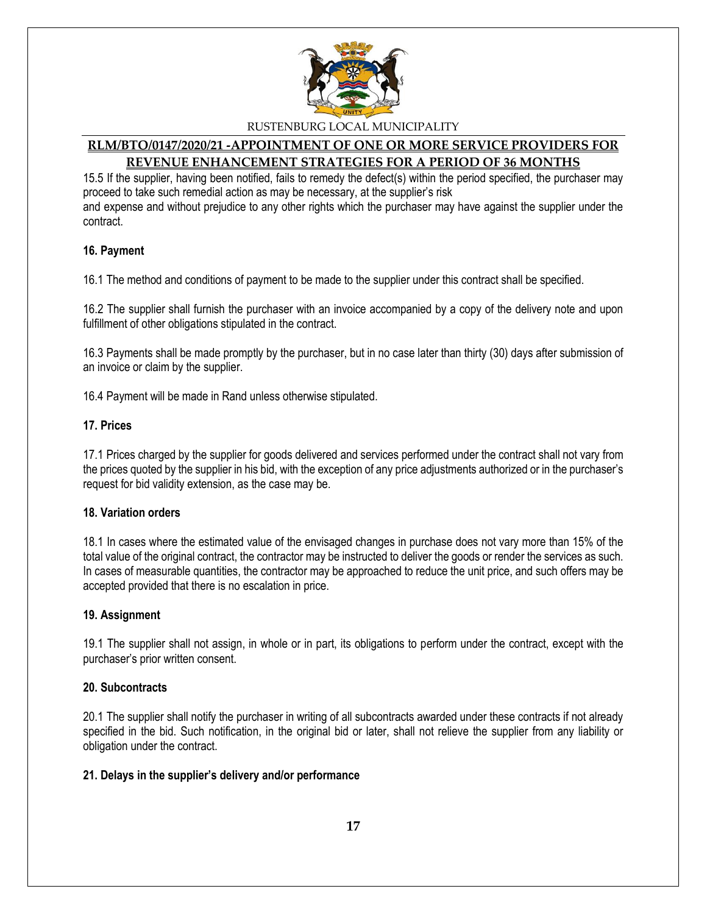15.5 If the supplier, having been notified, fails to remedy the defect(s) within the period specified, the purchaser may proceed to take such remedial action as may be necessary, at the supplier's risk
and expense and without prejudice to any other rights which the purchaser may have against the supplier under the contract.

**16. Payment**

16.1 The method and conditions of payment to be made to the supplier under this contract shall be specified.

16.2 The supplier shall furnish the purchaser with an invoice accompanied by a copy of the delivery note and upon fulfillment of other obligations stipulated in the contract.

16.3 Payments shall be made promptly by the purchaser, but in no case later than thirty (30) days after submission of an invoice or claim by the supplier.

16.4 Payment will be made in Rand unless otherwise stipulated.

**17. Prices**

17.1 Prices charged by the supplier for goods delivered and services performed under the contract shall not vary from the prices quoted by the supplier in his bid, with the exception of any price adjustments authorized or in the purchaser's request for bid validity extension, as the case may be.

**18. Variation orders**

18.1 In cases where the estimated value of the envisaged changes in purchase does not vary more than 15% of the total value of the original contract, the contractor may be instructed to deliver the goods or render the services as such. In cases of measurable quantities, the contractor may be approached to reduce the unit price, and such offers may be accepted provided that there is no escalation in price.

**19. Assignment**

19.1 The supplier shall not assign, in whole or in part, its obligations to perform under the contract, except with the purchaser's prior written consent.

**20. Subcontracts**

20.1 The supplier shall notify the purchaser in writing of all subcontracts awarded under these contracts if not already specified in the bid. Such notification, in the original bid or later, shall not relieve the supplier from any liability or obligation under the contract.

**21. Delays in the supplier's delivery and/or performance**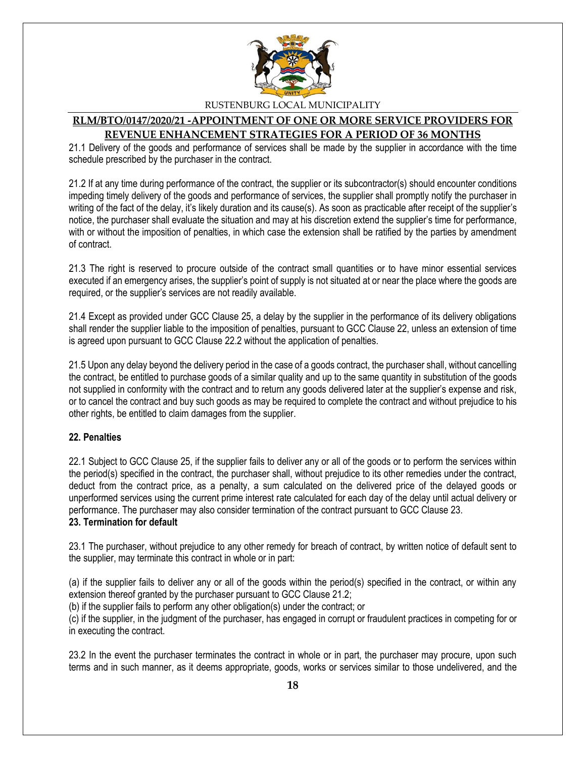21.1 Delivery of the goods and performance of services shall be made by the supplier in accordance with the time schedule prescribed by the purchaser in the contract.

21.2 If at any time during performance of the contract, the supplier or its subcontractor(s) should encounter conditions impeding timely delivery of the goods and performance of services, the supplier shall promptly notify the purchaser in writing of the fact of the delay, it's likely duration and its cause(s). As soon as practicable after receipt of the supplier's notice, the purchaser shall evaluate the situation and may at his discretion extend the supplier's time for performance, with or without the imposition of penalties, in which case the extension shall be ratified by the parties by amendment of contract.

21.3 The right is reserved to procure outside of the contract small quantities or to have minor essential services executed if an emergency arises, the supplier's point of supply is not situated at or near the place where the goods are required, or the supplier's services are not readily available.

21.4 Except as provided under GCC Clause 25, a delay by the supplier in the performance of its delivery obligations shall render the supplier liable to the imposition of penalties, pursuant to GCC Clause 22, unless an extension of time is agreed upon pursuant to GCC Clause 22.2 without the application of penalties.

21.5 Upon any delay beyond the delivery period in the case of a goods contract, the purchaser shall, without cancelling the contract, be entitled to purchase goods of a similar quality and up to the same quantity in substitution of the goods not supplied in conformity with the contract and to return any goods delivered later at the supplier's expense and risk, or to cancel the contract and buy such goods as may be required to complete the contract and without prejudice to his other rights, be entitled to claim damages from the supplier.

**22. Penalties**

22.1 Subject to GCC Clause 25, if the supplier fails to deliver any or all of the goods or to perform the services within the period(s) specified in the contract, the purchaser shall, without prejudice to its other remedies under the contract, deduct from the contract price, as a penalty, a sum calculated on the delivered price of the delayed goods or unperformed services using the current prime interest rate calculated for each day of the delay until actual delivery or performance. The purchaser may also consider termination of the contract pursuant to GCC Clause 23.

**23. Termination for default**

23.1 The purchaser, without prejudice to any other remedy for breach of contract, by written notice of default sent to the supplier, may terminate this contract in whole or in part:

(a) if the supplier fails to deliver any or all of the goods within the period(s) specified in the contract, or within any extension thereof granted by the purchaser pursuant to GCC Clause 21.2;
(b) if the supplier fails to perform any other obligation(s) under the contract; or
(c) if the supplier, in the judgment of the purchaser, has engaged in corrupt or fraudulent practices in competing for or in executing the contract.

23.2 In the event the purchaser terminates the contract in whole or in part, the purchaser may procure, upon such terms and in such manner, as it deems appropriate, goods, works or services similar to those undelivered, and the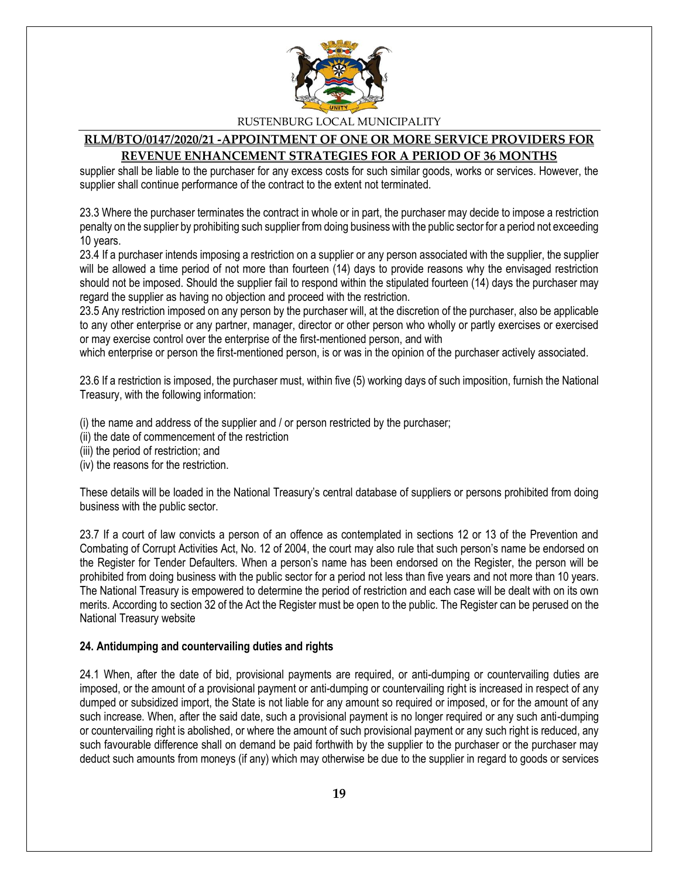supplier shall be liable to the purchaser for any excess costs for such similar goods, works or services. However, the supplier shall continue performance of the contract to the extent not terminated.

23.3 Where the purchaser terminates the contract in whole or in part, the purchaser may decide to impose a restriction penalty on the supplier by prohibiting such supplier from doing business with the public sector for a period not exceeding 10 years.

23.4 If a purchaser intends imposing a restriction on a supplier or any person associated with the supplier, the supplier will be allowed a time period of not more than fourteen (14) days to provide reasons why the envisaged restriction should not be imposed. Should the supplier fail to respond within the stipulated fourteen (14) days the purchaser may regard the supplier as having no objection and proceed with the restriction.

23.5 Any restriction imposed on any person by the purchaser will, at the discretion of the purchaser, also be applicable to any other enterprise or any partner, manager, director or other person who wholly or partly exercises or exercised or may exercise control over the enterprise of the first-mentioned person, and with which enterprise or person the first-mentioned person, is or was in the opinion of the purchaser actively associated.

23.6 If a restriction is imposed, the purchaser must, within five (5) working days of such imposition, furnish the National Treasury, with the following information:

(i) the name and address of the supplier and / or person restricted by the purchaser;
(ii) the date of commencement of the restriction
(iii) the period of restriction; and
(iv) the reasons for the restriction.

These details will be loaded in the National Treasury's central database of suppliers or persons prohibited from doing business with the public sector.

23.7 If a court of law convicts a person of an offence as contemplated in sections 12 or 13 of the Prevention and Combating of Corrupt Activities Act, No. 12 of 2004, the court may also rule that such person's name be endorsed on the Register for Tender Defaulters. When a person's name has been endorsed on the Register, the person will be prohibited from doing business with the public sector for a period not less than five years and not more than 10 years. The National Treasury is empowered to determine the period of restriction and each case will be dealt with on its own merits. According to section 32 of the Act the Register must be open to the public. The Register can be perused on the National Treasury website

**24. Antidumping and countervailing duties and rights**

24.1 When, after the date of bid, provisional payments are required, or anti-dumping or countervailing duties are imposed, or the amount of a provisional payment or anti-dumping or countervailing right is increased in respect of any dumped or subsidized import, the State is not liable for any amount so required or imposed, or for the amount of any such increase. When, after the said date, such a provisional payment is no longer required or any such anti-dumping or countervailing right is abolished, or where the amount of such provisional payment or any such right is reduced, any such favourable difference shall on demand be paid forthwith by the supplier to the purchaser or the purchaser may deduct such amounts from moneys (if any) which may otherwise be due to the supplier in regard to goods or services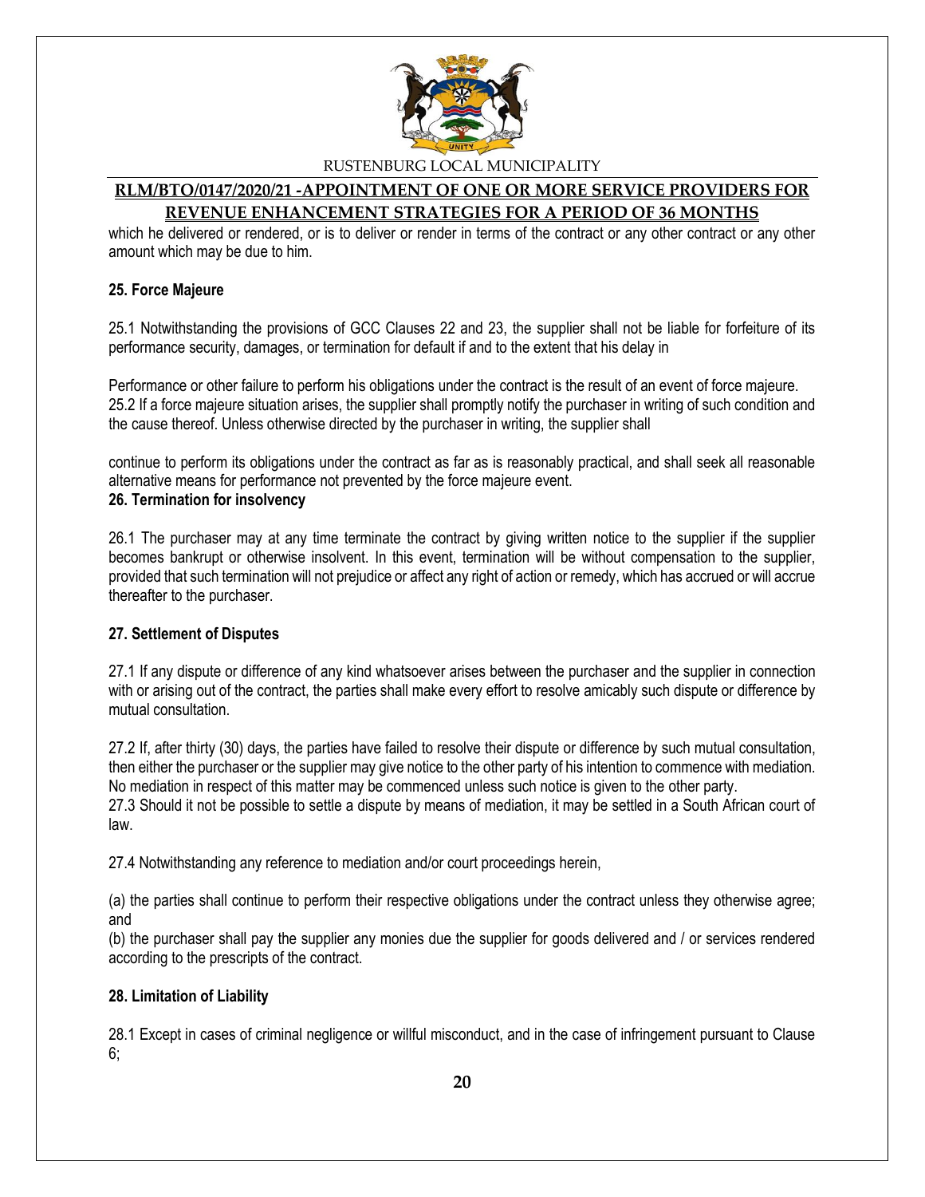which he delivered or rendered, or is to deliver or render in terms of the contract or any other contract or any other amount which may be due to him.

**25. Force Majeure**

25.1 Notwithstanding the provisions of GCC Clauses 22 and 23, the supplier shall not be liable for forfeiture of its performance security, damages, or termination for default if and to the extent that his delay in

Performance or other failure to perform his obligations under the contract is the result of an event of force majeure.
25.2 If a force majeure situation arises, the supplier shall promptly notify the purchaser in writing of such condition and the cause thereof. Unless otherwise directed by the purchaser in writing, the supplier shall

continue to perform its obligations under the contract as far as is reasonably practical, and shall seek all reasonable alternative means for performance not prevented by the force majeure event.

**26. Termination for insolvency**

26.1 The purchaser may at any time terminate the contract by giving written notice to the supplier if the supplier becomes bankrupt or otherwise insolvent. In this event, termination will be without compensation to the supplier, provided that such termination will not prejudice or affect any right of action or remedy, which has accrued or will accrue thereafter to the purchaser.

**27. Settlement of Disputes**

27.1 If any dispute or difference of any kind whatsoever arises between the purchaser and the supplier in connection with or arising out of the contract, the parties shall make every effort to resolve amicably such dispute or difference by mutual consultation.

27.2 If, after thirty (30) days, the parties have failed to resolve their dispute or difference by such mutual consultation, then either the purchaser or the supplier may give notice to the other party of his intention to commence with mediation. No mediation in respect of this matter may be commenced unless such notice is given to the other party.
27.3 Should it not be possible to settle a dispute by means of mediation, it may be settled in a South African court of law.

27.4 Notwithstanding any reference to mediation and/or court proceedings herein,

(a) the parties shall continue to perform their respective obligations under the contract unless they otherwise agree; and
(b) the purchaser shall pay the supplier any monies due the supplier for goods delivered and / or services rendered according to the prescripts of the contract.

**28. Limitation of Liability**

28.1 Except in cases of criminal negligence or willful misconduct, and in the case of infringement pursuant to Clause 6;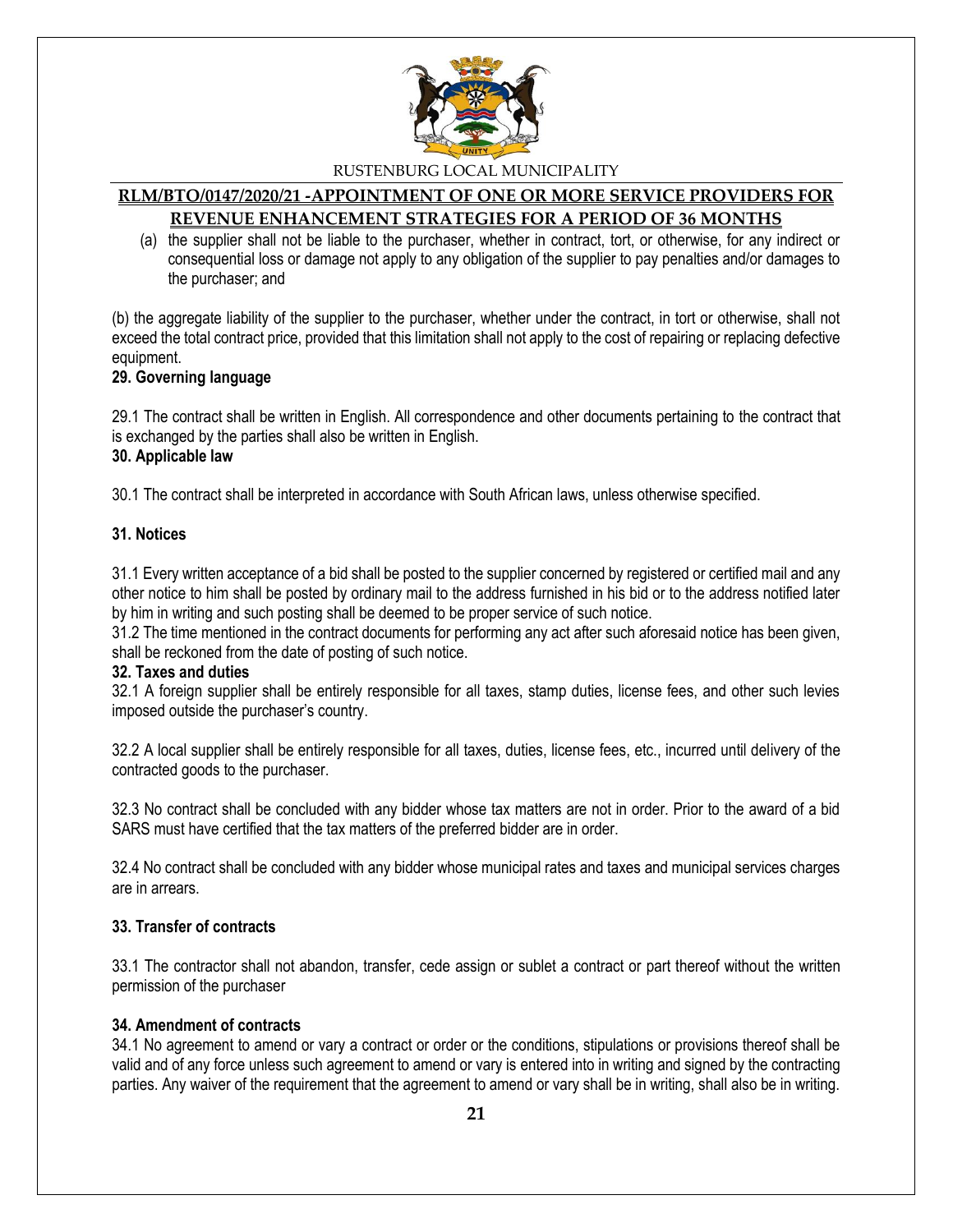(a) the supplier shall not be liable to the purchaser, whether in contract, tort, or otherwise, for any indirect or consequential loss or damage not apply to any obligation of the supplier to pay penalties and/or damages to the purchaser; and

(b) the aggregate liability of the supplier to the purchaser, whether under the contract, in tort or otherwise, shall not exceed the total contract price, provided that this limitation shall not apply to the cost of repairing or replacing defective equipment.

**29. Governing language**

29.1 The contract shall be written in English. All correspondence and other documents pertaining to the contract that is exchanged by the parties shall also be written in English.

**30. Applicable law**

30.1 The contract shall be interpreted in accordance with South African laws, unless otherwise specified.

**31. Notices**

31.1 Every written acceptance of a bid shall be posted to the supplier concerned by registered or certified mail and any other notice to him shall be posted by ordinary mail to the address furnished in his bid or to the address notified later by him in writing and such posting shall be deemed to be proper service of such notice.

31.2 The time mentioned in the contract documents for performing any act after such aforesaid notice has been given, shall be reckoned from the date of posting of such notice.

**32. Taxes and duties**

32.1 A foreign supplier shall be entirely responsible for all taxes, stamp duties, license fees, and other such levies imposed outside the purchaser's country.

32.2 A local supplier shall be entirely responsible for all taxes, duties, license fees, etc., incurred until delivery of the contracted goods to the purchaser.

32.3 No contract shall be concluded with any bidder whose tax matters are not in order. Prior to the award of a bid SARS must have certified that the tax matters of the preferred bidder are in order.

32.4 No contract shall be concluded with any bidder whose municipal rates and taxes and municipal services charges are in arrears.

**33. Transfer of contracts**

33.1 The contractor shall not abandon, transfer, cede assign or sublet a contract or part thereof without the written permission of the purchaser

**34. Amendment of contracts**

34.1 No agreement to amend or vary a contract or order or the conditions, stipulations or provisions thereof shall be valid and of any force unless such agreement to amend or vary is entered into in writing and signed by the contracting parties. Any waiver of the requirement that the agreement to amend or vary shall be in writing, shall also be in writing.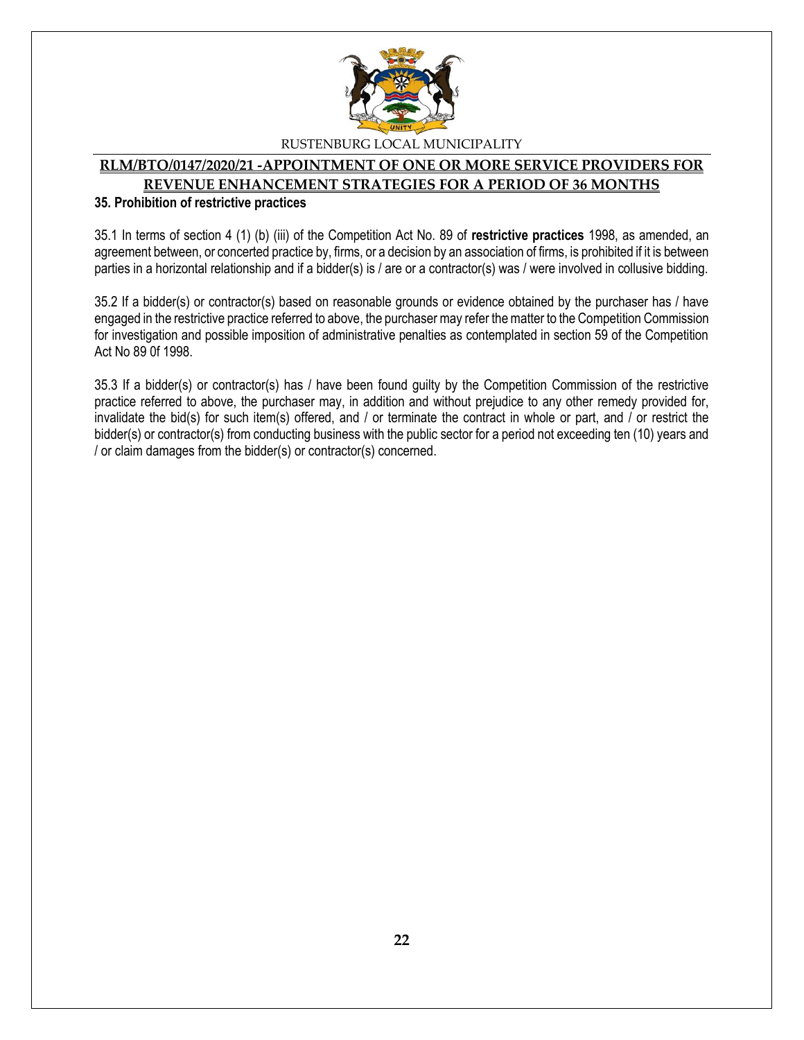## 35. Prohibition of restrictive practices

35.1 In terms of section 4 (1) (b) (iii) of the Competition Act No. 89 of **restrictive practices** 1998, as amended, an agreement between, or concerted practice by, firms, or a decision by an association of firms, is prohibited if it is between parties in a horizontal relationship and if a bidder(s) is / are or a contractor(s) was / were involved in collusive bidding.

35.2 If a bidder(s) or contractor(s) based on reasonable grounds or evidence obtained by the purchaser has / have engaged in the restrictive practice referred to above, the purchaser may refer the matter to the Competition Commission for investigation and possible imposition of administrative penalties as contemplated in section 59 of the Competition Act No 89 0f 1998.

35.3 If a bidder(s) or contractor(s) has / have been found guilty by the Competition Commission of the restrictive practice referred to above, the purchaser may, in addition and without prejudice to any other remedy provided for, invalidate the bid(s) for such item(s) offered, and / or terminate the contract in whole or part, and / or restrict the bidder(s) or contractor(s) from conducting business with the public sector for a period not exceeding ten (10) years and / or claim damages from the bidder(s) or contractor(s) concerned.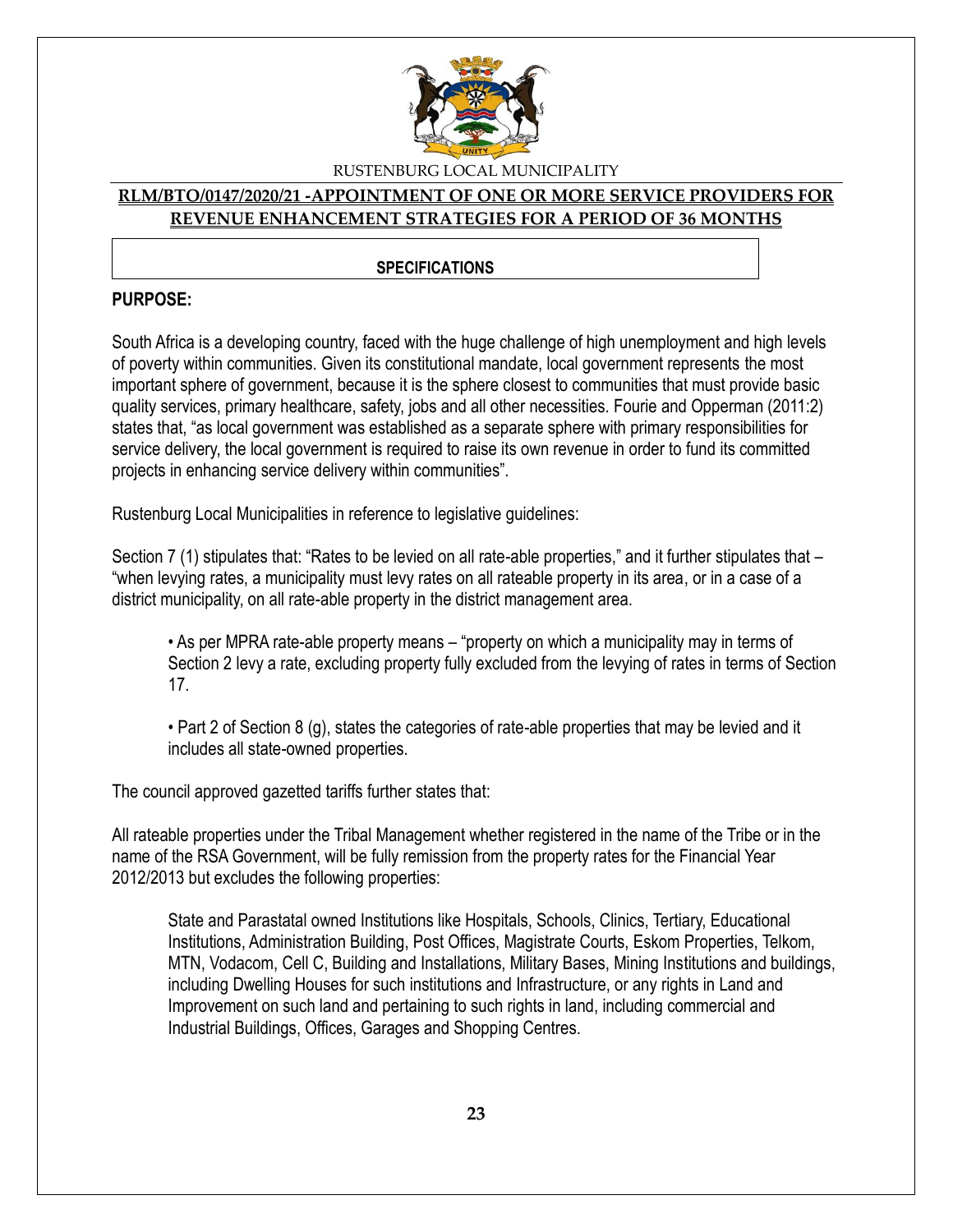**RLM/BTO/0147/2020/21 -APPOINTMENT OF ONE OR MORE SERVICE PROVIDERS FOR REVENUE ENHANCEMENT STRATEGIES FOR A PERIOD OF 36 MONTHS**

## SPECIFICATIONS

### PURPOSE:

South Africa is a developing country, faced with the huge challenge of high unemployment and high levels of poverty within communities. Given its constitutional mandate, local government represents the most important sphere of government, because it is the sphere closest to communities that must provide basic quality services, primary healthcare, safety, jobs and all other necessities. Fourie and Opperman (2011:2) states that, "as local government was established as a separate sphere with primary responsibilities for service delivery, the local government is required to raise its own revenue in order to fund its committed projects in enhancing service delivery within communities".

Rustenburg Local Municipalities in reference to legislative guidelines:

Section 7 (1) stipulates that: "Rates to be levied on all rate-able properties," and it further stipulates that – "when levying rates, a municipality must levy rates on all rateable property in its area, or in a case of a district municipality, on all rate-able property in the district management area.

- As per MPRA rate-able property means – "property on which a municipality may in terms of Section 2 levy a rate, excluding property fully excluded from the levying of rates in terms of Section 17.
- Part 2 of Section 8 (g), states the categories of rate-able properties that may be levied and it includes all state-owned properties.

The council approved gazetted tariffs further states that:

All rateable properties under the Tribal Management whether registered in the name of the Tribe or in the name of the RSA Government, will be fully remission from the property rates for the Financial Year 2012/2013 but excludes the following properties:

> State and Parastatal owned Institutions like Hospitals, Schools, Clinics, Tertiary, Educational Institutions, Administration Building, Post Offices, Magistrate Courts, Eskom Properties, Telkom, MTN, Vodacom, Cell C, Building and Installations, Military Bases, Mining Institutions and buildings, including Dwelling Houses for such institutions and Infrastructure, or any rights in Land and Improvement on such land and pertaining to such rights in land, including commercial and Industrial Buildings, Offices, Garages and Shopping Centres.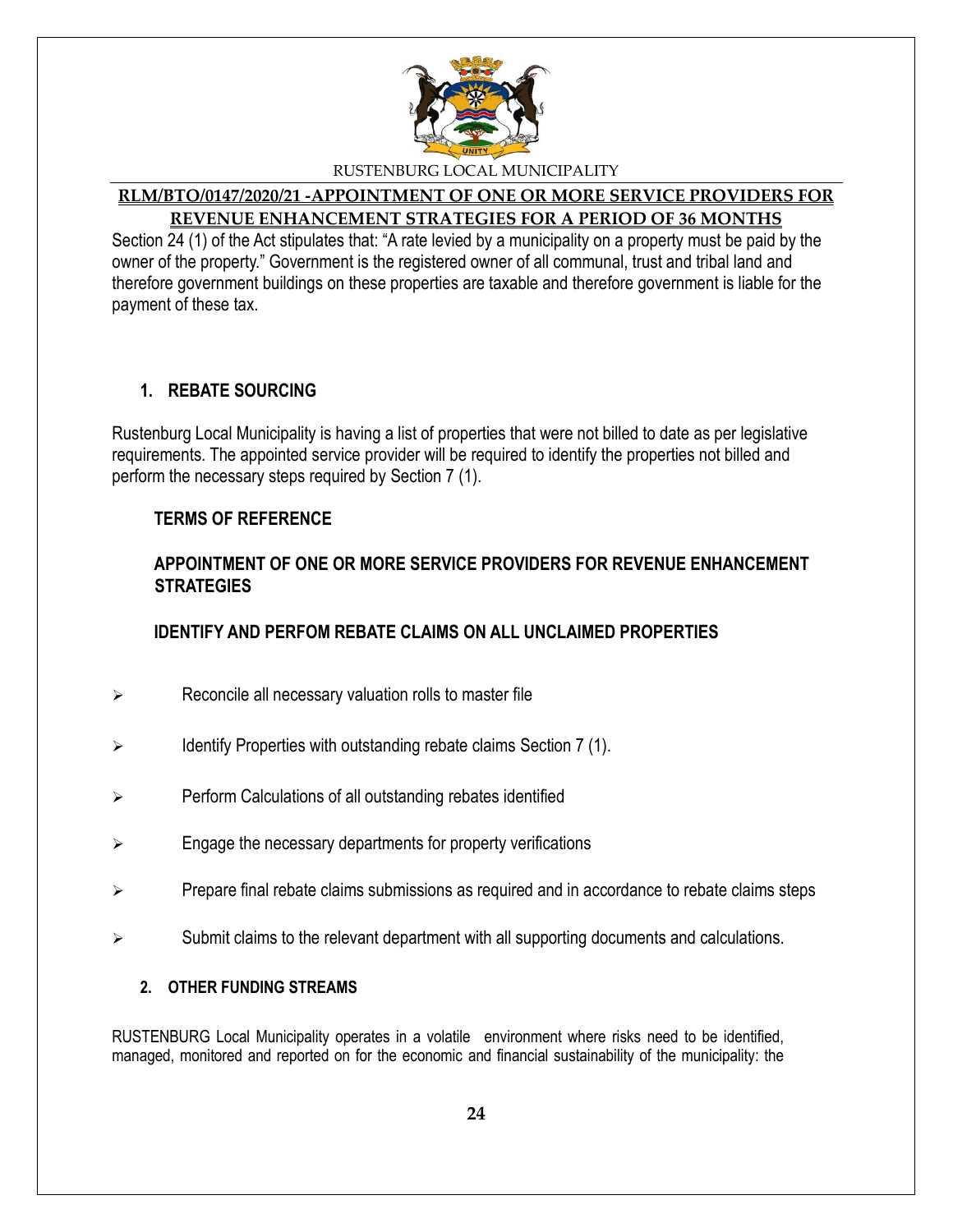Section 24 (1) of the Act stipulates that: "A rate levied by a municipality on a property must be paid by the owner of the property." Government is the registered owner of all communal, trust and tribal land and therefore government buildings on these properties are taxable and therefore government is liable for the payment of these tax.

## 1. REBATE SOURCING

Rustenburg Local Municipality is having a list of properties that were not billed to date as per legislative requirements. The appointed service provider will be required to identify the properties not billed and perform the necessary steps required by Section 7 (1).

### TERMS OF REFERENCE

### APPOINTMENT OF ONE OR MORE SERVICE PROVIDERS FOR REVENUE ENHANCEMENT STRATEGIES

### IDENTIFY AND PERFOM REBATE CLAIMS ON ALL UNCLAIMED PROPERTIES

- Reconcile all necessary valuation rolls to master file
- Identify Properties with outstanding rebate claims Section 7 (1).
- Perform Calculations of all outstanding rebates identified
- Engage the necessary departments for property verifications
- Prepare final rebate claims submissions as required and in accordance to rebate claims steps
- Submit claims to the relevant department with all supporting documents and calculations.

## 2. OTHER FUNDING STREAMS

RUSTENBURG Local Municipality operates in a volatile environment where risks need to be identified, managed, monitored and reported on for the economic and financial sustainability of the municipality: the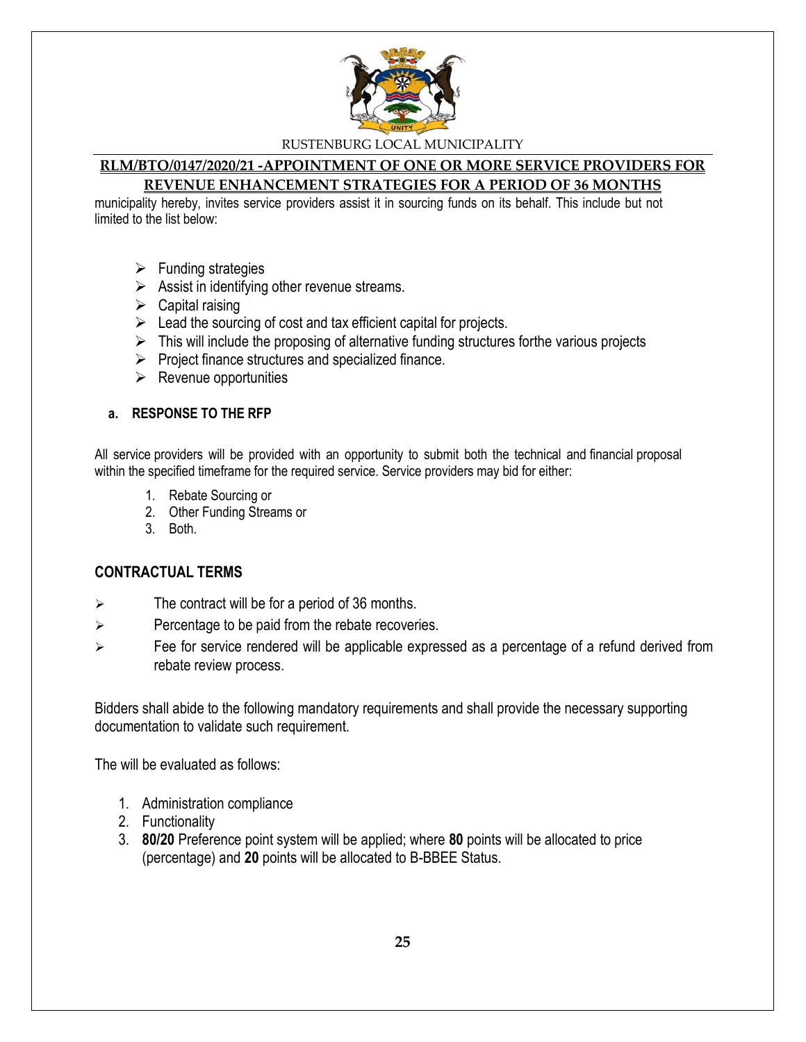municipality hereby, invites service providers assist it in sourcing funds on its behalf. This include but not limited to the list below:

- Funding strategies
- Assist in identifying other revenue streams.
- Capital raising
- Lead the sourcing of cost and tax efficient capital for projects.
- This will include the proposing of alternative funding structures forthe various projects
- Project finance structures and specialized finance.
- Revenue opportunities

**a. RESPONSE TO THE RFP**

All service providers will be provided with an opportunity to submit both the technical and financial proposal within the specified timeframe for the required service. Service providers may bid for either:

1. Rebate Sourcing or
2. Other Funding Streams or
3. Both.

## CONTRACTUAL TERMS

- The contract will be for a period of 36 months.
- Percentage to be paid from the rebate recoveries.
- Fee for service rendered will be applicable expressed as a percentage of a refund derived from rebate review process.

Bidders shall abide to the following mandatory requirements and shall provide the necessary supporting documentation to validate such requirement.

The will be evaluated as follows:

1. Administration compliance
2. Functionality
3. **80/20** Preference point system will be applied; where **80** points will be allocated to price (percentage) and **20** points will be allocated to B-BBEE Status.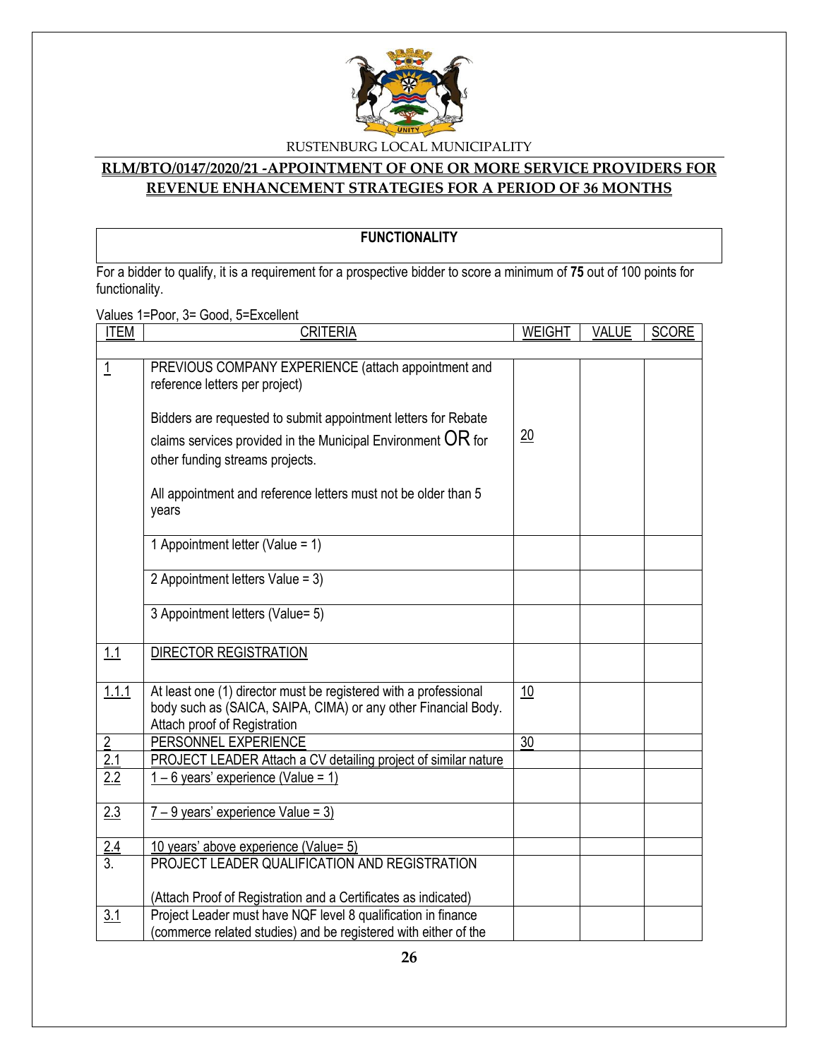RUSTENBURG LOCAL MUNICIPALITY

**RLM/BTO/0147/2020/21 -APPOINTMENT OF ONE OR MORE SERVICE PROVIDERS FOR REVENUE ENHANCEMENT STRATEGIES FOR A PERIOD OF 36 MONTHS**

## FUNCTIONALITY

For a bidder to qualify, it is a requirement for a prospective bidder to score a minimum of **75** out of 100 points for functionality.

Values 1=Poor, 3= Good, 5=Excellent

| ITEM | CRITERIA | WEIGHT | VALUE | SCORE |
|---|---|---|---|---|
| | | | | |
| 1 | PREVIOUS COMPANY EXPERIENCE (attach appointment and reference letters per project)<br><br>Bidders are requested to submit appointment letters for Rebate claims services provided in the Municipal Environment OR for other funding streams projects.<br><br>All appointment and reference letters must not be older than 5 years | 20 | | |
| | 1 Appointment letter (Value = 1) | | | |
| | 2 Appointment letters Value = 3) | | | |
| | 3 Appointment letters (Value= 5) | | | |
| 1.1 | DIRECTOR REGISTRATION | | | |
| 1.1.1 | At least one (1) director must be registered with a professional body such as (SAICA, SAIPA, CIMA) or any other Financial Body. Attach proof of Registration | 10 | | |
| 2 | PERSONNEL EXPERIENCE | 30 | | |
| 2.1 | PROJECT LEADER Attach a CV detailing project of similar nature | | | |
| 2.2 | 1 – 6 years' experience (Value = 1) | | | |
| 2.3 | 7 – 9 years' experience Value = 3) | | | |
| 2.4 | 10 years' above experience (Value= 5) | | | |
| 3. | PROJECT LEADER QUALIFICATION AND REGISTRATION<br><br>(Attach Proof of Registration and a Certificates as indicated) | | | |
| 3.1 | Project Leader must have NQF level 8 qualification in finance (commerce related studies) and be registered with either of the | | | |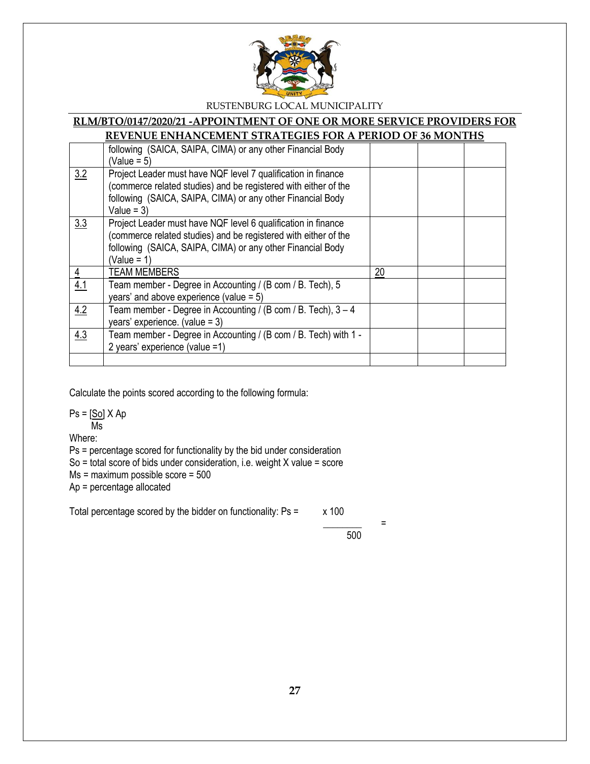| | | | | |
|---|---|---|---|---|
| | following (SAICA, SAIPA, CIMA) or any other Financial Body (Value = 5) | | | |
| 3.2 | Project Leader must have NQF level 7 qualification in finance (commerce related studies) and be registered with either of the following (SAICA, SAIPA, CIMA) or any other Financial Body Value = 3) | | | |
| 3.3 | Project Leader must have NQF level 6 qualification in finance (commerce related studies) and be registered with either of the following (SAICA, SAIPA, CIMA) or any other Financial Body (Value = 1) | | | |
| 4 | TEAM MEMBERS | 20 | | |
| 4.1 | Team member - Degree in Accounting / (B com / B. Tech), 5 years' and above experience (value = 5) | | | |
| 4.2 | Team member - Degree in Accounting / (B com / B. Tech), 3 – 4 years' experience. (value = 3) | | | |
| 4.3 | Team member - Degree in Accounting / (B com / B. Tech) with 1 - 2 years' experience (value =1) | | | |
| | | | | |

Calculate the points scored according to the following formula:

$$Ps = \frac{[So]}{Ms} \times Ap$$

Where:

Ps = percentage scored for functionality by the bid under consideration
So = total score of bids under consideration, i.e. weight X value = score
Ms = maximum possible score = 500
Ap = percentage allocated

Total percentage scored by the bidder on functionality: $Ps = \frac{\quad\quad \times 100}{500} =$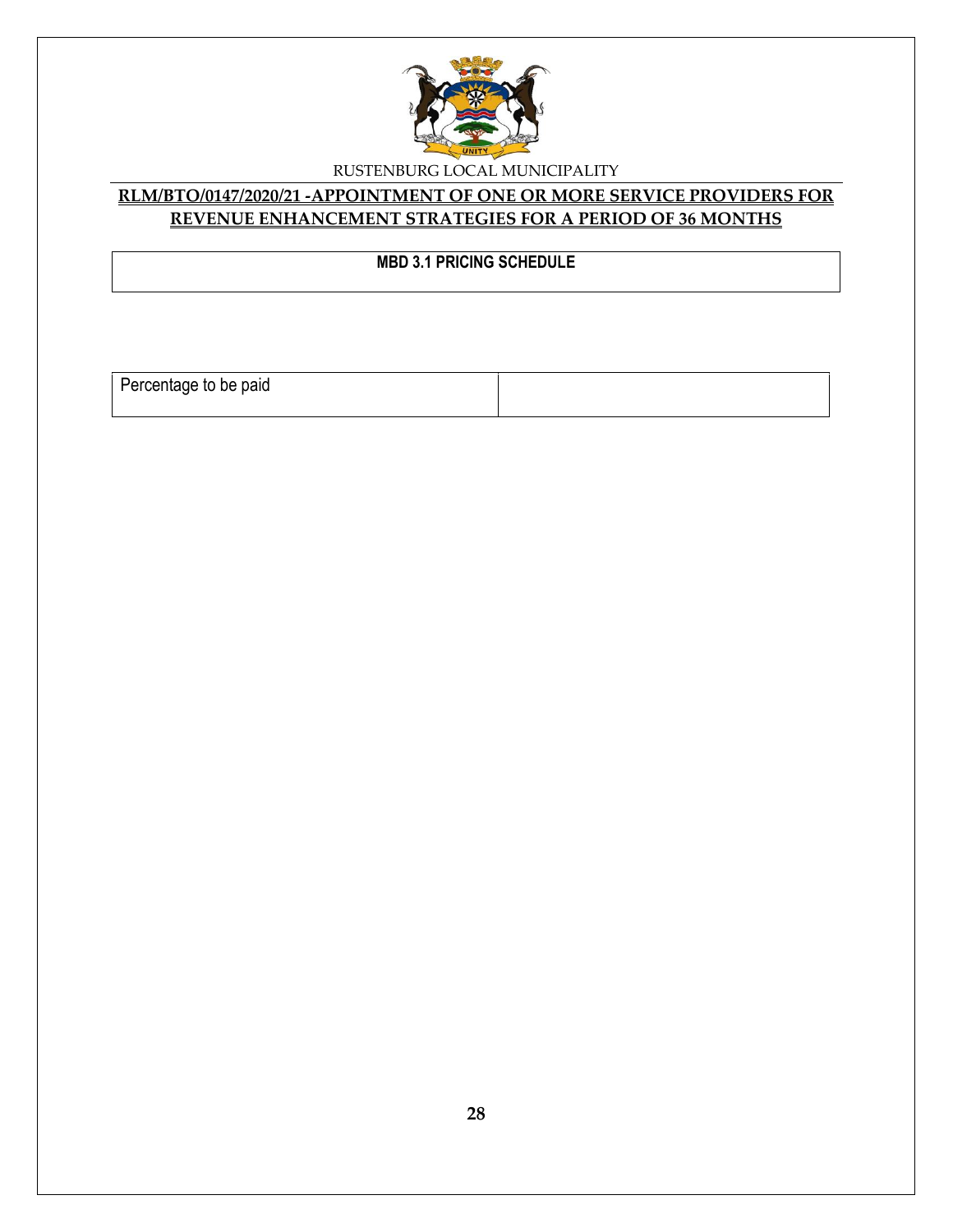## MBD 3.1 PRICING SCHEDULE

| Percentage to be paid | |
|---|---|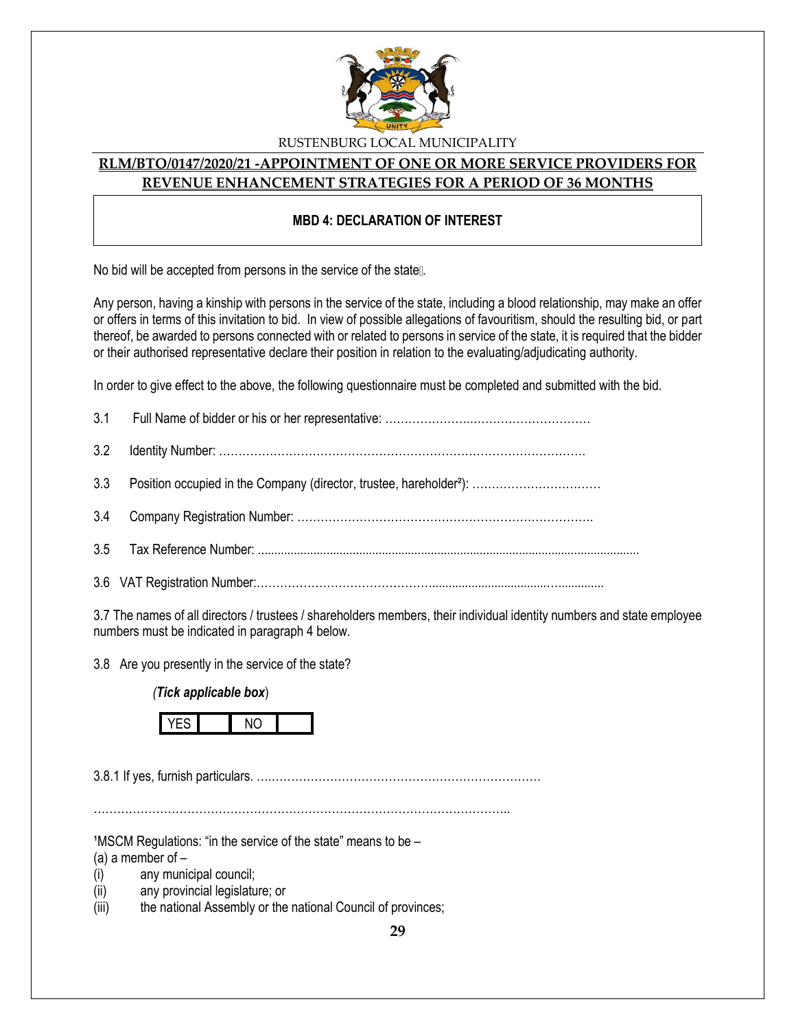RUSTENBURG LOCAL MUNICIPALITY

**RLM/BTO/0147/2020/21 -APPOINTMENT OF ONE OR MORE SERVICE PROVIDERS FOR REVENUE ENHANCEMENT STRATEGIES FOR A PERIOD OF 36 MONTHS**

## MBD 4: DECLARATION OF INTEREST

No bid will be accepted from persons in the service of the state[1].

Any person, having a kinship with persons in the service of the state, including a blood relationship, may make an offer or offers in terms of this invitation to bid. In view of possible allegations of favouritism, should the resulting bid, or part thereof, be awarded to persons connected with or related to persons in service of the state, it is required that the bidder or their authorised representative declare their position in relation to the evaluating/adjudicating authority.

In order to give effect to the above, the following questionnaire must be completed and submitted with the bid.

3.1 Full Name of bidder or his or her representative: ……………………..…………………………

3.2 Identity Number: ………………………………………………………………………………….

3.3 Position occupied in the Company (director, trustee, hareholder[2]): ……………………………

3.4 Company Registration Number: ………………………………………………………………….

3.5 Tax Reference Number: ....................................................................................................................

3.6 VAT Registration Number:………………………………………...................................…..............

3.7 The names of all directors / trustees / shareholders members, their individual identity numbers and state employee numbers must be indicated in paragraph 4 below.

3.8 Are you presently in the service of the state?

*(**Tick applicable box**)*

| YES | | NO | |
|---|---|---|---|

3.8.1 If yes, furnish particulars. ….…………………………………………………………

…………………………………………………………………………………………………..

[1]MSCM Regulations: "in the service of the state" means to be –
(a) a member of –
(i) any municipal council;
(ii) any provincial legislature; or
(iii) the national Assembly or the national Council of provinces;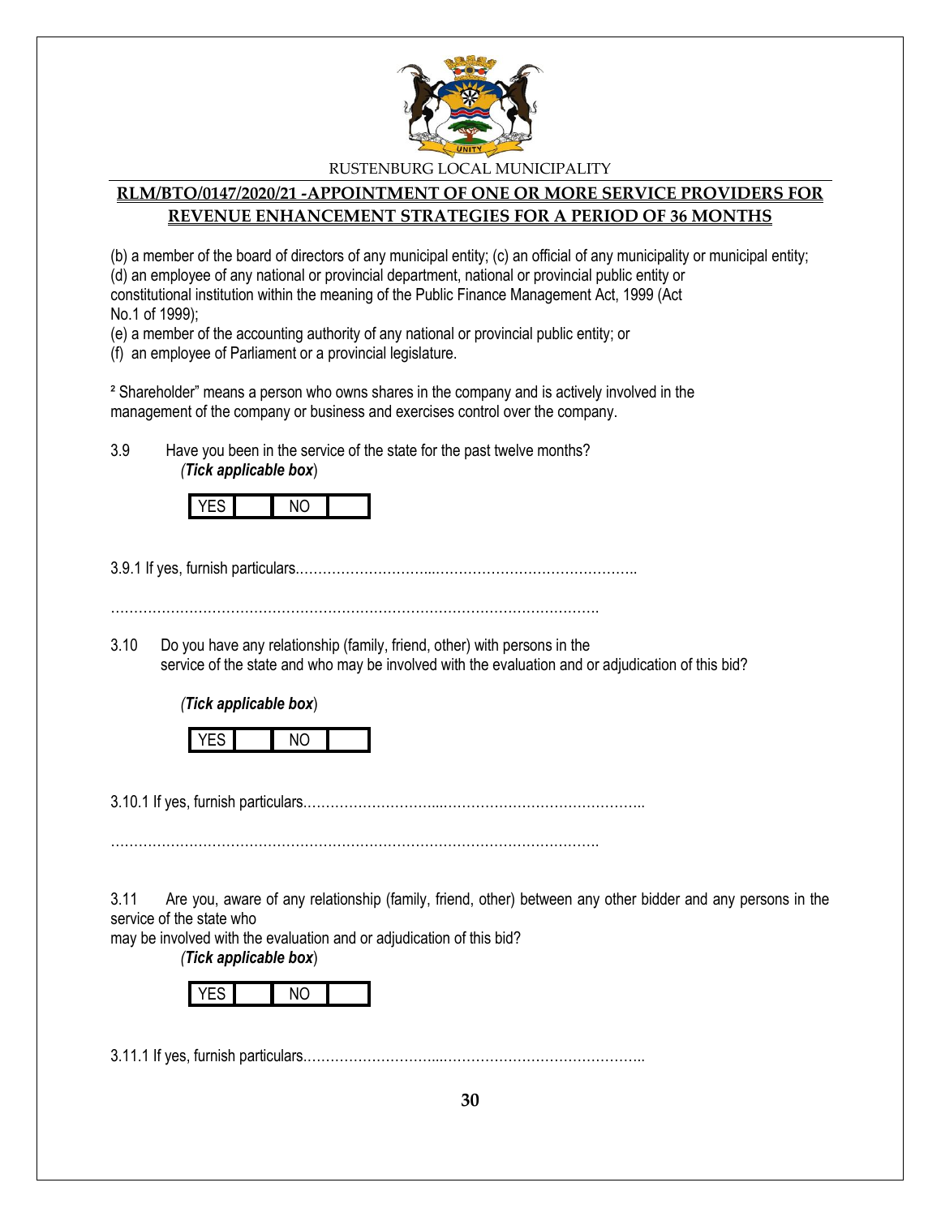(b) a member of the board of directors of any municipal entity; (c) an official of any municipality or municipal entity;
(d) an employee of any national or provincial department, national or provincial public entity or constitutional institution within the meaning of the Public Finance Management Act, 1999 (Act No.1 of 1999);
(e) a member of the accounting authority of any national or provincial public entity; or
(f) an employee of Parliament or a provincial legislature.

² Shareholder" means a person who owns shares in the company and is actively involved in the management of the company or business and exercises control over the company.

3.9 Have you been in the service of the state for the past twelve months?
*(**Tick applicable box**)*

| YES | | NO | |
|---|---|---|---|

3.9.1 If yes, furnish particulars.………………………...…………………………………….

……………………………………………………………………………………………

3.10 Do you have any relationship (family, friend, other) with persons in the service of the state and who may be involved with the evaluation and or adjudication of this bid?

*(**Tick applicable box**)*

| YES | | NO | |
|---|---|---|---|

3.10.1 If yes, furnish particulars.………………………...……………………………………..

……………………………………………………………………………………………

3.11 Are you, aware of any relationship (family, friend, other) between any other bidder and any persons in the service of the state who
may be involved with the evaluation and or adjudication of this bid?
*(**Tick applicable box**)*

| YES | | NO | |
|---|---|---|---|

3.11.1 If yes, furnish particulars.………………………...……………………………………..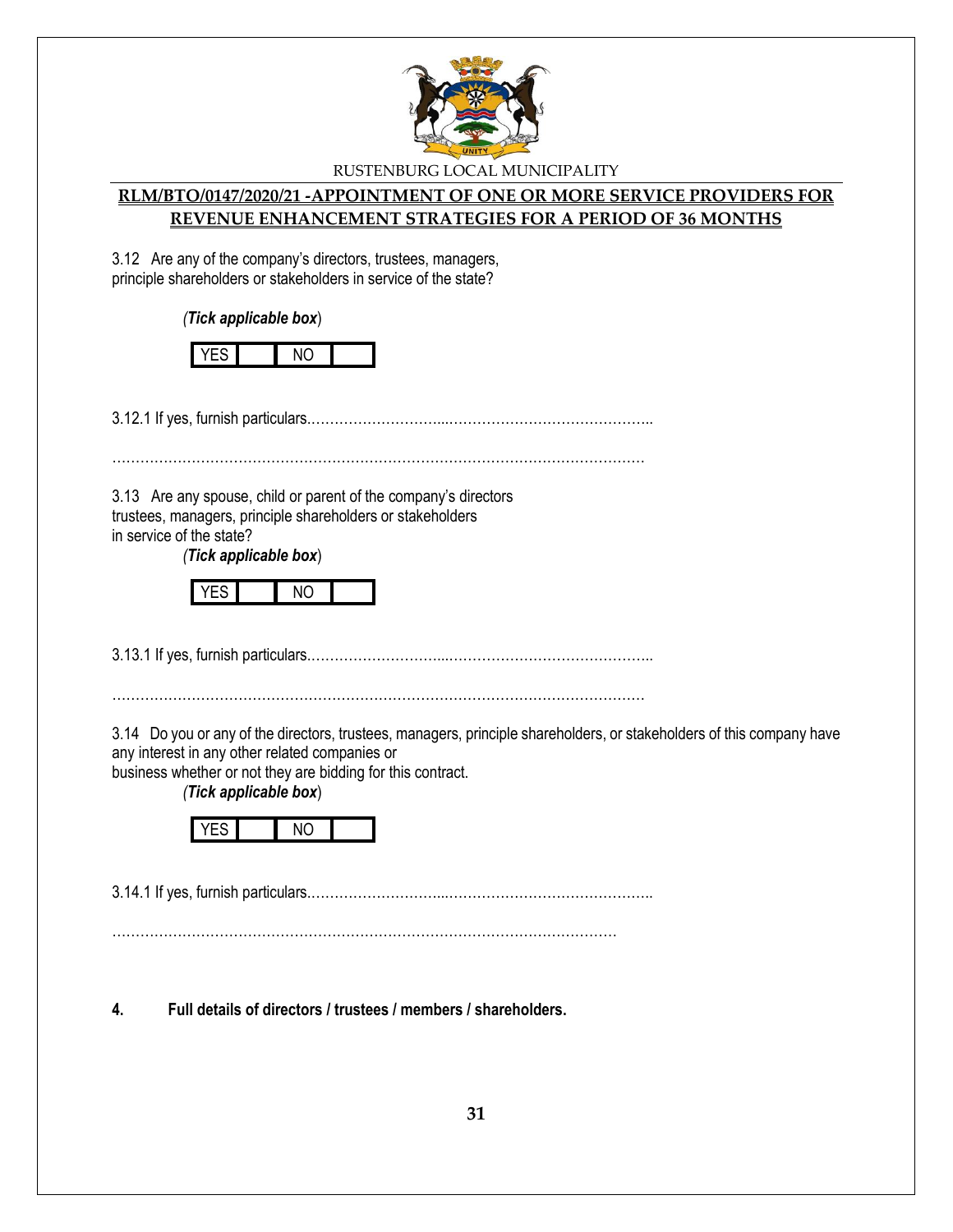3.12 Are any of the company's directors, trustees, managers, principle shareholders or stakeholders in service of the state?

*(Tick applicable box)*

| YES | | NO | |
|---|---|---|---|

3.12.1 If yes, furnish particulars.…………………….....……………………………………..

……………………………………………………………………………………………………

3.13 Are any spouse, child or parent of the company's directors trustees, managers, principle shareholders or stakeholders in service of the state?

*(Tick applicable box)*

| YES | | NO | |
|---|---|---|---|

3.13.1 If yes, furnish particulars.…………………….....……………………………………..

……………………………………………………………………………………………………

3.14 Do you or any of the directors, trustees, managers, principle shareholders, or stakeholders of this company have any interest in any other related companies or business whether or not they are bidding for this contract.

*(Tick applicable box)*

| YES | | NO | |
|---|---|---|---|

3.14.1 If yes, furnish particulars.…………………….....……………………………………..

…………………………………………………………………………………………………

**4. Full details of directors / trustees / members / shareholders.**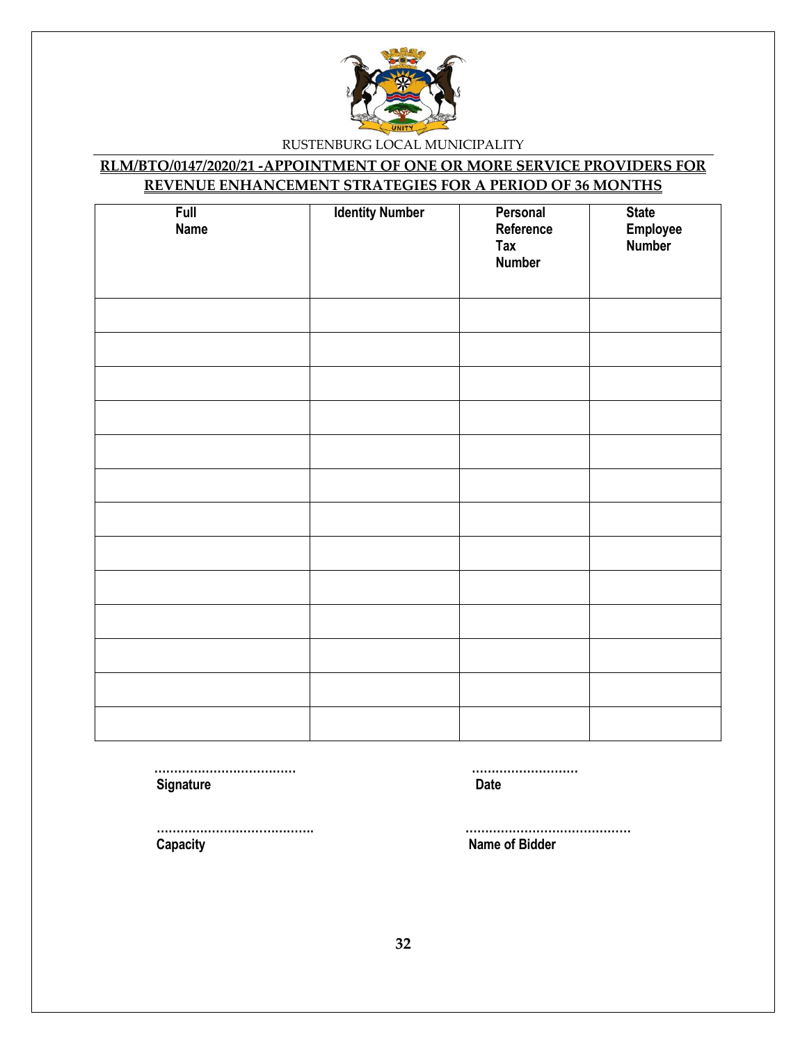RUSTENBURG LOCAL MUNICIPALITY

**RLM/BTO/0147/2020/21 -APPOINTMENT OF ONE OR MORE SERVICE PROVIDERS FOR REVENUE ENHANCEMENT STRATEGIES FOR A PERIOD OF 36 MONTHS**

| Full Name | Identity Number | Personal Reference Tax Number | State Employee Number |
|---|---|---|---|
| | | | |
| | | | |
| | | | |
| | | | |
| | | | |
| | | | |
| | | | |
| | | | |
| | | | |
| | | | |
| | | | |
| | | | |
| | | | |

……………………………… ………………………
**Signature** **Date**

………………………………….. ……………………………………
**Capacity** **Name of Bidder**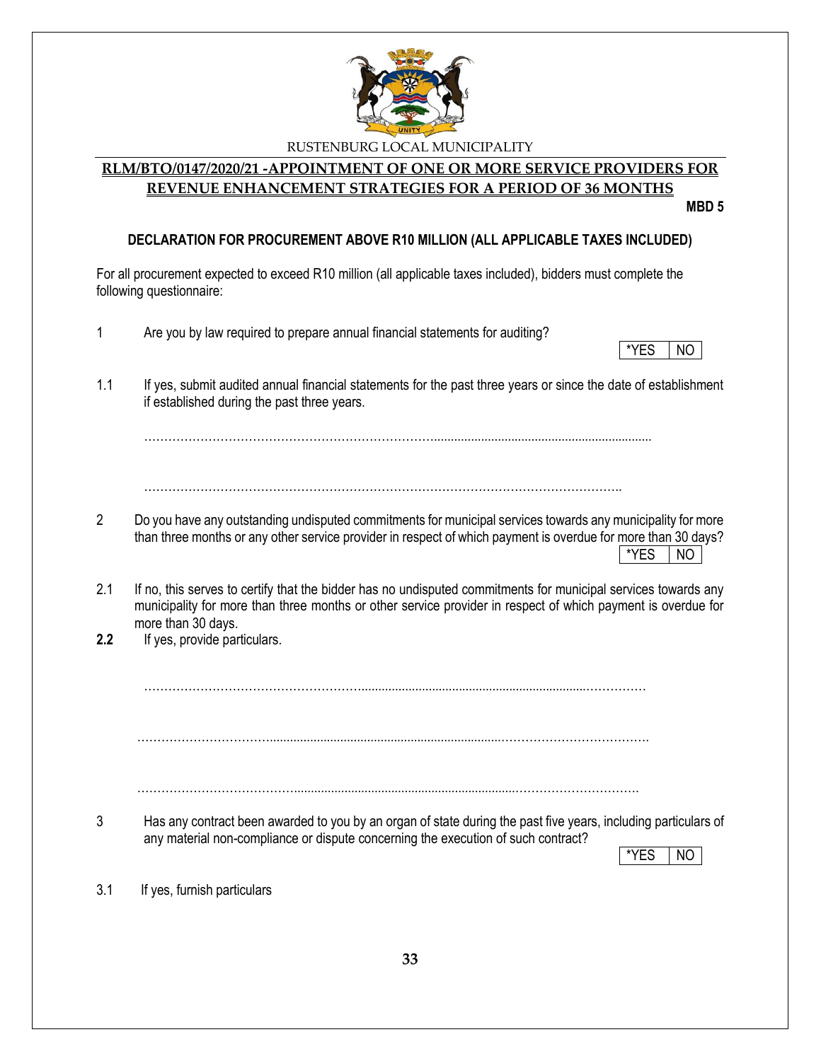RUSTENBURG LOCAL MUNICIPALITY

**RLM/BTO/0147/2020/21 -APPOINTMENT OF ONE OR MORE SERVICE PROVIDERS FOR REVENUE ENHANCEMENT STRATEGIES FOR A PERIOD OF 36 MONTHS**

**MBD 5**

**DECLARATION FOR PROCUREMENT ABOVE R10 MILLION (ALL APPLICABLE TAXES INCLUDED)**

For all procurement expected to exceed R10 million (all applicable taxes included), bidders must complete the following questionnaire:

1 Are you by law required to prepare annual financial statements for auditing?

| *YES | NO |
|---|---|

1.1 If yes, submit audited annual financial statements for the past three years or since the date of establishment if established during the past three years.

……………………………………………………………………………………………………………

……………………………………………………………………………………………………………

2 Do you have any outstanding undisputed commitments for municipal services towards any municipality for more than three months or any other service provider in respect of which payment is overdue for more than 30 days?

| *YES | NO |
|---|---|

2.1 If no, this serves to certify that the bidder has no undisputed commitments for municipal services towards any municipality for more than three months or other service provider in respect of which payment is overdue for more than 30 days.

**2.2** If yes, provide particulars.

……………………………………………………………………………………………………………

……………………………………………………………………………………………………………

……………………………………………………………………………………………………………

3 Has any contract been awarded to you by an organ of state during the past five years, including particulars of any material non-compliance or dispute concerning the execution of such contract?

| *YES | NO |
|---|---|

3.1 If yes, furnish particulars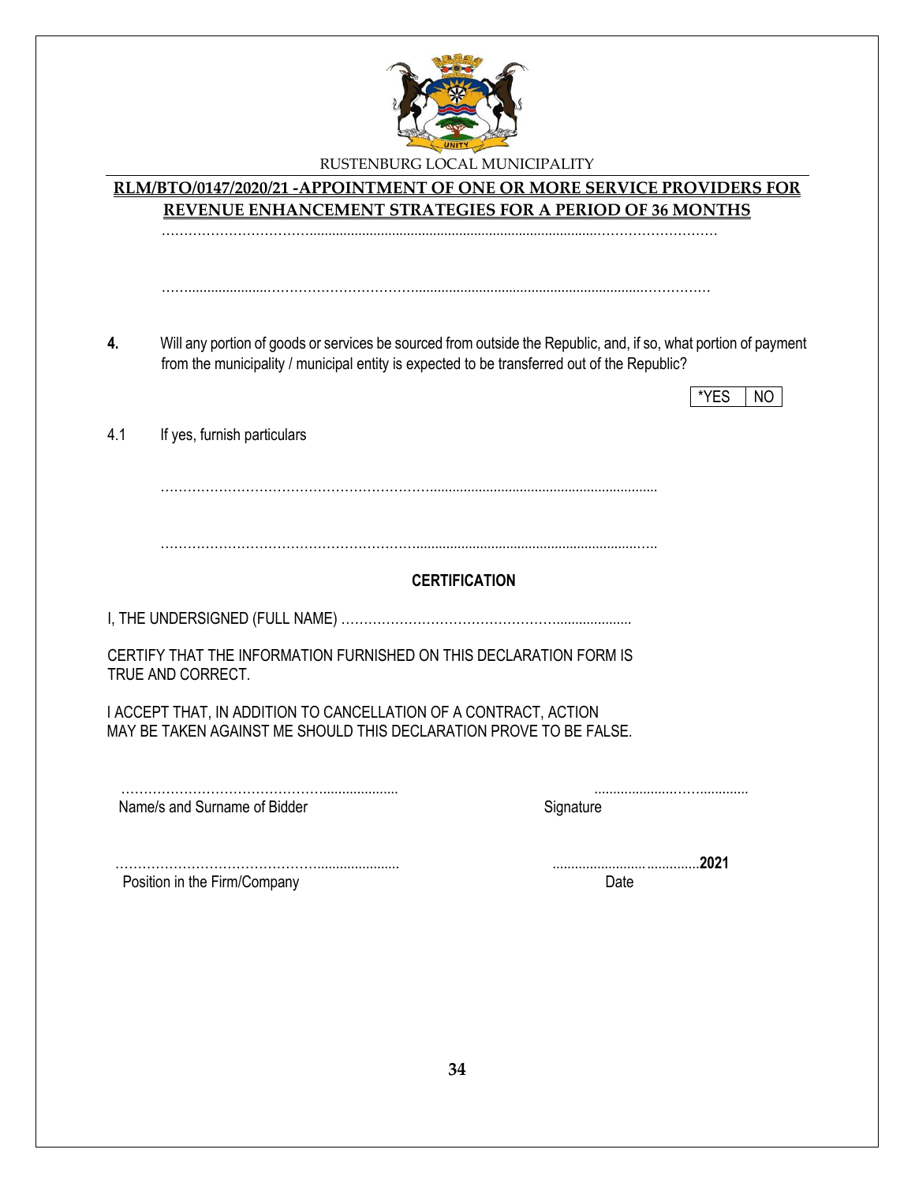RUSTENBURG LOCAL MUNICIPALITY

**RLM/BTO/0147/2020/21 -APPOINTMENT OF ONE OR MORE SERVICE PROVIDERS FOR REVENUE ENHANCEMENT STRATEGIES FOR A PERIOD OF 36 MONTHS**

……………………………………………………………………………………………………

……………………………………………………………………………………………………

**4.** Will any portion of goods or services be sourced from outside the Republic, and, if so, what portion of payment from the municipality / municipal entity is expected to be transferred out of the Republic?

| *YES | NO |
|---|---|

4.1 If yes, furnish particulars

………………………………………………………………………………………

………………………………………………………………………………………

**CERTIFICATION**

I, THE UNDERSIGNED (FULL NAME) ………………………………………………………

CERTIFY THAT THE INFORMATION FURNISHED ON THIS DECLARATION FORM IS TRUE AND CORRECT.

I ACCEPT THAT, IN ADDITION TO CANCELLATION OF A CONTRACT, ACTION MAY BE TAKEN AGAINST ME SHOULD THIS DECLARATION PROVE TO BE FALSE.

………………………………………………… ……………………………………

Name/s and Surname of Bidder Signature

………………………………………………… ……………………………………**2021**

Position in the Firm/Company Date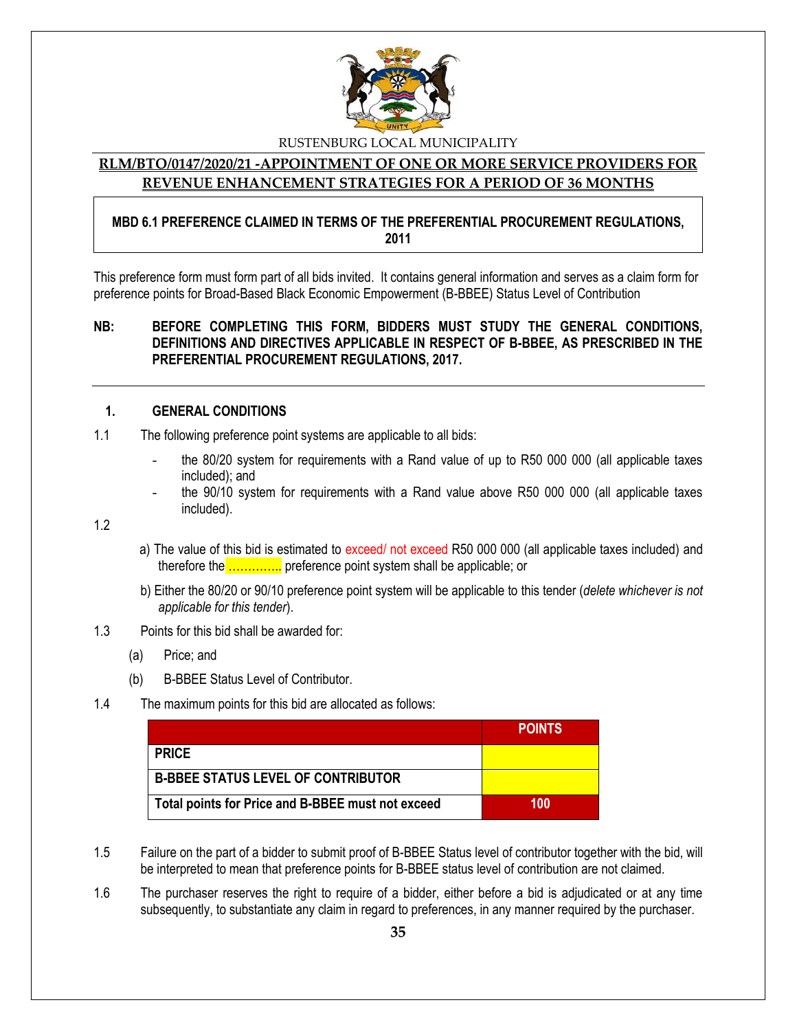RUSTENBURG LOCAL MUNICIPALITY

**RLM/BTO/0147/2020/21 -APPOINTMENT OF ONE OR MORE SERVICE PROVIDERS FOR REVENUE ENHANCEMENT STRATEGIES FOR A PERIOD OF 36 MONTHS**

**MBD 6.1 PREFERENCE CLAIMED IN TERMS OF THE PREFERENTIAL PROCUREMENT REGULATIONS, 2011**

This preference form must form part of all bids invited. It contains general information and serves as a claim form for preference points for Broad-Based Black Economic Empowerment (B-BBEE) Status Level of Contribution

**NB: BEFORE COMPLETING THIS FORM, BIDDERS MUST STUDY THE GENERAL CONDITIONS, DEFINITIONS AND DIRECTIVES APPLICABLE IN RESPECT OF B-BBEE, AS PRESCRIBED IN THE PREFERENTIAL PROCUREMENT REGULATIONS, 2017.**

## 1. GENERAL CONDITIONS

1.1 The following preference point systems are applicable to all bids:

- the 80/20 system for requirements with a Rand value of up to R50 000 000 (all applicable taxes included); and
- the 90/10 system for requirements with a Rand value above R50 000 000 (all applicable taxes included).

1.2

a) The value of this bid is estimated to exceed/ not exceed R50 000 000 (all applicable taxes included) and therefore the ………….. preference point system shall be applicable; or

b) Either the 80/20 or 90/10 preference point system will be applicable to this tender (*delete whichever is not applicable for this tender*).

1.3 Points for this bid shall be awarded for:

(a) Price; and

(b) B-BBEE Status Level of Contributor.

1.4 The maximum points for this bid are allocated as follows:

| | POINTS |
|---|---|
| **PRICE** | |
| **B-BBEE STATUS LEVEL OF CONTRIBUTOR** | |
| **Total points for Price and B-BBEE must not exceed** | **100** |

1.5 Failure on the part of a bidder to submit proof of B-BBEE Status level of contributor together with the bid, will be interpreted to mean that preference points for B-BBEE status level of contribution are not claimed.

1.6 The purchaser reserves the right to require of a bidder, either before a bid is adjudicated or at any time subsequently, to substantiate any claim in regard to preferences, in any manner required by the purchaser.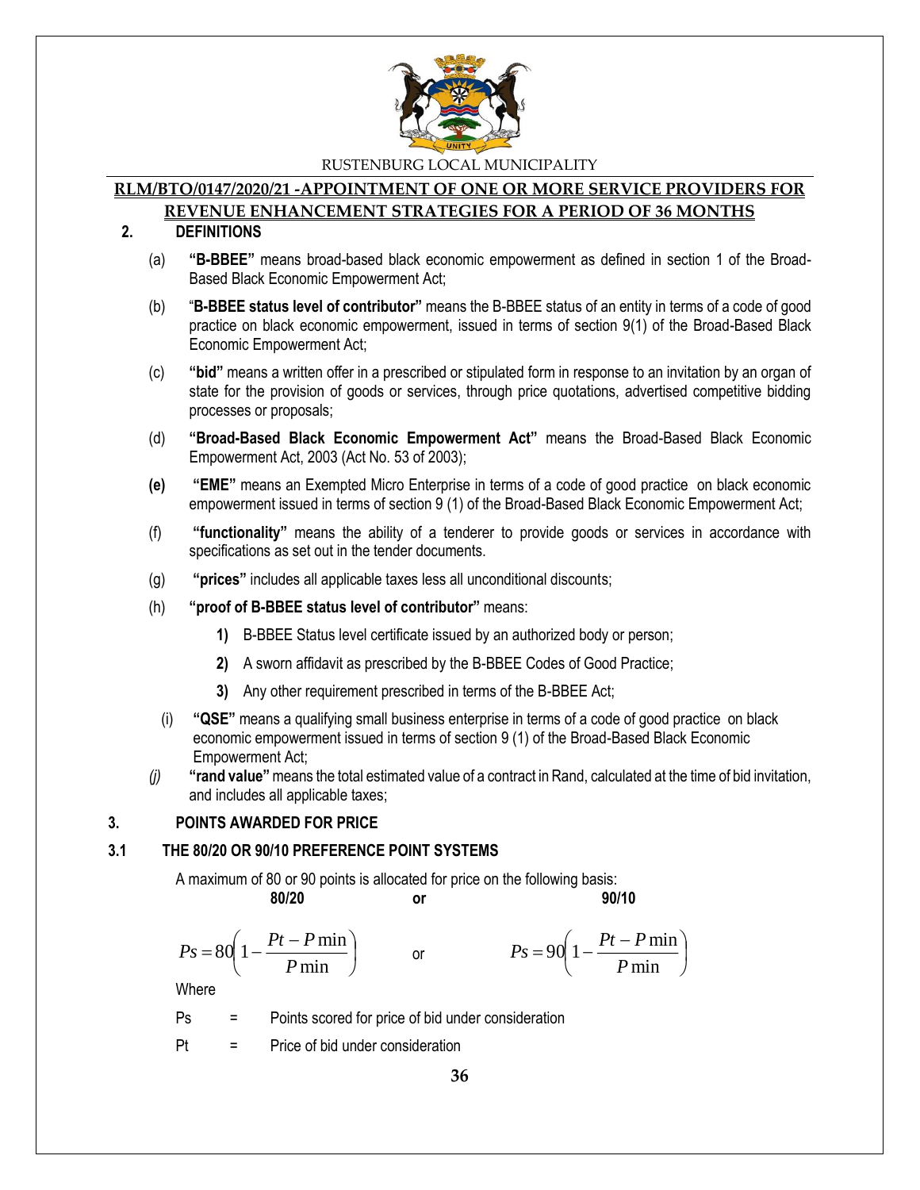## 2. DEFINITIONS

(a) **"B-BBEE"** means broad-based black economic empowerment as defined in section 1 of the Broad-Based Black Economic Empowerment Act;

(b) "**B-BBEE status level of contributor"** means the B-BBEE status of an entity in terms of a code of good practice on black economic empowerment, issued in terms of section 9(1) of the Broad-Based Black Economic Empowerment Act;

(c) **"bid"** means a written offer in a prescribed or stipulated form in response to an invitation by an organ of state for the provision of goods or services, through price quotations, advertised competitive bidding processes or proposals;

(d) **"Broad-Based Black Economic Empowerment Act"** means the Broad-Based Black Economic Empowerment Act, 2003 (Act No. 53 of 2003);

**(e)** **"EME"** means an Exempted Micro Enterprise in terms of a code of good practice on black economic empowerment issued in terms of section 9 (1) of the Broad-Based Black Economic Empowerment Act;

(f) **"functionality"** means the ability of a tenderer to provide goods or services in accordance with specifications as set out in the tender documents.

(g) **"prices"** includes all applicable taxes less all unconditional discounts;

(h) **"proof of B-BBEE status level of contributor"** means:

**1)** B-BBEE Status level certificate issued by an authorized body or person;

**2)** A sworn affidavit as prescribed by the B-BBEE Codes of Good Practice;

**3)** Any other requirement prescribed in terms of the B-BBEE Act;

(i) **"QSE"** means a qualifying small business enterprise in terms of a code of good practice on black economic empowerment issued in terms of section 9 (1) of the Broad-Based Black Economic Empowerment Act;

*(j)* **"rand value"** means the total estimated value of a contract in Rand, calculated at the time of bid invitation, and includes all applicable taxes;

## 3. POINTS AWARDED FOR PRICE

### 3.1 THE 80/20 OR 90/10 PREFERENCE POINT SYSTEMS

A maximum of 80 or 90 points is allocated for price on the following basis:

**80/20** or **90/10**

$$Ps = 80\left(1 - \frac{Pt - P\min}{P\min}\right) \quad \text{or} \quad Ps = 90\left(1 - \frac{Pt - P\min}{P\min}\right)$$

Where

Ps = Points scored for price of bid under consideration

Pt = Price of bid under consideration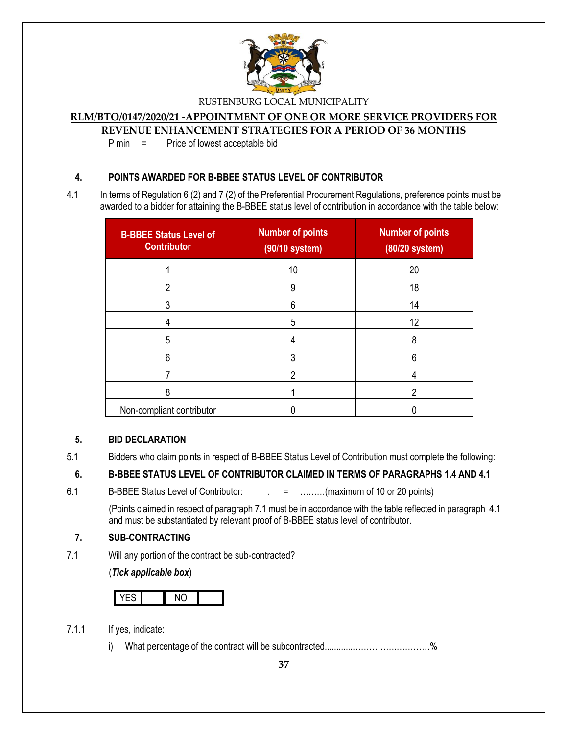P min = Price of lowest acceptable bid

## 4. POINTS AWARDED FOR B-BBEE STATUS LEVEL OF CONTRIBUTOR

4.1 In terms of Regulation 6 (2) and 7 (2) of the Preferential Procurement Regulations, preference points must be awarded to a bidder for attaining the B-BBEE status level of contribution in accordance with the table below:

| B-BBEE Status Level of Contributor | Number of points (90/10 system) | Number of points (80/20 system) |
|---|---|---|
| 1 | 10 | 20 |
| 2 | 9 | 18 |
| 3 | 6 | 14 |
| 4 | 5 | 12 |
| 5 | 4 | 8 |
| 6 | 3 | 6 |
| 7 | 2 | 4 |
| 8 | 1 | 2 |
| Non-compliant contributor | 0 | 0 |

## 5. BID DECLARATION

5.1 Bidders who claim points in respect of B-BBEE Status Level of Contribution must complete the following:

## 6. B-BBEE STATUS LEVEL OF CONTRIBUTOR CLAIMED IN TERMS OF PARAGRAPHS 1.4 AND 4.1

6.1 B-BBEE Status Level of Contributor: . = ………(maximum of 10 or 20 points)

(Points claimed in respect of paragraph 7.1 must be in accordance with the table reflected in paragraph 4.1 and must be substantiated by relevant proof of B-BBEE status level of contributor.

## 7. SUB-CONTRACTING

7.1 Will any portion of the contract be sub-contracted?

(***Tick applicable box***)

| YES | | NO | |
|---|---|---|---|

7.1.1 If yes, indicate:

i) What percentage of the contract will be subcontracted............…………….…………%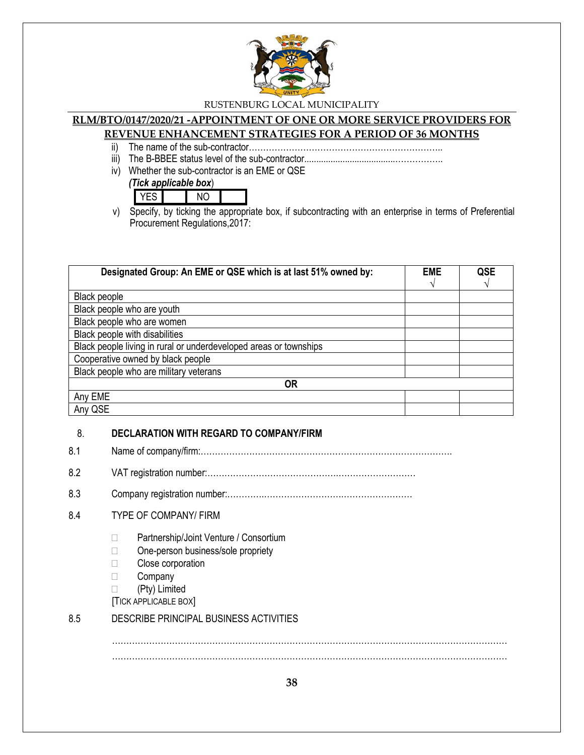ii) The name of the sub-contractor…………………………………………………………..

iii) The B-BBEE status level of the sub-contractor......................................……………..

iv) Whether the sub-contractor is an EME or QSE

*(Tick applicable box*)

| YES | | NO | |
|---|---|---|---|

v) Specify, by ticking the appropriate box, if subcontracting with an enterprise in terms of Preferential Procurement Regulations,2017:

| Designated Group: An EME or QSE which is at last 51% owned by: | EME √ | QSE √ |
|---|---|---|
| Black people | | |
| Black people who are youth | | |
| Black people who are women | | |
| Black people with disabilities | | |
| Black people living in rural or underdeveloped areas or townships | | |
| Cooperative owned by black people | | |
| Black people who are military veterans | | |
| **OR** | | |
| Any EME | | |
| Any QSE | | |

## 8. DECLARATION WITH REGARD TO COMPANY/FIRM

8.1 Name of company/firm:…………………………………………………………………………….

8.2 VAT registration number:……………………………………….……………………………

8.3 Company registration number:…………….……………………….…………………………

8.4 TYPE OF COMPANY/ FIRM

- ☐ Partnership/Joint Venture / Consortium
- ☐ One-person business/sole propriety
- ☐ Close corporation
- ☐ Company
- ☐ (Pty) Limited

[TICK APPLICABLE BOX]

8.5 DESCRIBE PRINCIPAL BUSINESS ACTIVITIES

………………………………………………………………………………………………………………

………………………………………………………………………………………………………………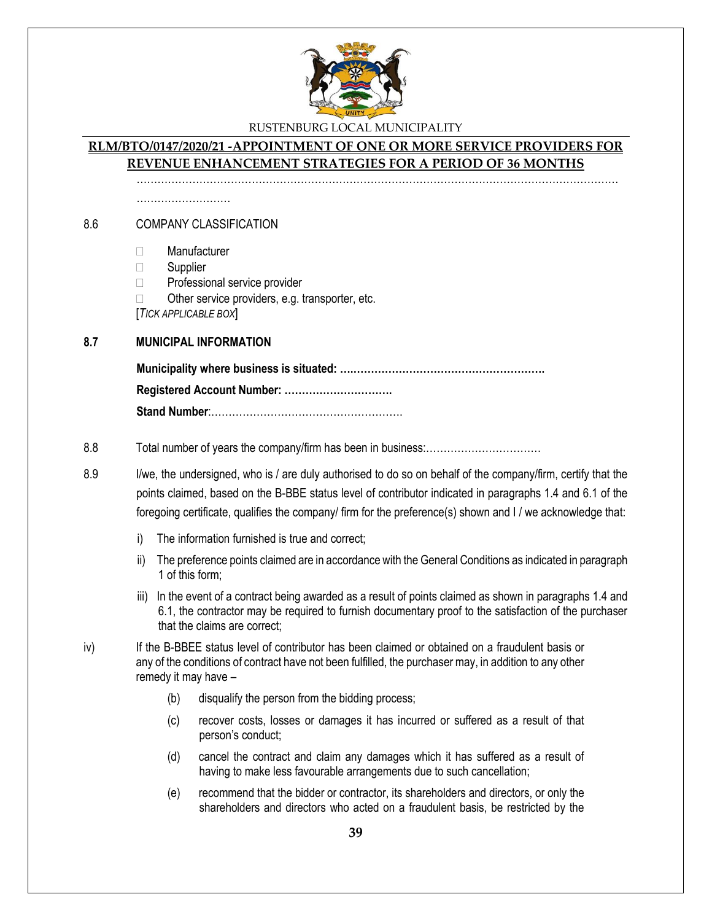…………………………………………………………………………………………………………………………
………………………

8.6 COMPANY CLASSIFICATION

- ☐ Manufacturer
- ☐ Supplier
- ☐ Professional service provider
- ☐ Other service providers, e.g. transporter, etc.

[*TICK APPLICABLE BOX*]

**8.7 MUNICIPAL INFORMATION**

**Municipality where business is situated: ….……………………………………………….**

**Registered Account Number: ………………………….**

**Stand Number**:……………………………………………….

8.8 Total number of years the company/firm has been in business:……………………………

8.9 I/we, the undersigned, who is / are duly authorised to do so on behalf of the company/firm, certify that the points claimed, based on the B-BBE status level of contributor indicated in paragraphs 1.4 and 6.1 of the foregoing certificate, qualifies the company/ firm for the preference(s) shown and I / we acknowledge that:

i) The information furnished is true and correct;

ii) The preference points claimed are in accordance with the General Conditions as indicated in paragraph 1 of this form;

iii) In the event of a contract being awarded as a result of points claimed as shown in paragraphs 1.4 and 6.1, the contractor may be required to furnish documentary proof to the satisfaction of the purchaser that the claims are correct;

iv) If the B-BBEE status level of contributor has been claimed or obtained on a fraudulent basis or any of the conditions of contract have not been fulfilled, the purchaser may, in addition to any other remedy it may have –

(b) disqualify the person from the bidding process;

(c) recover costs, losses or damages it has incurred or suffered as a result of that person's conduct;

(d) cancel the contract and claim any damages which it has suffered as a result of having to make less favourable arrangements due to such cancellation;

(e) recommend that the bidder or contractor, its shareholders and directors, or only the shareholders and directors who acted on a fraudulent basis, be restricted by the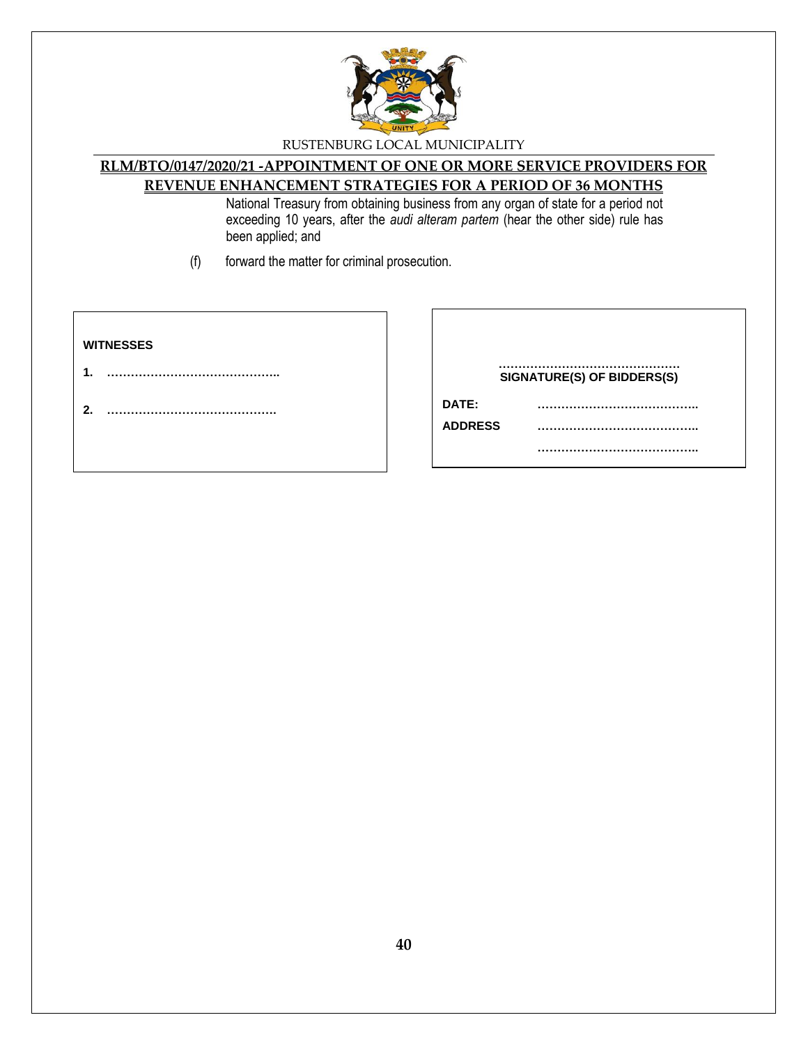National Treasury from obtaining business from any organ of state for a period not exceeding 10 years, after the *audi alteram partem* (hear the other side) rule has been applied; and

(f) forward the matter for criminal prosecution.

| WITNESSES | |
|---|---|
| **1.** ……………………………………… | |
| **2.** ……………………………………… | |

| ……………………………………… **SIGNATURE(S) OF BIDDERS(S)** | |
|---|---|
| **DATE:** | ……………………………………. |
| **ADDRESS** | ……………………………………. |
| | ……………………………………. |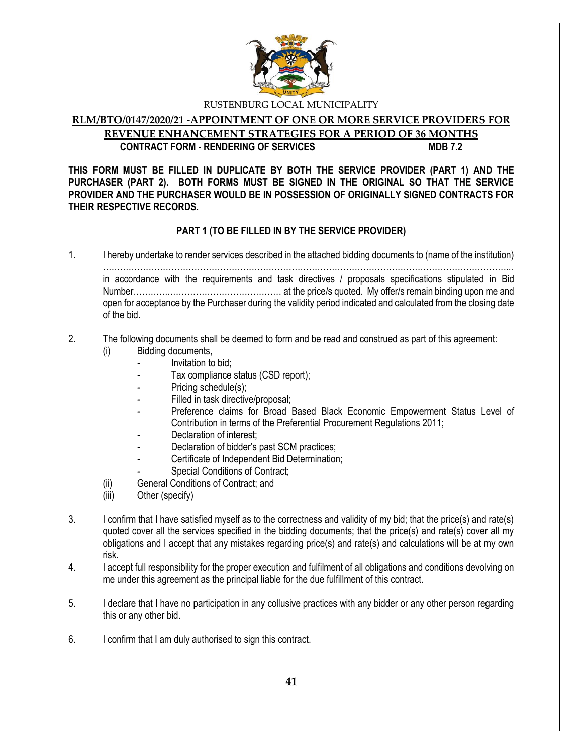RUSTENBURG LOCAL MUNICIPALITY

**RLM/BTO/0147/2020/21 -APPOINTMENT OF ONE OR MORE SERVICE PROVIDERS FOR REVENUE ENHANCEMENT STRATEGIES FOR A PERIOD OF 36 MONTHS**

**CONTRACT FORM - RENDERING OF SERVICES MDB 7.2**

**THIS FORM MUST BE FILLED IN DUPLICATE BY BOTH THE SERVICE PROVIDER (PART 1) AND THE PURCHASER (PART 2). BOTH FORMS MUST BE SIGNED IN THE ORIGINAL SO THAT THE SERVICE PROVIDER AND THE PURCHASER WOULD BE IN POSSESSION OF ORIGINALLY SIGNED CONTRACTS FOR THEIR RESPECTIVE RECORDS.**

**PART 1 (TO BE FILLED IN BY THE SERVICE PROVIDER)**

1. I hereby undertake to render services described in the attached bidding documents to (name of the institution) ………………………………………………………………………………………………………………………... in accordance with the requirements and task directives / proposals specifications stipulated in Bid Number……………………………………………… at the price/s quoted. My offer/s remain binding upon me and open for acceptance by the Purchaser during the validity period indicated and calculated from the closing date of the bid.

2. The following documents shall be deemed to form and be read and construed as part of this agreement:
   (i) Bidding documents,
   - Invitation to bid;
   - Tax compliance status (CSD report);
   - Pricing schedule(s);
   - Filled in task directive/proposal;
   - Preference claims for Broad Based Black Economic Empowerment Status Level of Contribution in terms of the Preferential Procurement Regulations 2011;
   - Declaration of interest;
   - Declaration of bidder's past SCM practices;
   - Certificate of Independent Bid Determination;
   - Special Conditions of Contract;

   (ii) General Conditions of Contract; and
   (iii) Other (specify)

3. I confirm that I have satisfied myself as to the correctness and validity of my bid; that the price(s) and rate(s) quoted cover all the services specified in the bidding documents; that the price(s) and rate(s) cover all my obligations and I accept that any mistakes regarding price(s) and rate(s) and calculations will be at my own risk.
4. I accept full responsibility for the proper execution and fulfilment of all obligations and conditions devolving on me under this agreement as the principal liable for the due fulfillment of this contract.
5. I declare that I have no participation in any collusive practices with any bidder or any other person regarding this or any other bid.
6. I confirm that I am duly authorised to sign this contract.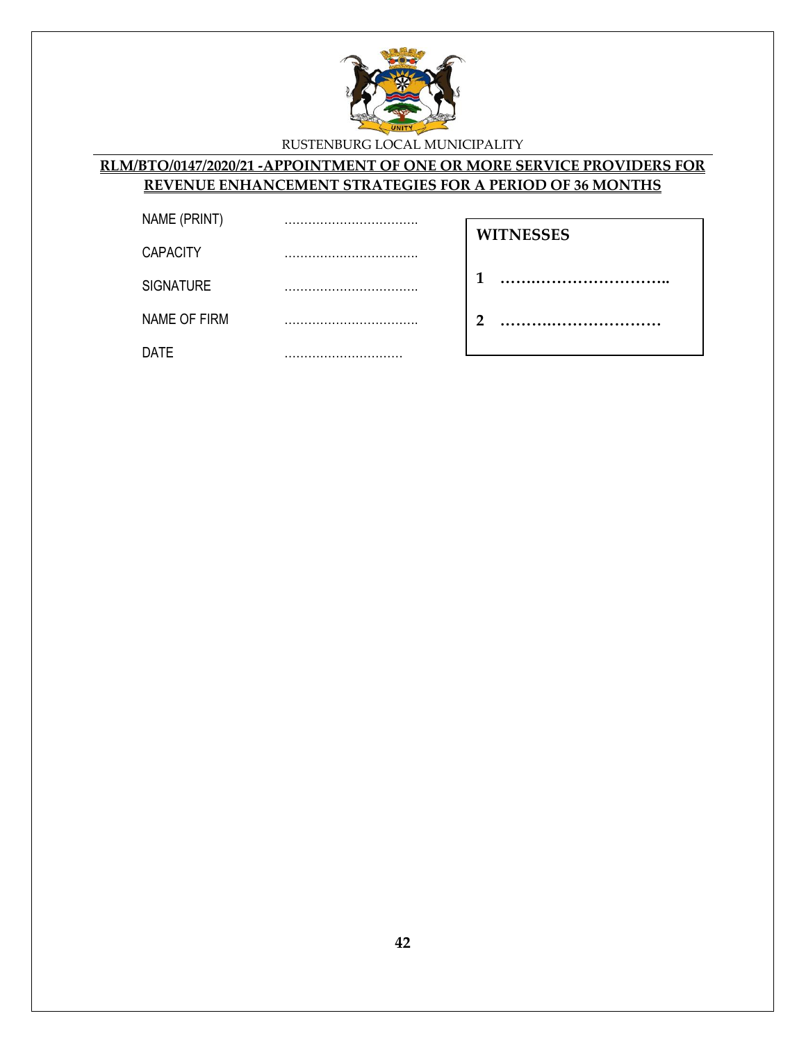| | |
|---|---|
| NAME (PRINT) | …………………………… |
| CAPACITY | …………………………… |
| SIGNATURE | …………………………… |
| NAME OF FIRM | …………………………… |
| DATE | ………………………… |

**WITNESSES**

**1** ……………………………..

**2** ……………………………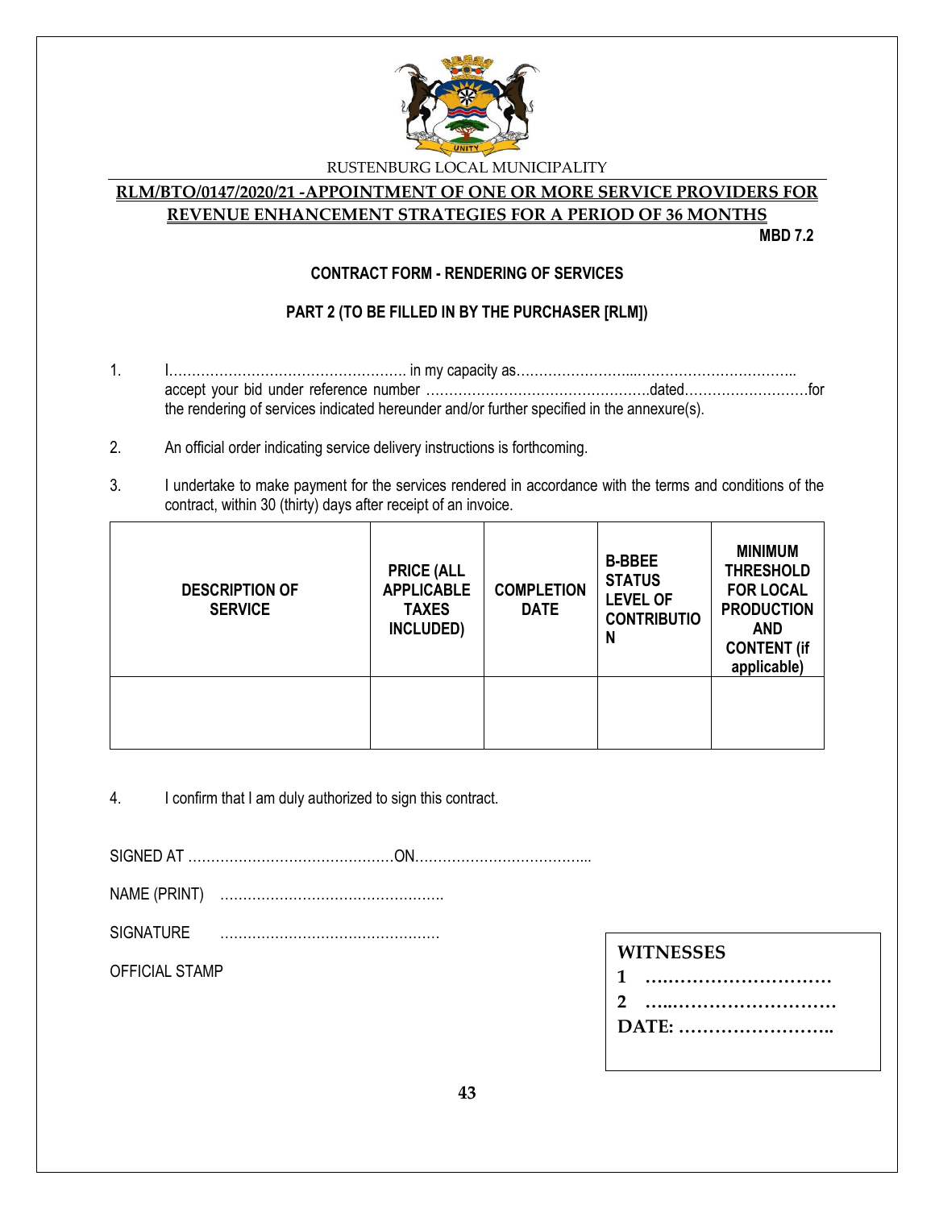RUSTENBURG LOCAL MUNICIPALITY

**RLM/BTO/0147/2020/21 -APPOINTMENT OF ONE OR MORE SERVICE PROVIDERS FOR REVENUE ENHANCEMENT STRATEGIES FOR A PERIOD OF 36 MONTHS**

**MBD 7.2**

**CONTRACT FORM - RENDERING OF SERVICES**

**PART 2 (TO BE FILLED IN BY THE PURCHASER [RLM])**

1. I……………………………………………. in my capacity as……………………...…………………………….. accept your bid under reference number ………………………………………….dated………………………for the rendering of services indicated hereunder and/or further specified in the annexure(s).

2. An official order indicating service delivery instructions is forthcoming.

3. I undertake to make payment for the services rendered in accordance with the terms and conditions of the contract, within 30 (thirty) days after receipt of an invoice.

| DESCRIPTION OF SERVICE | PRICE (ALL APPLICABLE TAXES INCLUDED) | COMPLETION DATE | B-BBEE STATUS LEVEL OF CONTRIBUTION | MINIMUM THRESHOLD FOR LOCAL PRODUCTION AND CONTENT (if applicable) |
|---|---|---|---|---|
| | | | | |

4. I confirm that I am duly authorized to sign this contract.

SIGNED AT ………………………………………ON………………………………...

NAME (PRINT) ………………………………………….

SIGNATURE ………………………………………….

OFFICIAL STAMP

**WITNESSES**

**1 ….………………………**

**2 …..………………………**

**DATE: ……………………..**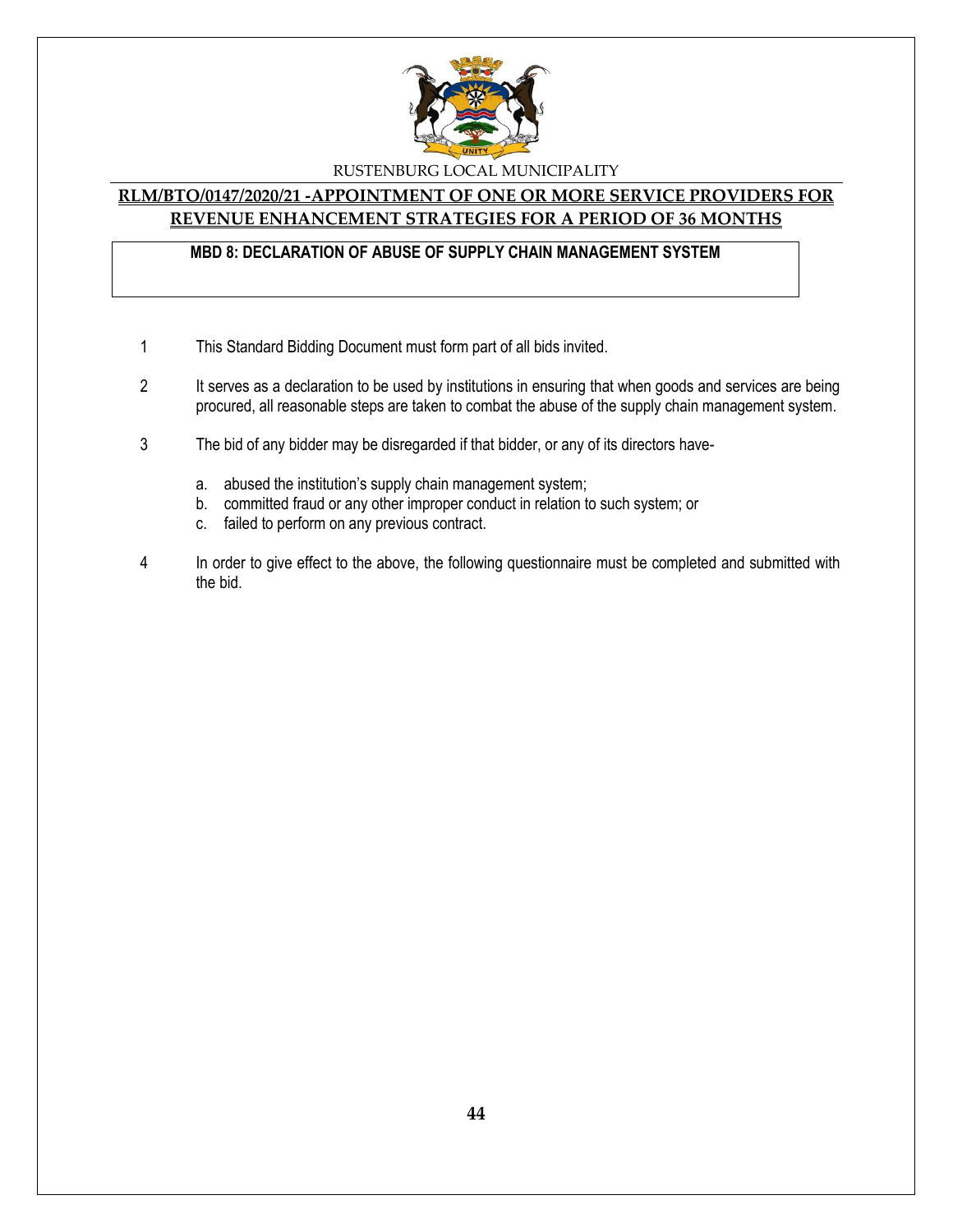RUSTENBURG LOCAL MUNICIPALITY

**RLM/BTO/0147/2020/21 -APPOINTMENT OF ONE OR MORE SERVICE PROVIDERS FOR REVENUE ENHANCEMENT STRATEGIES FOR A PERIOD OF 36 MONTHS**

**MBD 8: DECLARATION OF ABUSE OF SUPPLY CHAIN MANAGEMENT SYSTEM**

1 This Standard Bidding Document must form part of all bids invited.

2 It serves as a declaration to be used by institutions in ensuring that when goods and services are being procured, all reasonable steps are taken to combat the abuse of the supply chain management system.

3 The bid of any bidder may be disregarded if that bidder, or any of its directors have-

   a. abused the institution's supply chain management system;
   b. committed fraud or any other improper conduct in relation to such system; or
   c. failed to perform on any previous contract.

4 In order to give effect to the above, the following questionnaire must be completed and submitted with the bid.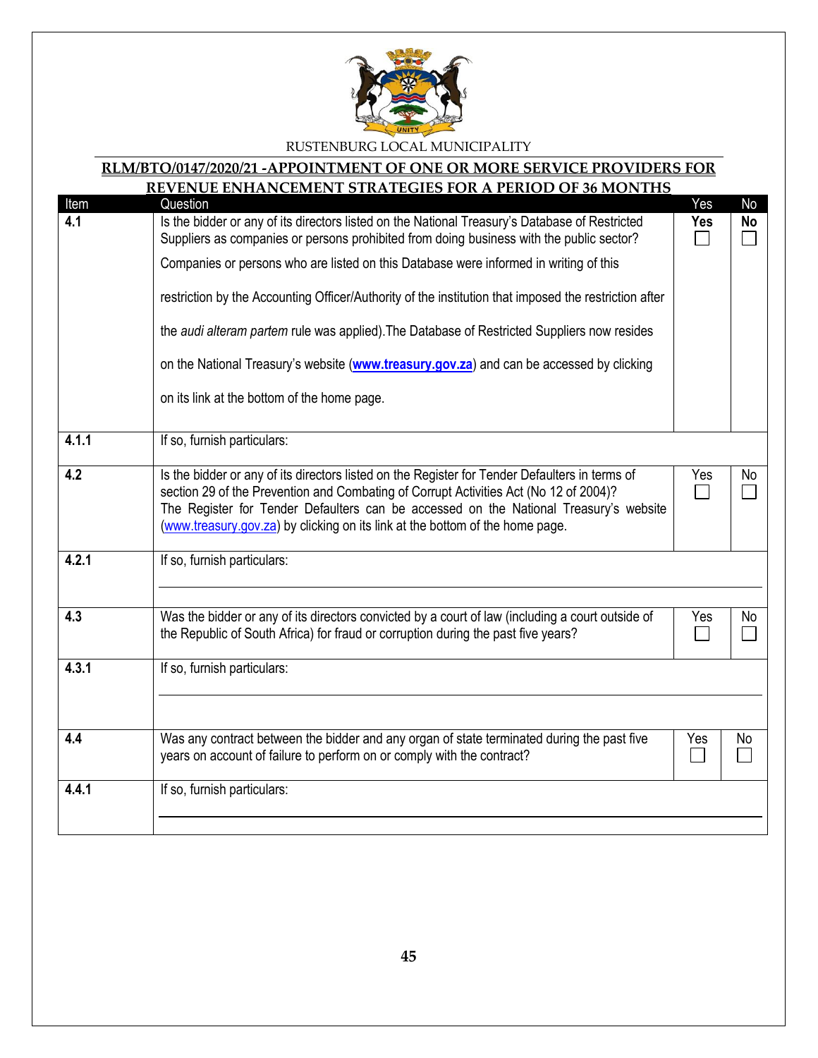RUSTENBURG LOCAL MUNICIPALITY

**RLM/BTO/0147/2020/21 -APPOINTMENT OF ONE OR MORE SERVICE PROVIDERS FOR REVENUE ENHANCEMENT STRATEGIES FOR A PERIOD OF 36 MONTHS**

| Item | Question | Yes | No |
|---|---|---|---|
| **4.1** | Is the bidder or any of its directors listed on the National Treasury's Database of Restricted Suppliers as companies or persons prohibited from doing business with the public sector? Companies or persons who are listed on this Database were informed in writing of this restriction by the Accounting Officer/Authority of the institution that imposed the restriction after the *audi alteram partem* rule was applied).The Database of Restricted Suppliers now resides on the National Treasury's website (**www.treasury.gov.za**) and can be accessed by clicking on its link at the bottom of the home page. | **Yes** ☐ | **No** ☐ |
| **4.1.1** | If so, furnish particulars: | | |
| **4.2** | Is the bidder or any of its directors listed on the Register for Tender Defaulters in terms of section 29 of the Prevention and Combating of Corrupt Activities Act (No 12 of 2004)? The Register for Tender Defaulters can be accessed on the National Treasury's website (www.treasury.gov.za) by clicking on its link at the bottom of the home page. | Yes ☐ | No ☐ |
| **4.2.1** | If so, furnish particulars: | | |
| **4.3** | Was the bidder or any of its directors convicted by a court of law (including a court outside of the Republic of South Africa) for fraud or corruption during the past five years? | Yes ☐ | No ☐ |
| **4.3.1** | If so, furnish particulars: | | |
| **4.4** | Was any contract between the bidder and any organ of state terminated during the past five years on account of failure to perform on or comply with the contract? | Yes ☐ | No ☐ |
| **4.4.1** | If so, furnish particulars: | | |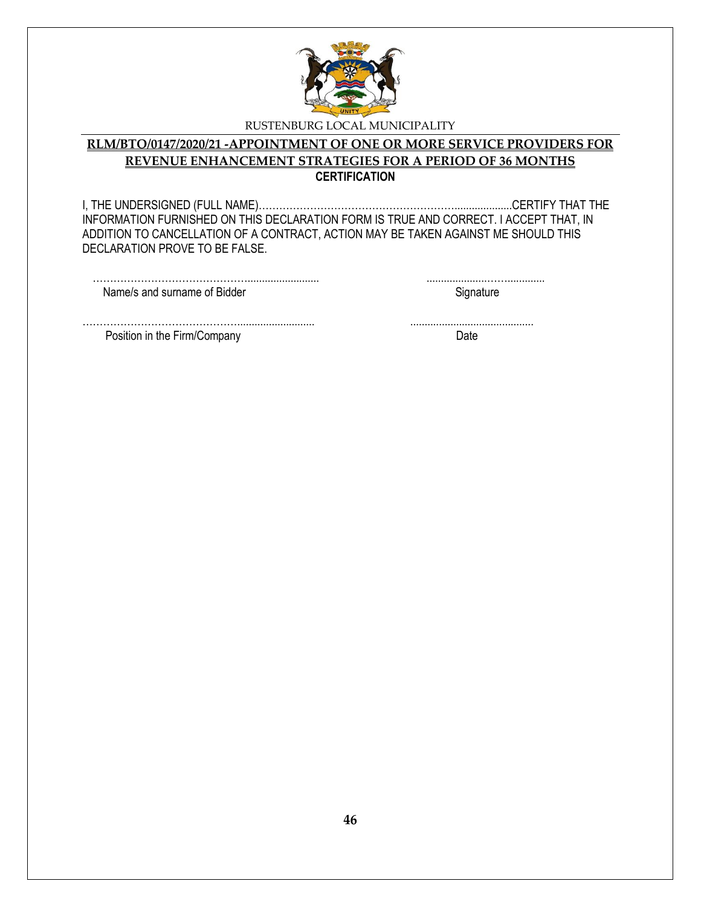RUSTENBURG LOCAL MUNICIPALITY

**RLM/BTO/0147/2020/21 -APPOINTMENT OF ONE OR MORE SERVICE PROVIDERS FOR REVENUE ENHANCEMENT STRATEGIES FOR A PERIOD OF 36 MONTHS**

**CERTIFICATION**

I, THE UNDERSIGNED (FULL NAME)…………………………………………………....................CERTIFY THAT THE INFORMATION FURNISHED ON THIS DECLARATION FORM IS TRUE AND CORRECT. I ACCEPT THAT, IN ADDITION TO CANCELLATION OF A CONTRACT, ACTION MAY BE TAKEN AGAINST ME SHOULD THIS DECLARATION PROVE TO BE FALSE.

………………………………………......................... ......................……..............

Name/s and surname of Bidder Signature

………………………………………......................... ..........................................

Position in the Firm/Company Date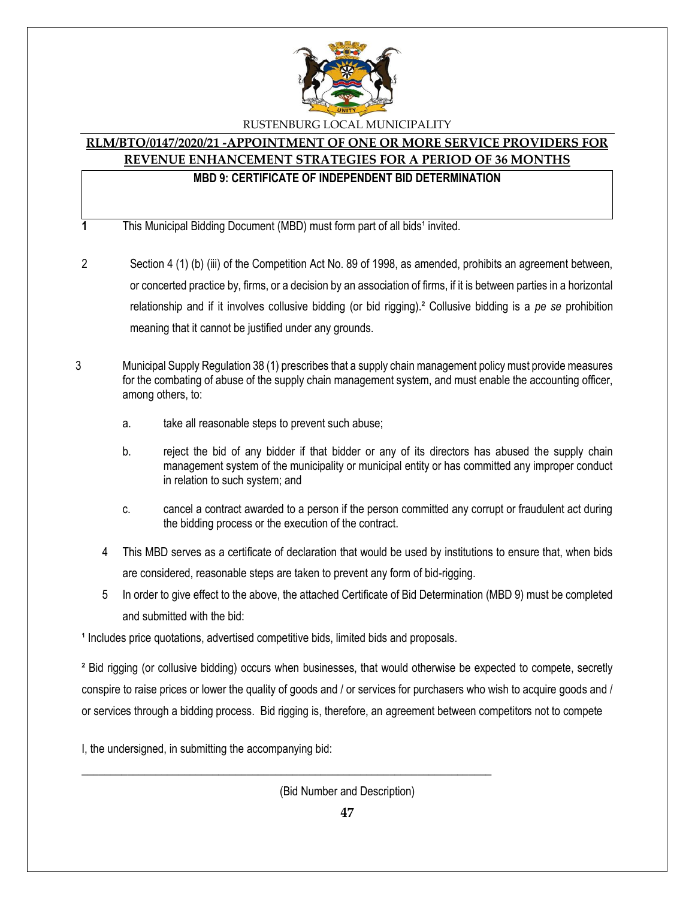RUSTENBURG LOCAL MUNICIPALITY

## RLM/BTO/0147/2020/21 -APPOINTMENT OF ONE OR MORE SERVICE PROVIDERS FOR REVENUE ENHANCEMENT STRATEGIES FOR A PERIOD OF 36 MONTHS

### MBD 9: CERTIFICATE OF INDEPENDENT BID DETERMINATION

1. This Municipal Bidding Document (MBD) must form part of all bids[1] invited.

2. Section 4 (1) (b) (iii) of the Competition Act No. 89 of 1998, as amended, prohibits an agreement between, or concerted practice by, firms, or a decision by an association of firms, if it is between parties in a horizontal relationship and if it involves collusive bidding (or bid rigging).[2] Collusive bidding is a *pe se* prohibition meaning that it cannot be justified under any grounds.

3. Municipal Supply Regulation 38 (1) prescribes that a supply chain management policy must provide measures for the combating of abuse of the supply chain management system, and must enable the accounting officer, among others, to:

   a. take all reasonable steps to prevent such abuse;

   b. reject the bid of any bidder if that bidder or any of its directors has abused the supply chain management system of the municipality or municipal entity or has committed any improper conduct in relation to such system; and

   c. cancel a contract awarded to a person if the person committed any corrupt or fraudulent act during the bidding process or the execution of the contract.

4. This MBD serves as a certificate of declaration that would be used by institutions to ensure that, when bids are considered, reasonable steps are taken to prevent any form of bid-rigging.

5. In order to give effect to the above, the attached Certificate of Bid Determination (MBD 9) must be completed and submitted with the bid:

[1] Includes price quotations, advertised competitive bids, limited bids and proposals.

[2] Bid rigging (or collusive bidding) occurs when businesses, that would otherwise be expected to compete, secretly conspire to raise prices or lower the quality of goods and / or services for purchasers who wish to acquire goods and / or services through a bidding process. Bid rigging is, therefore, an agreement between competitors not to compete

I, the undersigned, in submitting the accompanying bid:

\_\_\_\_\_\_\_\_\_\_\_\_\_\_\_\_\_\_\_\_\_\_\_\_\_\_\_\_\_\_\_\_\_\_\_\_\_\_\_\_\_\_\_\_\_\_\_\_\_\_\_\_\_\_\_\_\_\_\_\_\_\_\_\_\_\_\_\_\_\_

(Bid Number and Description)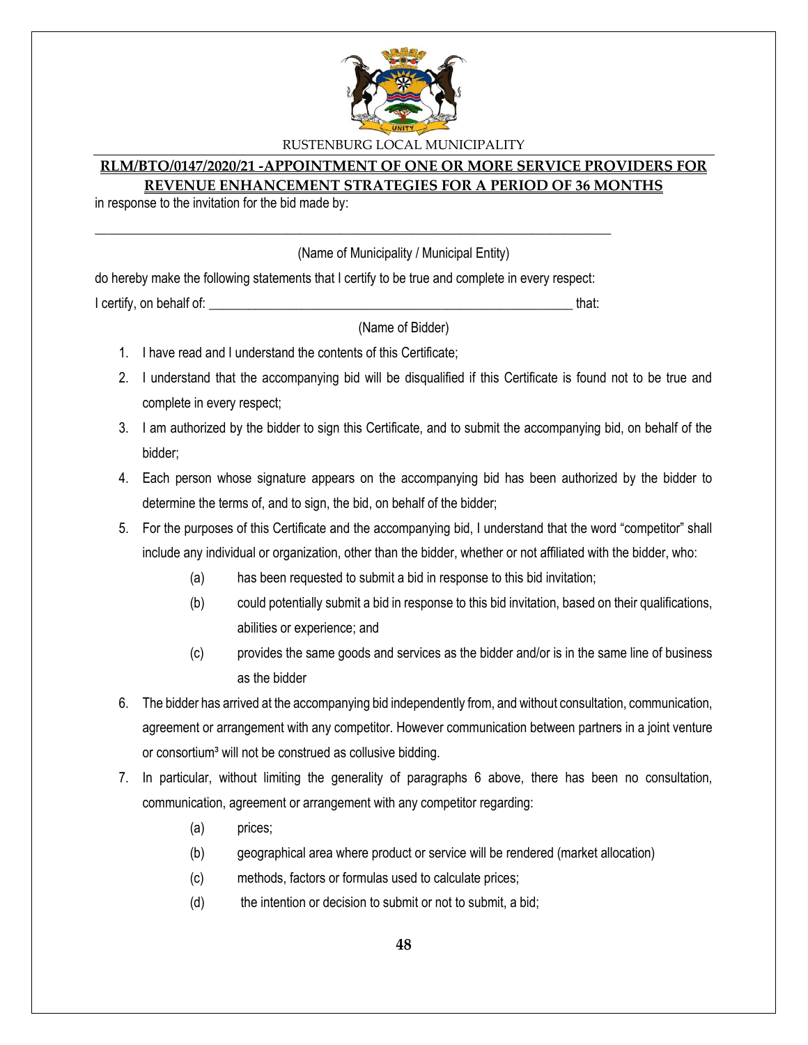RUSTENBURG LOCAL MUNICIPALITY

**RLM/BTO/0147/2020/21 -APPOINTMENT OF ONE OR MORE SERVICE PROVIDERS FOR REVENUE ENHANCEMENT STRATEGIES FOR A PERIOD OF 36 MONTHS**

in response to the invitation for the bid made by:

_______________________________________________________________________________

(Name of Municipality / Municipal Entity)

do hereby make the following statements that I certify to be true and complete in every respect:

I certify, on behalf of: _______________________________________________________ that:

(Name of Bidder)

1. I have read and I understand the contents of this Certificate;
2. I understand that the accompanying bid will be disqualified if this Certificate is found not to be true and complete in every respect;
3. I am authorized by the bidder to sign this Certificate, and to submit the accompanying bid, on behalf of the bidder;
4. Each person whose signature appears on the accompanying bid has been authorized by the bidder to determine the terms of, and to sign, the bid, on behalf of the bidder;
5. For the purposes of this Certificate and the accompanying bid, I understand that the word "competitor" shall include any individual or organization, other than the bidder, whether or not affiliated with the bidder, who:
   - (a) has been requested to submit a bid in response to this bid invitation;
   - (b) could potentially submit a bid in response to this bid invitation, based on their qualifications, abilities or experience; and
   - (c) provides the same goods and services as the bidder and/or is in the same line of business as the bidder
6. The bidder has arrived at the accompanying bid independently from, and without consultation, communication, agreement or arrangement with any competitor. However communication between partners in a joint venture or consortium[3] will not be construed as collusive bidding.
7. In particular, without limiting the generality of paragraphs 6 above, there has been no consultation, communication, agreement or arrangement with any competitor regarding:
   - (a) prices;
   - (b) geographical area where product or service will be rendered (market allocation)
   - (c) methods, factors or formulas used to calculate prices;
   - (d) the intention or decision to submit or not to submit, a bid;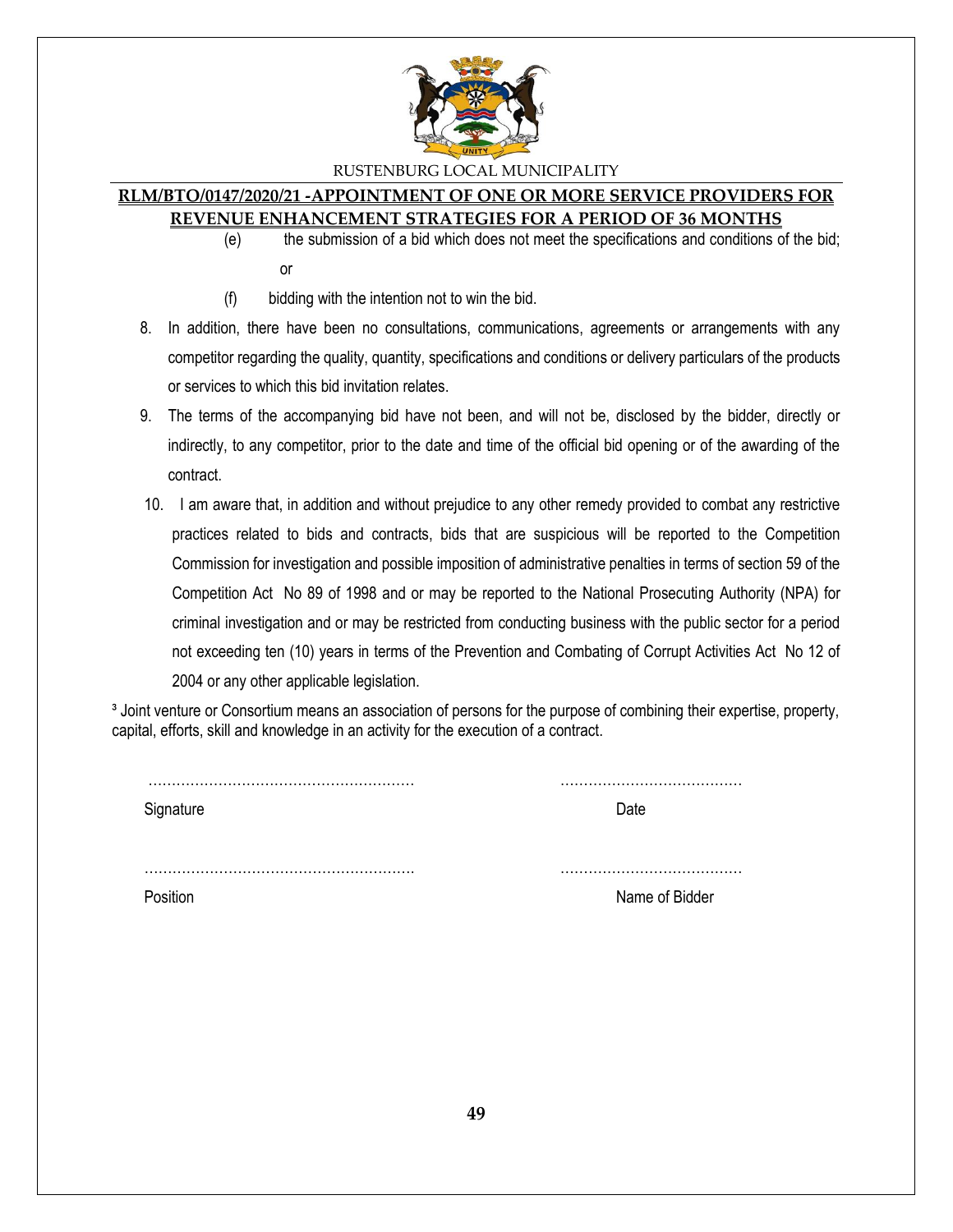(e) the submission of a bid which does not meet the specifications and conditions of the bid; or

(f) bidding with the intention not to win the bid.

8. In addition, there have been no consultations, communications, agreements or arrangements with any competitor regarding the quality, quantity, specifications and conditions or delivery particulars of the products or services to which this bid invitation relates.

9. The terms of the accompanying bid have not been, and will not be, disclosed by the bidder, directly or indirectly, to any competitor, prior to the date and time of the official bid opening or of the awarding of the contract.

10. I am aware that, in addition and without prejudice to any other remedy provided to combat any restrictive practices related to bids and contracts, bids that are suspicious will be reported to the Competition Commission for investigation and possible imposition of administrative penalties in terms of section 59 of the Competition Act No 89 of 1998 and or may be reported to the National Prosecuting Authority (NPA) for criminal investigation and or may be restricted from conducting business with the public sector for a period not exceeding ten (10) years in terms of the Prevention and Combating of Corrupt Activities Act No 12 of 2004 or any other applicable legislation.

[3] Joint venture or Consortium means an association of persons for the purpose of combining their expertise, property, capital, efforts, skill and knowledge in an activity for the execution of a contract.

………………………………………………… ………………………………

Signature Date

………………………………………………… ………………………………

Position Name of Bidder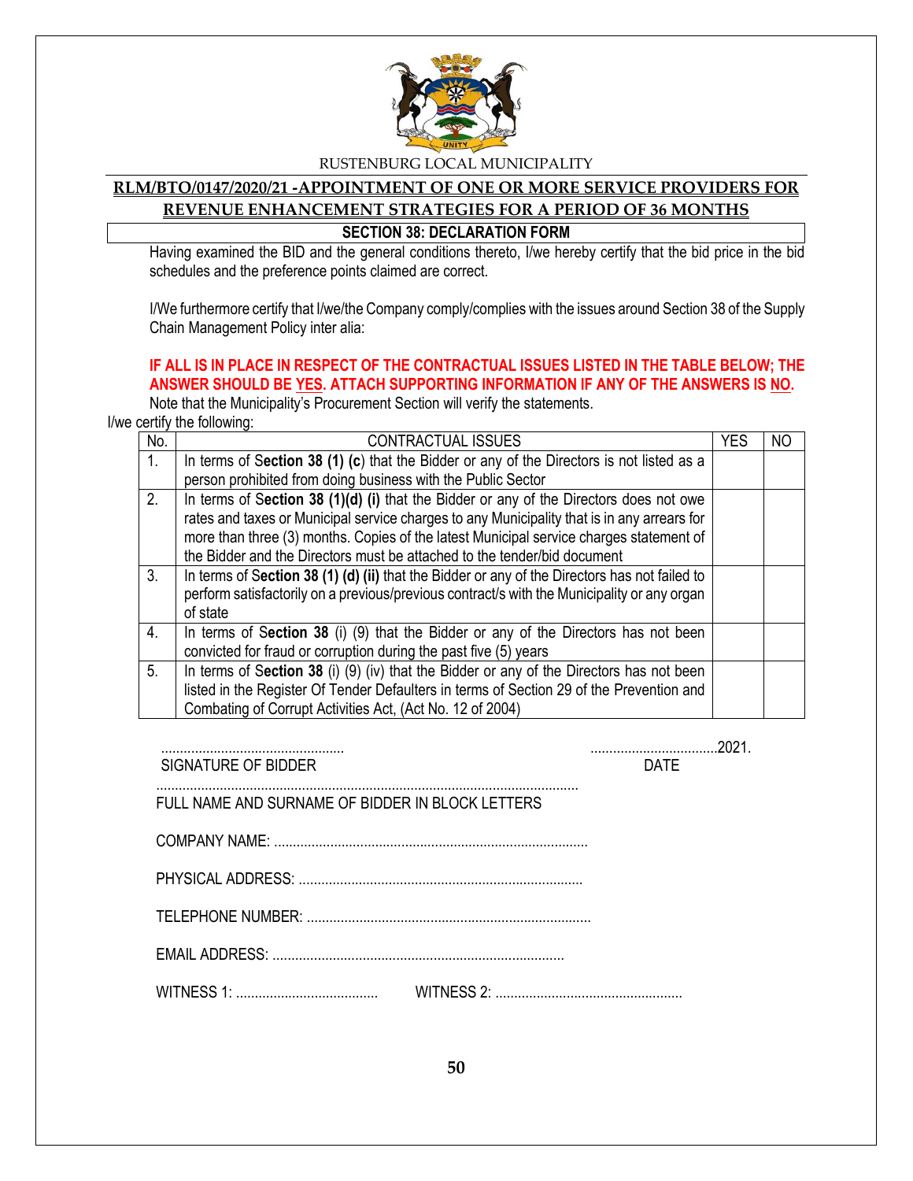RUSTENBURG LOCAL MUNICIPALITY

**RLM/BTO/0147/2020/21 -APPOINTMENT OF ONE OR MORE SERVICE PROVIDERS FOR REVENUE ENHANCEMENT STRATEGIES FOR A PERIOD OF 36 MONTHS**

## SECTION 38: DECLARATION FORM

Having examined the BID and the general conditions thereto, I/we hereby certify that the bid price in the bid schedules and the preference points claimed are correct.

I/We furthermore certify that I/we/the Company comply/complies with the issues around Section 38 of the Supply Chain Management Policy inter alia:

**IF ALL IS IN PLACE IN RESPECT OF THE CONTRACTUAL ISSUES LISTED IN THE TABLE BELOW; THE ANSWER SHOULD BE YES. ATTACH SUPPORTING INFORMATION IF ANY OF THE ANSWERS IS NO.**

Note that the Municipality's Procurement Section will verify the statements.

I/we certify the following:

| No. | CONTRACTUAL ISSUES | YES | NO |
|---|---|---|---|
| 1. | In terms of **Section 38 (1) (c)** that the Bidder or any of the Directors is not listed as a person prohibited from doing business with the Public Sector | | |
| 2. | In terms of **Section 38 (1)(d) (i)** that the Bidder or any of the Directors does not owe rates and taxes or Municipal service charges to any Municipality that is in any arrears for more than three (3) months. Copies of the latest Municipal service charges statement of the Bidder and the Directors must be attached to the tender/bid document | | |
| 3. | In terms of **Section 38 (1) (d) (ii)** that the Bidder or any of the Directors has not failed to perform satisfactorily on a previous/previous contract/s with the Municipality or any organ of state | | |
| 4. | In terms of **Section 38** (i) (9) that the Bidder or any of the Directors has not been convicted for fraud or corruption during the past five (5) years | | |
| 5. | In terms of **Section 38** (i) (9) (iv) that the Bidder or any of the Directors has not been listed in the Register Of Tender Defaulters in terms of Section 29 of the Prevention and Combating of Corrupt Activities Act, (Act No. 12 of 2004) | | |

.................................................. ..................................2021.
SIGNATURE OF BIDDER DATE

................................................................................................................
FULL NAME AND SURNAME OF BIDDER IN BLOCK LETTERS

COMPANY NAME: ...................................................................................

PHYSICAL ADDRESS: ...........................................................................

TELEPHONE NUMBER: ...........................................................................

EMAIL ADDRESS: .............................................................................

WITNESS 1: ...................................... WITNESS 2: ..................................................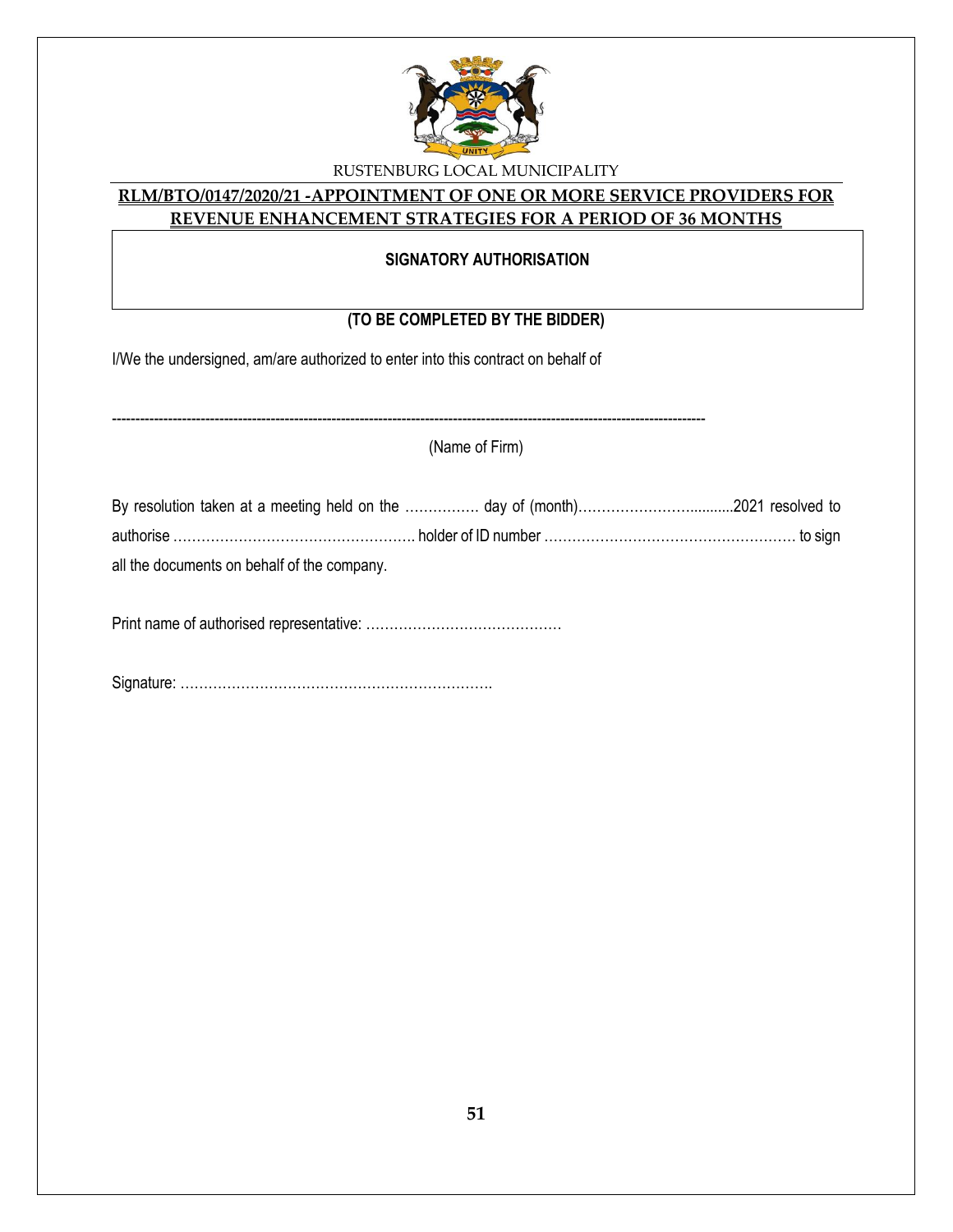RUSTENBURG LOCAL MUNICIPALITY

**RLM/BTO/0147/2020/21 -APPOINTMENT OF ONE OR MORE SERVICE PROVIDERS FOR REVENUE ENHANCEMENT STRATEGIES FOR A PERIOD OF 36 MONTHS**

**SIGNATORY AUTHORISATION**

**(TO BE COMPLETED BY THE BIDDER)**

I/We the undersigned, am/are authorized to enter into this contract on behalf of

--------------------------------------------------------------------------------------------------------------------------

(Name of Firm)

By resolution taken at a meeting held on the ……………. day of (month)………………………..........2021 resolved to authorise ……………………………………………. holder of ID number ……………………………………………… to sign all the documents on behalf of the company.

Print name of authorised representative: ……………………………………

Signature: ………………………………………………………….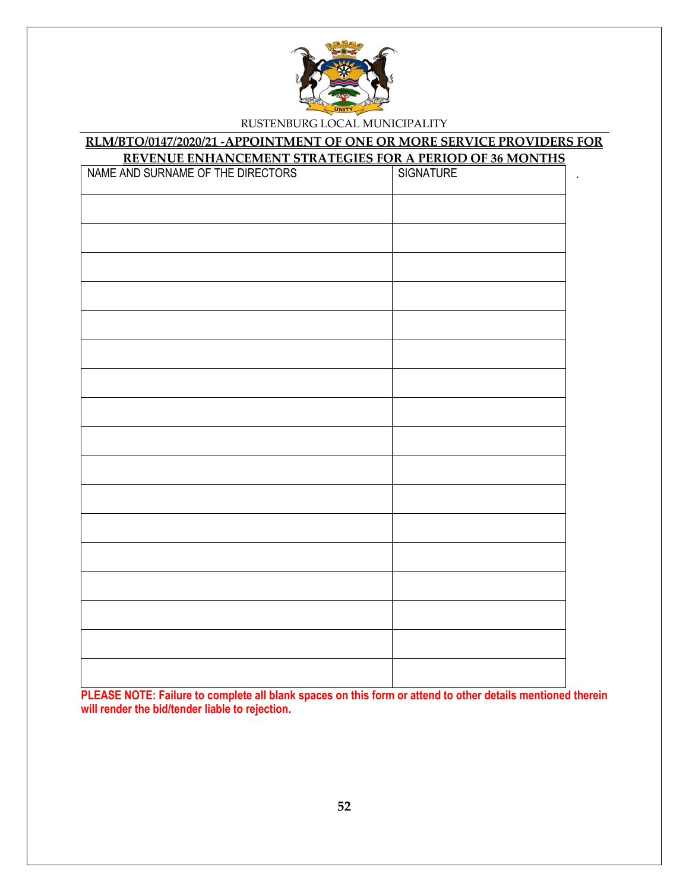RUSTENBURG LOCAL MUNICIPALITY

**RLM/BTO/0147/2020/21 -APPOINTMENT OF ONE OR MORE SERVICE PROVIDERS FOR REVENUE ENHANCEMENT STRATEGIES FOR A PERIOD OF 36 MONTHS**

| NAME AND SURNAME OF THE DIRECTORS | SIGNATURE |
|---|---|
| | |
| | |
| | |
| | |
| | |
| | |
| | |
| | |
| | |
| | |
| | |
| | |
| | |
| | |
| | |
| | |
| | |

**PLEASE NOTE: Failure to complete all blank spaces on this form or attend to other details mentioned therein will render the bid/tender liable to rejection.**